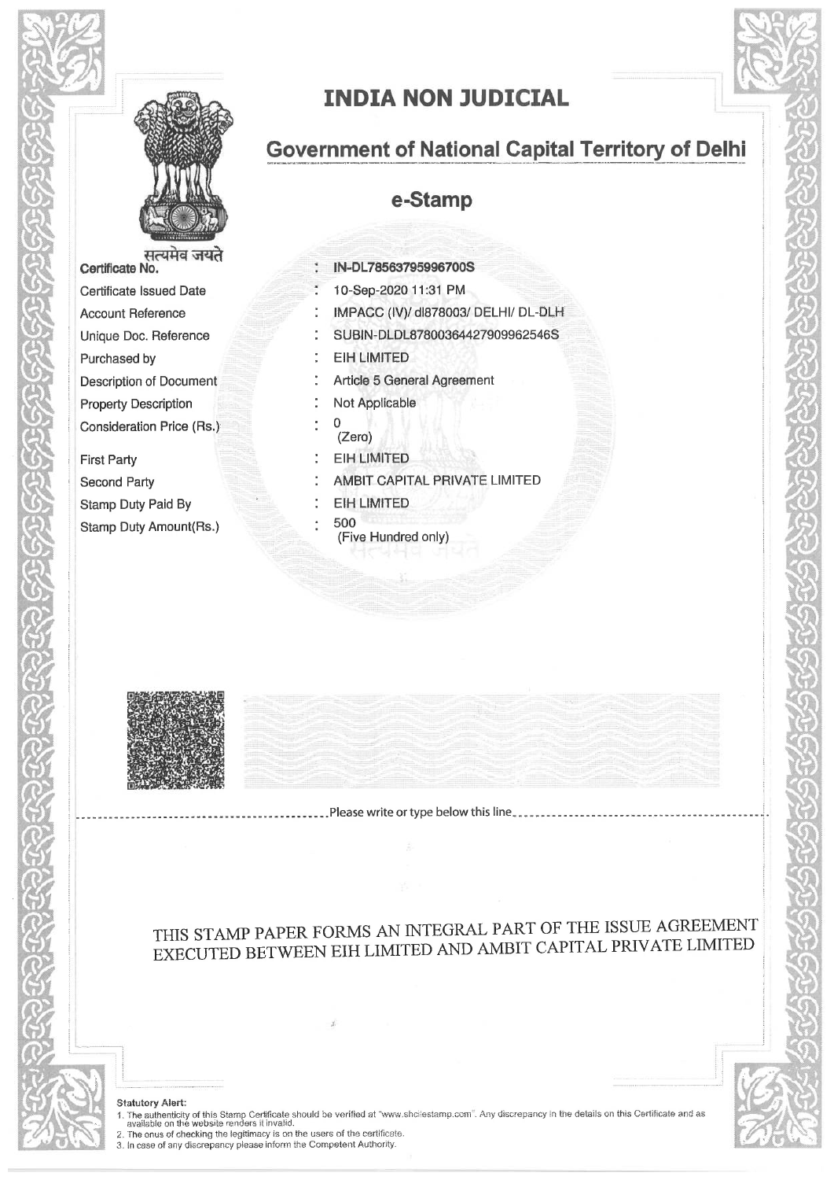# INDIA NON JUDICIAL

## Government of National Capital Territory of Delhi

## e-Stamp

सत्यमेव जयते

| | | |
|---|---|---|
| Certificate No. | : | IN-DL78563795996700S |
| Certificate Issued Date | : | 10-Sep-2020 11:31 PM |
| Account Reference | : | IMPACC (IV)/ dl878003/ DELHI/ DL-DLH |
| Unique Doc. Reference | : | SUBIN-DLDL87800364427909962546S |
| Purchased by | : | EIH LIMITED |
| Description of Document | : | Article 5 General Agreement |
| Property Description | : | Not Applicable |
| Consideration Price (Rs.) | : | 0 (Zero) |
| First Party | : | EIH LIMITED |
| Second Party | : | AMBIT CAPITAL PRIVATE LIMITED |
| Stamp Duty Paid By | : | EIH LIMITED |
| Stamp Duty Amount(Rs.) | : | 500 (Five Hundred only) |

Please write or type below this line

THIS STAMP PAPER FORMS AN INTEGRAL PART OF THE ISSUE AGREEMENT EXECUTED BETWEEN EIH LIMITED AND AMBIT CAPITAL PRIVATE LIMITED

**Statutory Alert:**

1. The authenticity of this Stamp Certificate should be verified at "www.shcilestamp.com". Any discrepancy in the details on this Certificate and as available on the website renders it invalid.
2. The onus of checking the legitimacy is on the users of the certificate.
3. In case of any discrepancy please inform the Competent Authority.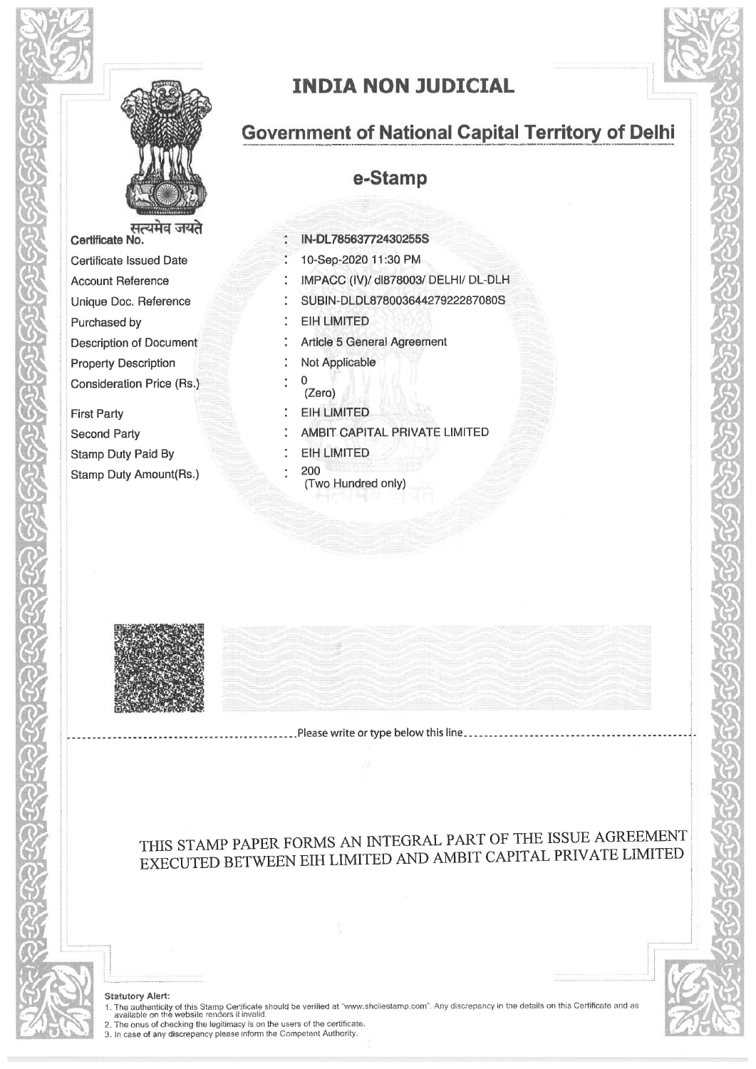# INDIA NON JUDICIAL

## Government of National Capital Territory of Delhi

## e-Stamp

सत्यमेव जयते

| | | |
|---|---|---|
| Certificate No. | : | IN-DL78563772430255S |
| Certificate Issued Date | : | 10-Sep-2020 11:30 PM |
| Account Reference | : | IMPACC (IV)/ dl878003/ DELHI/ DL-DLH |
| Unique Doc. Reference | : | SUBIN-DLDL87800364427922287080S |
| Purchased by | : | EIH LIMITED |
| Description of Document | : | Article 5 General Agreement |
| Property Description | : | Not Applicable |
| Consideration Price (Rs.) | : | 0 (Zero) |
| First Party | : | EIH LIMITED |
| Second Party | : | AMBIT CAPITAL PRIVATE LIMITED |
| Stamp Duty Paid By | : | EIH LIMITED |
| Stamp Duty Amount(Rs.) | : | 200 (Two Hundred only) |

Please write or type below this line

THIS STAMP PAPER FORMS AN INTEGRAL PART OF THE ISSUE AGREEMENT EXECUTED BETWEEN EIH LIMITED AND AMBIT CAPITAL PRIVATE LIMITED

**Statutory Alert:**

1. The authenticity of this Stamp Certificate should be verified at "www.shcilestamp.com". Any discrepancy in the details on this Certificate and as available on the website renders it invalid.
2. The onus of checking the legitimacy is on the users of the certificate.
3. In case of any discrepancy please inform the Competent Authority.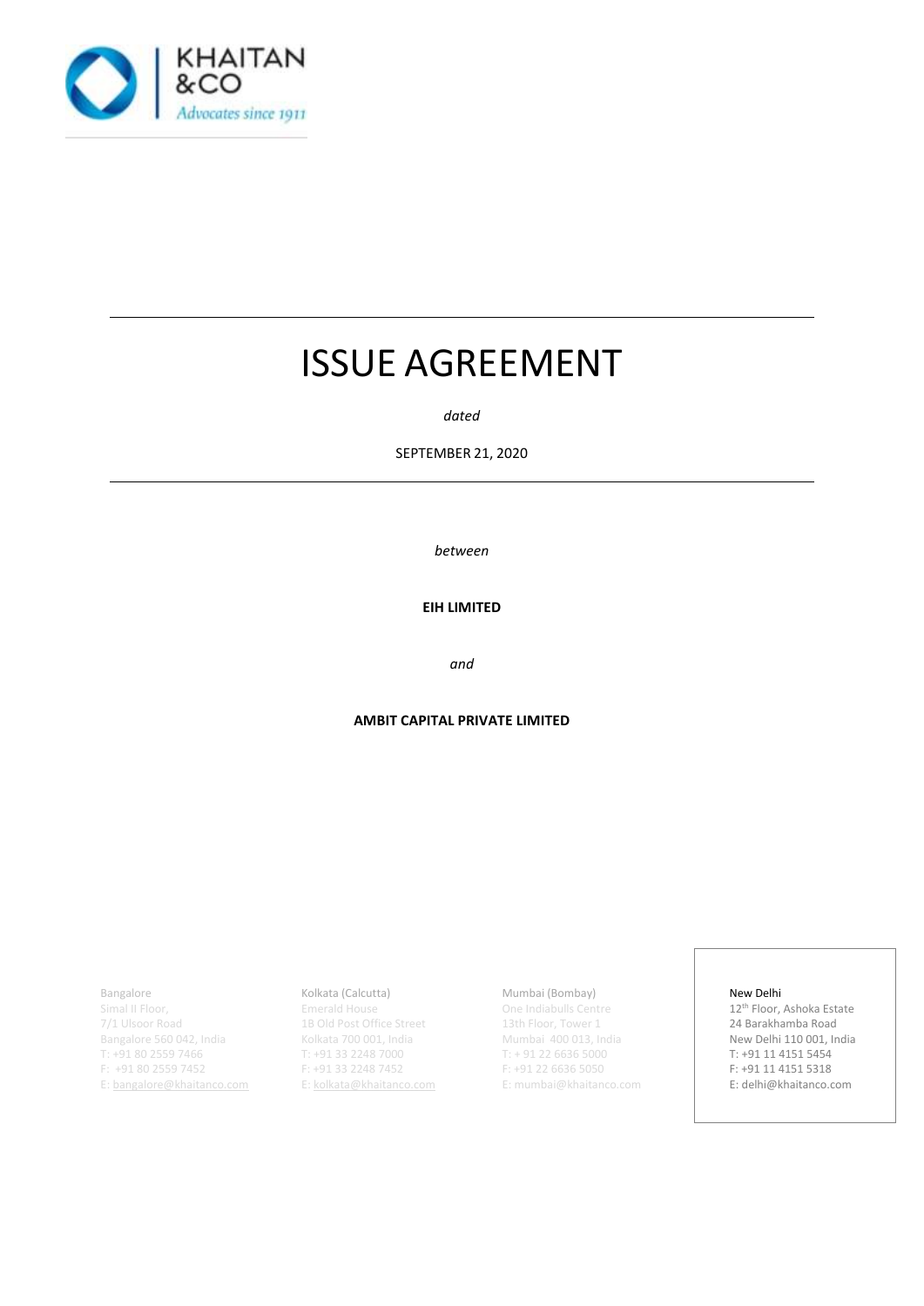KHAITAN
&CO
*Advocates since 1911*

# ISSUE AGREEMENT

*dated*

SEPTEMBER 21, 2020

*between*

**EIH LIMITED**

*and*

**AMBIT CAPITAL PRIVATE LIMITED**

Bangalore
Simal II Floor,
7/1 Ulsoor Road
Bangalore 560 042, India
T: +91 80 2559 7466
F: +91 80 2559 7452
E: bangalore@khaitanco.com

Kolkata (Calcutta)
Emerald House
1B Old Post Office Street
Kolkata 700 001, India
T: +91 33 2248 7000
F: +91 33 2248 7452
E: kolkata@khaitanco.com

Mumbai (Bombay)
One Indiabulls Centre
13th Floor, Tower 1
Mumbai 400 013, India
T: + 91 22 6636 5000
F: +91 22 6636 5050
E: mumbai@khaitanco.com

New Delhi
12th Floor, Ashoka Estate
24 Barakhamba Road
New Delhi 110 001, India
T: +91 11 4151 5454
F: +91 11 4151 5318
E: delhi@khaitanco.com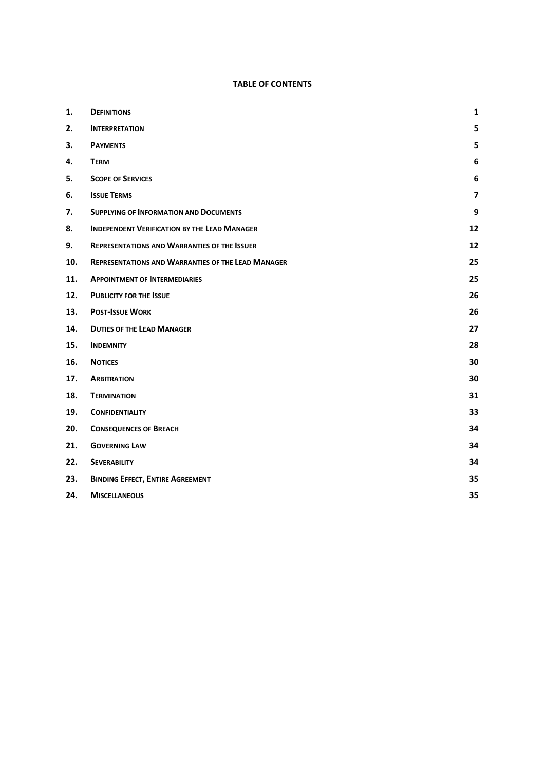**TABLE OF CONTENTS**

| | | |
|---|---|---|
| 1. | **DEFINITIONS** | 1 |
| 2. | **INTERPRETATION** | 5 |
| 3. | **PAYMENTS** | 5 |
| 4. | **TERM** | 6 |
| 5. | **SCOPE OF SERVICES** | 6 |
| 6. | **ISSUE TERMS** | 7 |
| 7. | **SUPPLYING OF INFORMATION AND DOCUMENTS** | 9 |
| 8. | **INDEPENDENT VERIFICATION BY THE LEAD MANAGER** | 12 |
| 9. | **REPRESENTATIONS AND WARRANTIES OF THE ISSUER** | 12 |
| 10. | **REPRESENTATIONS AND WARRANTIES OF THE LEAD MANAGER** | 25 |
| 11. | **APPOINTMENT OF INTERMEDIARIES** | 25 |
| 12. | **PUBLICITY FOR THE ISSUE** | 26 |
| 13. | **POST-ISSUE WORK** | 26 |
| 14. | **DUTIES OF THE LEAD MANAGER** | 27 |
| 15. | **INDEMNITY** | 28 |
| 16. | **NOTICES** | 30 |
| 17. | **ARBITRATION** | 30 |
| 18. | **TERMINATION** | 31 |
| 19. | **CONFIDENTIALITY** | 33 |
| 20. | **CONSEQUENCES OF BREACH** | 34 |
| 21. | **GOVERNING LAW** | 34 |
| 22. | **SEVERABILITY** | 34 |
| 23. | **BINDING EFFECT, ENTIRE AGREEMENT** | 35 |
| 24. | **MISCELLANEOUS** | 35 |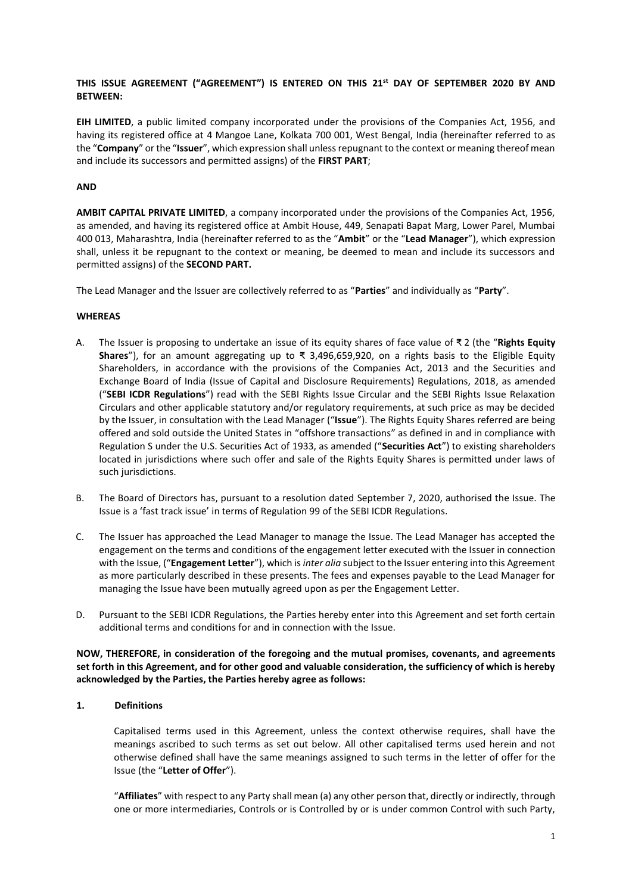**THIS ISSUE AGREEMENT ("AGREEMENT") IS ENTERED ON THIS 21st DAY OF SEPTEMBER 2020 BY AND BETWEEN:**

**EIH LIMITED**, a public limited company incorporated under the provisions of the Companies Act, 1956, and having its registered office at 4 Mangoe Lane, Kolkata 700 001, West Bengal, India (hereinafter referred to as the "**Company**" or the "**Issuer**", which expression shall unless repugnant to the context or meaning thereof mean and include its successors and permitted assigns) of the **FIRST PART**;

**AND**

**AMBIT CAPITAL PRIVATE LIMITED**, a company incorporated under the provisions of the Companies Act, 1956, as amended, and having its registered office at Ambit House, 449, Senapati Bapat Marg, Lower Parel, Mumbai 400 013, Maharashtra, India (hereinafter referred to as the "**Ambit**" or the "**Lead Manager**"), which expression shall, unless it be repugnant to the context or meaning, be deemed to mean and include its successors and permitted assigns) of the **SECOND PART.**

The Lead Manager and the Issuer are collectively referred to as "**Parties**" and individually as "**Party**".

**WHEREAS**

A. The Issuer is proposing to undertake an issue of its equity shares of face value of ₹ 2 (the "**Rights Equity Shares**"), for an amount aggregating up to ₹ 3,496,659,920, on a rights basis to the Eligible Equity Shareholders, in accordance with the provisions of the Companies Act, 2013 and the Securities and Exchange Board of India (Issue of Capital and Disclosure Requirements) Regulations, 2018, as amended ("**SEBI ICDR Regulations**") read with the SEBI Rights Issue Circular and the SEBI Rights Issue Relaxation Circulars and other applicable statutory and/or regulatory requirements, at such price as may be decided by the Issuer, in consultation with the Lead Manager ("**Issue**"). The Rights Equity Shares referred are being offered and sold outside the United States in "offshore transactions" as defined in and in compliance with Regulation S under the U.S. Securities Act of 1933, as amended ("**Securities Act**") to existing shareholders located in jurisdictions where such offer and sale of the Rights Equity Shares is permitted under laws of such jurisdictions.

B. The Board of Directors has, pursuant to a resolution dated September 7, 2020, authorised the Issue. The Issue is a 'fast track issue' in terms of Regulation 99 of the SEBI ICDR Regulations.

C. The Issuer has approached the Lead Manager to manage the Issue. The Lead Manager has accepted the engagement on the terms and conditions of the engagement letter executed with the Issuer in connection with the Issue, ("**Engagement Letter**"), which is *inter alia* subject to the Issuer entering into this Agreement as more particularly described in these presents. The fees and expenses payable to the Lead Manager for managing the Issue have been mutually agreed upon as per the Engagement Letter.

D. Pursuant to the SEBI ICDR Regulations, the Parties hereby enter into this Agreement and set forth certain additional terms and conditions for and in connection with the Issue.

**NOW, THEREFORE, in consideration of the foregoing and the mutual promises, covenants, and agreements set forth in this Agreement, and for other good and valuable consideration, the sufficiency of which is hereby acknowledged by the Parties, the Parties hereby agree as follows:**

**1. Definitions**

Capitalised terms used in this Agreement, unless the context otherwise requires, shall have the meanings ascribed to such terms as set out below. All other capitalised terms used herein and not otherwise defined shall have the same meanings assigned to such terms in the letter of offer for the Issue (the "**Letter of Offer**").

"**Affiliates**" with respect to any Party shall mean (a) any other person that, directly or indirectly, through one or more intermediaries, Controls or is Controlled by or is under common Control with such Party,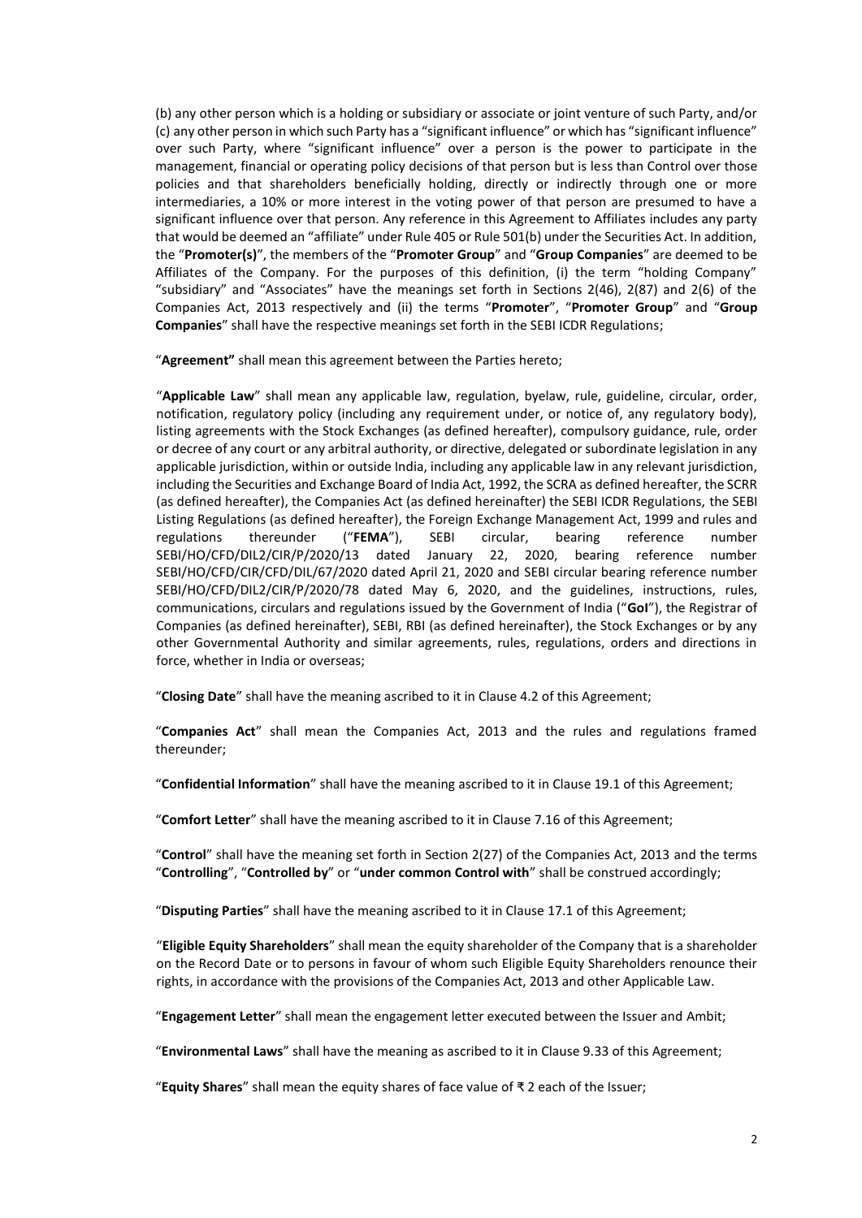(b) any other person which is a holding or subsidiary or associate or joint venture of such Party, and/or (c) any other person in which such Party has a "significant influence" or which has "significant influence" over such Party, where "significant influence" over a person is the power to participate in the management, financial or operating policy decisions of that person but is less than Control over those policies and that shareholders beneficially holding, directly or indirectly through one or more intermediaries, a 10% or more interest in the voting power of that person are presumed to have a significant influence over that person. Any reference in this Agreement to Affiliates includes any party that would be deemed an "affiliate" under Rule 405 or Rule 501(b) under the Securities Act. In addition, the "**Promoter(s)**", the members of the "**Promoter Group**" and "**Group Companies**" are deemed to be Affiliates of the Company. For the purposes of this definition, (i) the term "holding Company" "subsidiary" and "Associates" have the meanings set forth in Sections 2(46), 2(87) and 2(6) of the Companies Act, 2013 respectively and (ii) the terms "**Promoter**", "**Promoter Group**" and "**Group Companies**" shall have the respective meanings set forth in the SEBI ICDR Regulations;

"**Agreement"** shall mean this agreement between the Parties hereto;

"**Applicable Law**" shall mean any applicable law, regulation, byelaw, rule, guideline, circular, order, notification, regulatory policy (including any requirement under, or notice of, any regulatory body), listing agreements with the Stock Exchanges (as defined hereafter), compulsory guidance, rule, order or decree of any court or any arbitral authority, or directive, delegated or subordinate legislation in any applicable jurisdiction, within or outside India, including any applicable law in any relevant jurisdiction, including the Securities and Exchange Board of India Act, 1992, the SCRA as defined hereafter, the SCRR (as defined hereafter), the Companies Act (as defined hereinafter) the SEBI ICDR Regulations, the SEBI Listing Regulations (as defined hereafter), the Foreign Exchange Management Act, 1999 and rules and regulations thereunder ("**FEMA**"), SEBI circular, bearing reference number SEBI/HO/CFD/DIL2/CIR/P/2020/13 dated January 22, 2020, bearing reference number SEBI/HO/CFD/CIR/CFD/DIL/67/2020 dated April 21, 2020 and SEBI circular bearing reference number SEBI/HO/CFD/DIL2/CIR/P/2020/78 dated May 6, 2020, and the guidelines, instructions, rules, communications, circulars and regulations issued by the Government of India ("**GoI**"), the Registrar of Companies (as defined hereinafter), SEBI, RBI (as defined hereinafter), the Stock Exchanges or by any other Governmental Authority and similar agreements, rules, regulations, orders and directions in force, whether in India or overseas;

"**Closing Date**" shall have the meaning ascribed to it in Clause 4.2 of this Agreement;

"**Companies Act**" shall mean the Companies Act, 2013 and the rules and regulations framed thereunder;

"**Confidential Information**" shall have the meaning ascribed to it in Clause 19.1 of this Agreement;

"**Comfort Letter**" shall have the meaning ascribed to it in Clause 7.16 of this Agreement;

"**Control**" shall have the meaning set forth in Section 2(27) of the Companies Act, 2013 and the terms "**Controlling**", "**Controlled by**" or "**under common Control with**" shall be construed accordingly;

"**Disputing Parties**" shall have the meaning ascribed to it in Clause 17.1 of this Agreement;

"**Eligible Equity Shareholders**" shall mean the equity shareholder of the Company that is a shareholder on the Record Date or to persons in favour of whom such Eligible Equity Shareholders renounce their rights, in accordance with the provisions of the Companies Act, 2013 and other Applicable Law.

"**Engagement Letter**" shall mean the engagement letter executed between the Issuer and Ambit;

"**Environmental Laws**" shall have the meaning as ascribed to it in Clause 9.33 of this Agreement;

"**Equity Shares**" shall mean the equity shares of face value of ₹ 2 each of the Issuer;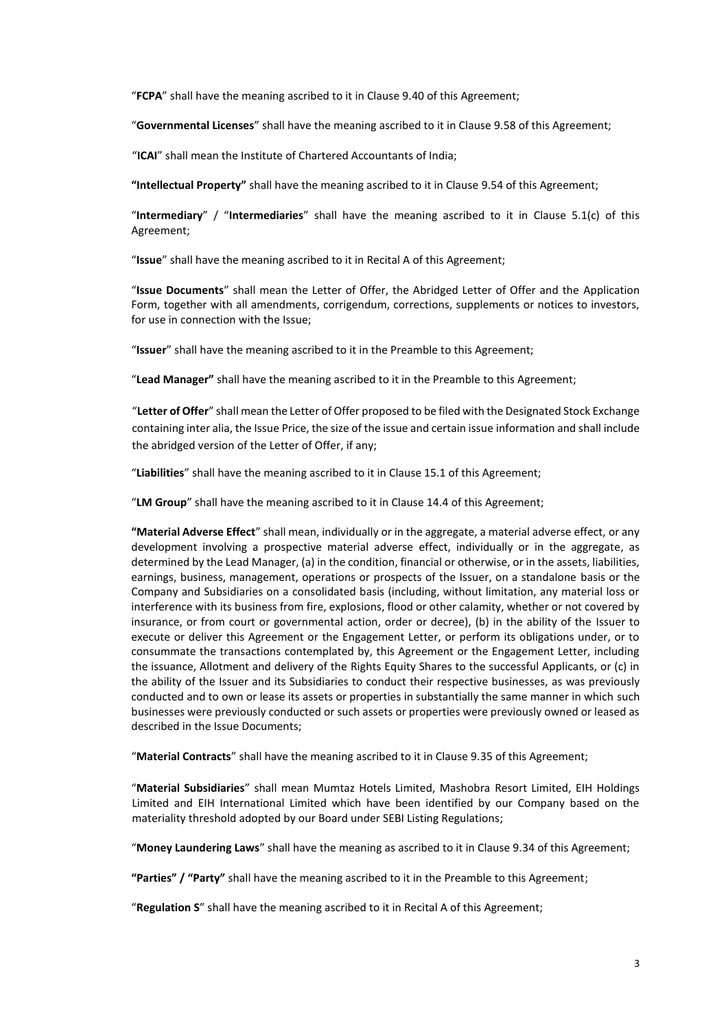"**FCPA**" shall have the meaning ascribed to it in Clause 9.40 of this Agreement;

"**Governmental Licenses**" shall have the meaning ascribed to it in Clause 9.58 of this Agreement;

"**ICAI**" shall mean the Institute of Chartered Accountants of India;

**"Intellectual Property"** shall have the meaning ascribed to it in Clause 9.54 of this Agreement;

"**Intermediary**" / "**Intermediaries**" shall have the meaning ascribed to it in Clause 5.1(c) of this Agreement;

"**Issue**" shall have the meaning ascribed to it in Recital A of this Agreement;

"**Issue Documents**" shall mean the Letter of Offer, the Abridged Letter of Offer and the Application Form, together with all amendments, corrigendum, corrections, supplements or notices to investors, for use in connection with the Issue;

"**Issuer**" shall have the meaning ascribed to it in the Preamble to this Agreement;

"**Lead Manager"** shall have the meaning ascribed to it in the Preamble to this Agreement;

"**Letter of Offer**" shall mean the Letter of Offer proposed to be filed with the Designated Stock Exchange containing inter alia, the Issue Price, the size of the issue and certain issue information and shall include the abridged version of the Letter of Offer, if any;

"**Liabilities**" shall have the meaning ascribed to it in Clause 15.1 of this Agreement;

"**LM Group**" shall have the meaning ascribed to it in Clause 14.4 of this Agreement;

**"Material Adverse Effect**" shall mean, individually or in the aggregate, a material adverse effect, or any development involving a prospective material adverse effect, individually or in the aggregate, as determined by the Lead Manager, (a) in the condition, financial or otherwise, or in the assets, liabilities, earnings, business, management, operations or prospects of the Issuer, on a standalone basis or the Company and Subsidiaries on a consolidated basis (including, without limitation, any material loss or interference with its business from fire, explosions, flood or other calamity, whether or not covered by insurance, or from court or governmental action, order or decree), (b) in the ability of the Issuer to execute or deliver this Agreement or the Engagement Letter, or perform its obligations under, or to consummate the transactions contemplated by, this Agreement or the Engagement Letter, including the issuance, Allotment and delivery of the Rights Equity Shares to the successful Applicants, or (c) in the ability of the Issuer and its Subsidiaries to conduct their respective businesses, as was previously conducted and to own or lease its assets or properties in substantially the same manner in which such businesses were previously conducted or such assets or properties were previously owned or leased as described in the Issue Documents;

"**Material Contracts**" shall have the meaning ascribed to it in Clause 9.35 of this Agreement;

"**Material Subsidiaries**" shall mean Mumtaz Hotels Limited, Mashobra Resort Limited, EIH Holdings Limited and EIH International Limited which have been identified by our Company based on the materiality threshold adopted by our Board under SEBI Listing Regulations;

"**Money Laundering Laws**" shall have the meaning as ascribed to it in Clause 9.34 of this Agreement;

**"Parties" / "Party"** shall have the meaning ascribed to it in the Preamble to this Agreement;

"**Regulation S**" shall have the meaning ascribed to it in Recital A of this Agreement;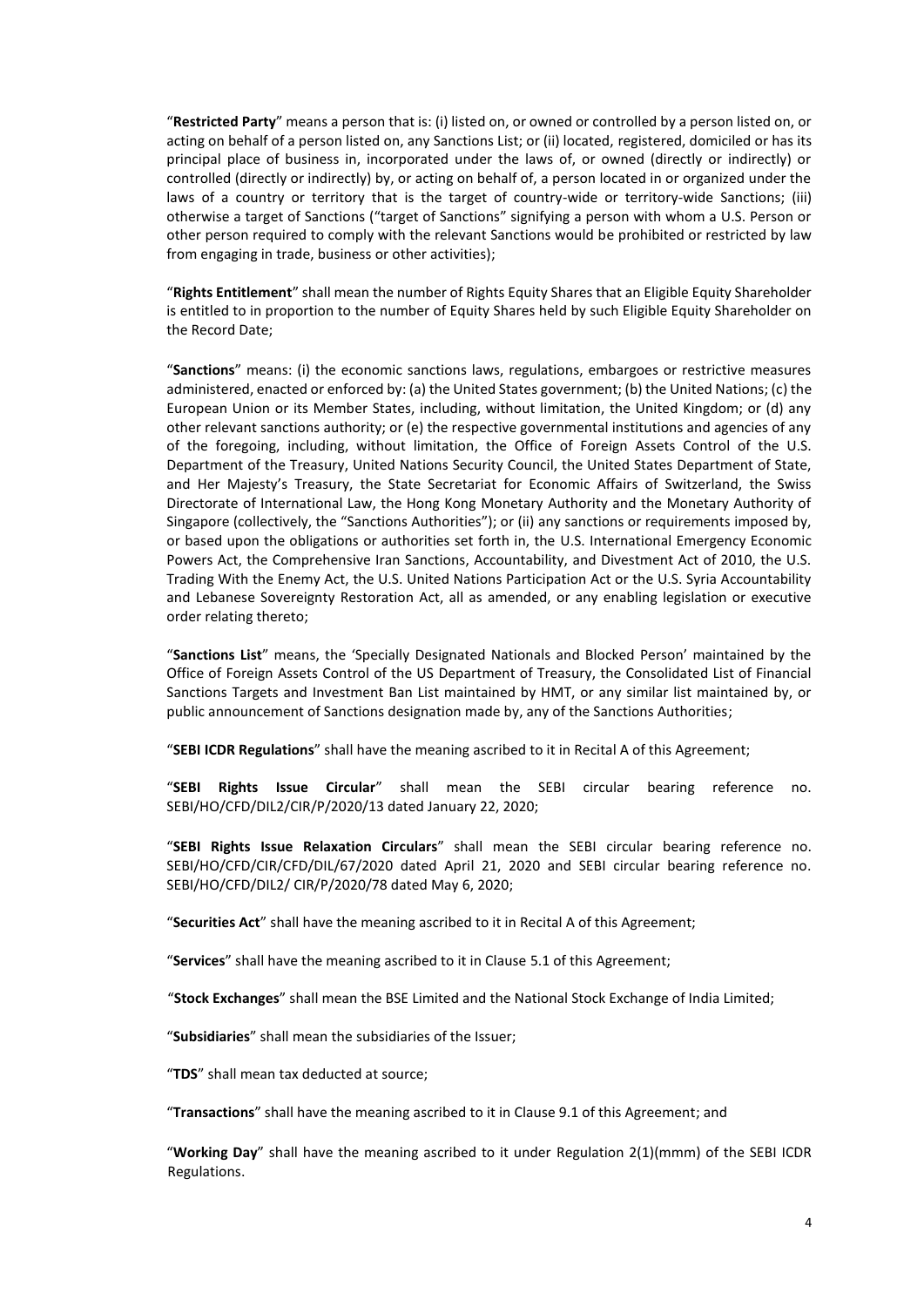"**Restricted Party**" means a person that is: (i) listed on, or owned or controlled by a person listed on, or acting on behalf of a person listed on, any Sanctions List; or (ii) located, registered, domiciled or has its principal place of business in, incorporated under the laws of, or owned (directly or indirectly) or controlled (directly or indirectly) by, or acting on behalf of, a person located in or organized under the laws of a country or territory that is the target of country-wide or territory-wide Sanctions; (iii) otherwise a target of Sanctions ("target of Sanctions" signifying a person with whom a U.S. Person or other person required to comply with the relevant Sanctions would be prohibited or restricted by law from engaging in trade, business or other activities);

"**Rights Entitlement**" shall mean the number of Rights Equity Shares that an Eligible Equity Shareholder is entitled to in proportion to the number of Equity Shares held by such Eligible Equity Shareholder on the Record Date;

"**Sanctions**" means: (i) the economic sanctions laws, regulations, embargoes or restrictive measures administered, enacted or enforced by: (a) the United States government; (b) the United Nations; (c) the European Union or its Member States, including, without limitation, the United Kingdom; or (d) any other relevant sanctions authority; or (e) the respective governmental institutions and agencies of any of the foregoing, including, without limitation, the Office of Foreign Assets Control of the U.S. Department of the Treasury, United Nations Security Council, the United States Department of State, and Her Majesty's Treasury, the State Secretariat for Economic Affairs of Switzerland, the Swiss Directorate of International Law, the Hong Kong Monetary Authority and the Monetary Authority of Singapore (collectively, the "Sanctions Authorities"); or (ii) any sanctions or requirements imposed by, or based upon the obligations or authorities set forth in, the U.S. International Emergency Economic Powers Act, the Comprehensive Iran Sanctions, Accountability, and Divestment Act of 2010, the U.S. Trading With the Enemy Act, the U.S. United Nations Participation Act or the U.S. Syria Accountability and Lebanese Sovereignty Restoration Act, all as amended, or any enabling legislation or executive order relating thereto;

"**Sanctions List**" means, the 'Specially Designated Nationals and Blocked Person' maintained by the Office of Foreign Assets Control of the US Department of Treasury, the Consolidated List of Financial Sanctions Targets and Investment Ban List maintained by HMT, or any similar list maintained by, or public announcement of Sanctions designation made by, any of the Sanctions Authorities;

"**SEBI ICDR Regulations**" shall have the meaning ascribed to it in Recital A of this Agreement;

"**SEBI Rights Issue Circular**" shall mean the SEBI circular bearing reference no. SEBI/HO/CFD/DIL2/CIR/P/2020/13 dated January 22, 2020;

"**SEBI Rights Issue Relaxation Circulars**" shall mean the SEBI circular bearing reference no. SEBI/HO/CFD/CIR/CFD/DIL/67/2020 dated April 21, 2020 and SEBI circular bearing reference no. SEBI/HO/CFD/DIL2/ CIR/P/2020/78 dated May 6, 2020;

"**Securities Act**" shall have the meaning ascribed to it in Recital A of this Agreement;

"**Services**" shall have the meaning ascribed to it in Clause 5.1 of this Agreement;

"**Stock Exchanges**" shall mean the BSE Limited and the National Stock Exchange of India Limited;

"**Subsidiaries**" shall mean the subsidiaries of the Issuer;

"**TDS**" shall mean tax deducted at source;

"**Transactions**" shall have the meaning ascribed to it in Clause 9.1 of this Agreement; and

"**Working Day**" shall have the meaning ascribed to it under Regulation 2(1)(mmm) of the SEBI ICDR Regulations.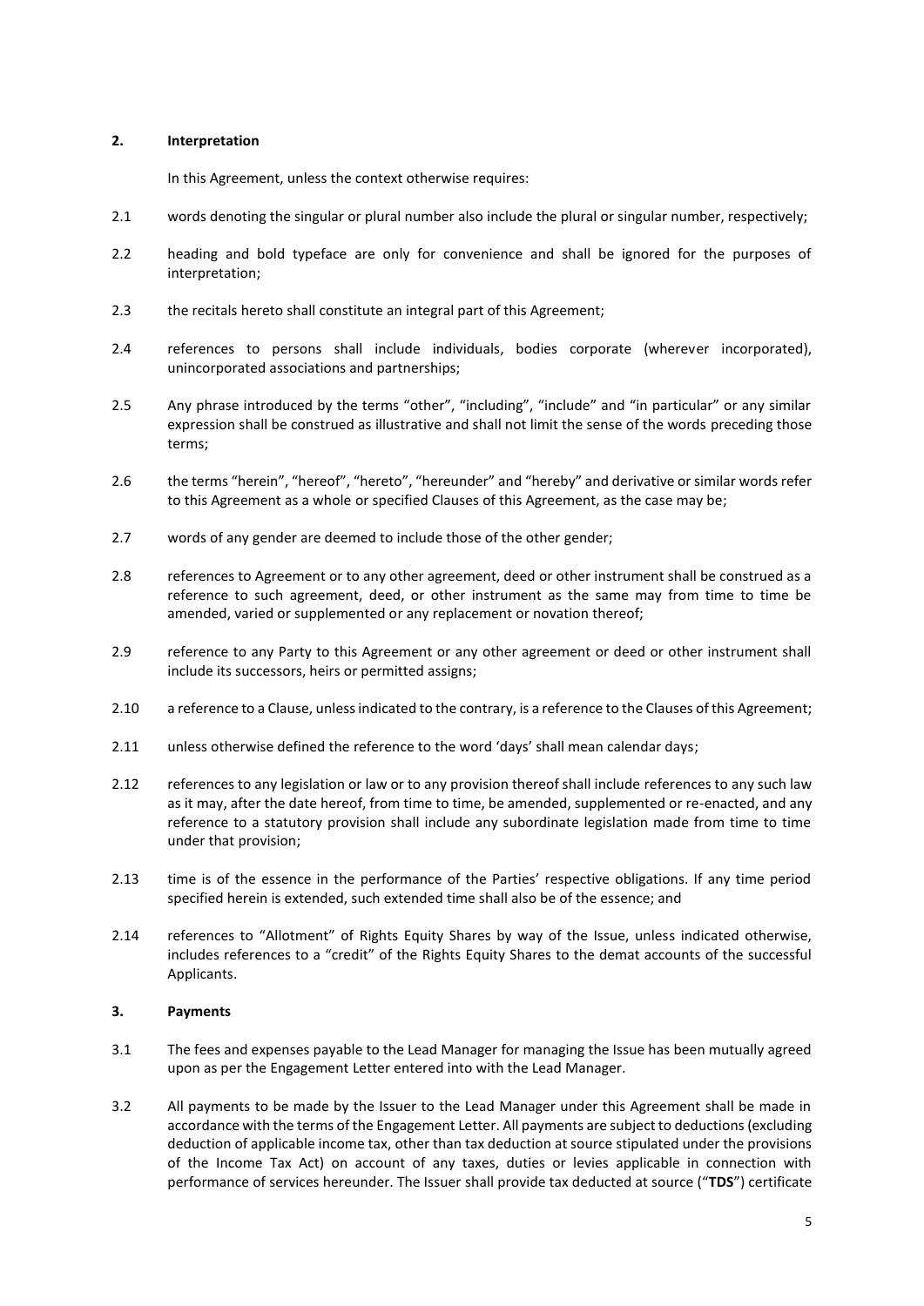## 2. Interpretation

In this Agreement, unless the context otherwise requires:

2.1 words denoting the singular or plural number also include the plural or singular number, respectively;

2.2 heading and bold typeface are only for convenience and shall be ignored for the purposes of interpretation;

2.3 the recitals hereto shall constitute an integral part of this Agreement;

2.4 references to persons shall include individuals, bodies corporate (wherever incorporated), unincorporated associations and partnerships;

2.5 Any phrase introduced by the terms "other", "including", "include" and "in particular" or any similar expression shall be construed as illustrative and shall not limit the sense of the words preceding those terms;

2.6 the terms "herein", "hereof", "hereto", "hereunder" and "hereby" and derivative or similar words refer to this Agreement as a whole or specified Clauses of this Agreement, as the case may be;

2.7 words of any gender are deemed to include those of the other gender;

2.8 references to Agreement or to any other agreement, deed or other instrument shall be construed as a reference to such agreement, deed, or other instrument as the same may from time to time be amended, varied or supplemented or any replacement or novation thereof;

2.9 reference to any Party to this Agreement or any other agreement or deed or other instrument shall include its successors, heirs or permitted assigns;

2.10 a reference to a Clause, unless indicated to the contrary, is a reference to the Clauses of this Agreement;

2.11 unless otherwise defined the reference to the word 'days' shall mean calendar days;

2.12 references to any legislation or law or to any provision thereof shall include references to any such law as it may, after the date hereof, from time to time, be amended, supplemented or re-enacted, and any reference to a statutory provision shall include any subordinate legislation made from time to time under that provision;

2.13 time is of the essence in the performance of the Parties' respective obligations. If any time period specified herein is extended, such extended time shall also be of the essence; and

2.14 references to "Allotment" of Rights Equity Shares by way of the Issue, unless indicated otherwise, includes references to a "credit" of the Rights Equity Shares to the demat accounts of the successful Applicants.

## 3. Payments

3.1 The fees and expenses payable to the Lead Manager for managing the Issue has been mutually agreed upon as per the Engagement Letter entered into with the Lead Manager.

3.2 All payments to be made by the Issuer to the Lead Manager under this Agreement shall be made in accordance with the terms of the Engagement Letter. All payments are subject to deductions (excluding deduction of applicable income tax, other than tax deduction at source stipulated under the provisions of the Income Tax Act) on account of any taxes, duties or levies applicable in connection with performance of services hereunder. The Issuer shall provide tax deducted at source ("**TDS**") certificate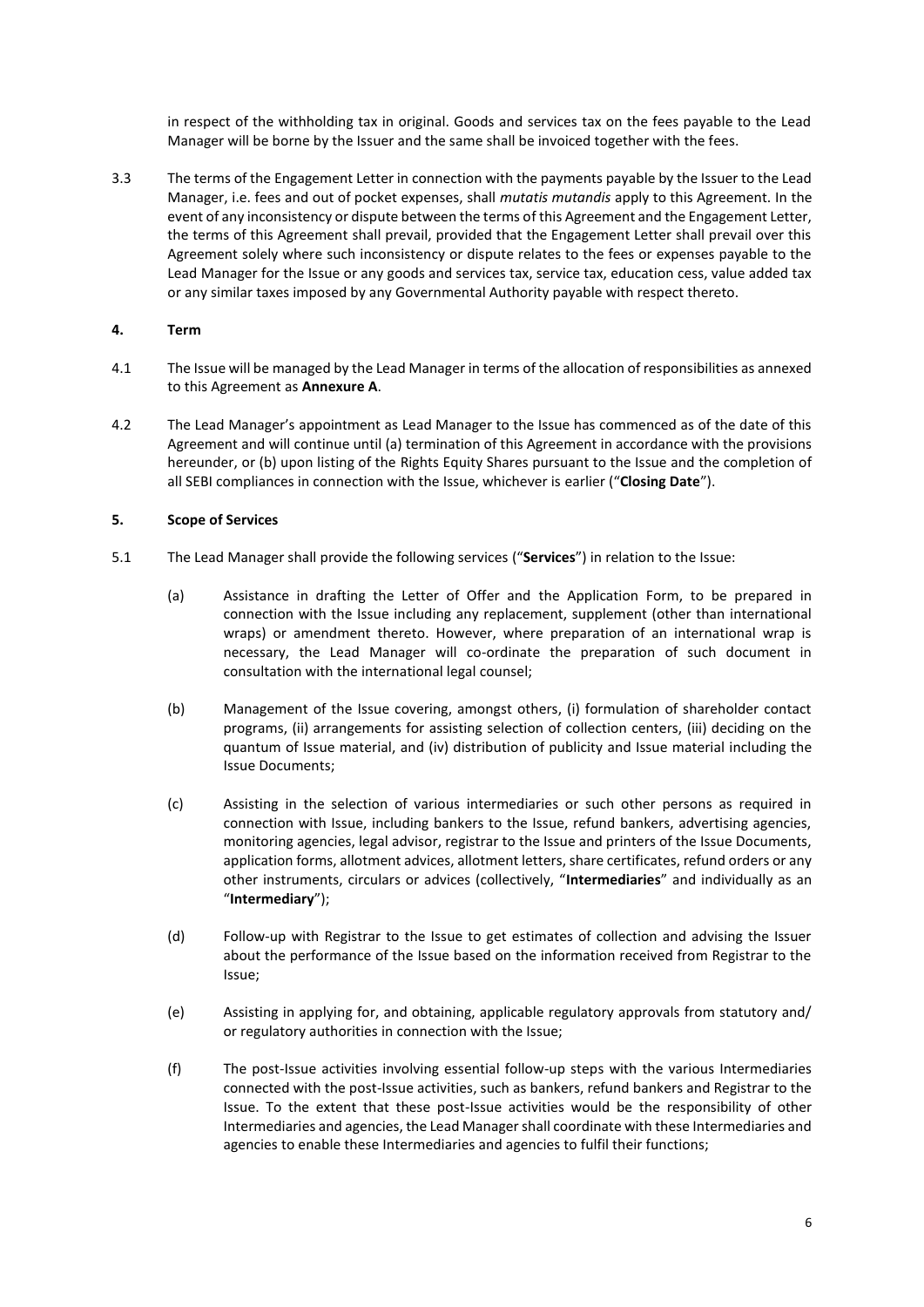in respect of the withholding tax in original. Goods and services tax on the fees payable to the Lead Manager will be borne by the Issuer and the same shall be invoiced together with the fees.

3.3 The terms of the Engagement Letter in connection with the payments payable by the Issuer to the Lead Manager, i.e. fees and out of pocket expenses, shall *mutatis mutandis* apply to this Agreement. In the event of any inconsistency or dispute between the terms of this Agreement and the Engagement Letter, the terms of this Agreement shall prevail, provided that the Engagement Letter shall prevail over this Agreement solely where such inconsistency or dispute relates to the fees or expenses payable to the Lead Manager for the Issue or any goods and services tax, service tax, education cess, value added tax or any similar taxes imposed by any Governmental Authority payable with respect thereto.

**4. Term**

4.1 The Issue will be managed by the Lead Manager in terms of the allocation of responsibilities as annexed to this Agreement as **Annexure A**.

4.2 The Lead Manager's appointment as Lead Manager to the Issue has commenced as of the date of this Agreement and will continue until (a) termination of this Agreement in accordance with the provisions hereunder, or (b) upon listing of the Rights Equity Shares pursuant to the Issue and the completion of all SEBI compliances in connection with the Issue, whichever is earlier ("**Closing Date**").

**5. Scope of Services**

5.1 The Lead Manager shall provide the following services ("**Services**") in relation to the Issue:

(a) Assistance in drafting the Letter of Offer and the Application Form, to be prepared in connection with the Issue including any replacement, supplement (other than international wraps) or amendment thereto. However, where preparation of an international wrap is necessary, the Lead Manager will co-ordinate the preparation of such document in consultation with the international legal counsel;

(b) Management of the Issue covering, amongst others, (i) formulation of shareholder contact programs, (ii) arrangements for assisting selection of collection centers, (iii) deciding on the quantum of Issue material, and (iv) distribution of publicity and Issue material including the Issue Documents;

(c) Assisting in the selection of various intermediaries or such other persons as required in connection with Issue, including bankers to the Issue, refund bankers, advertising agencies, monitoring agencies, legal advisor, registrar to the Issue and printers of the Issue Documents, application forms, allotment advices, allotment letters, share certificates, refund orders or any other instruments, circulars or advices (collectively, "**Intermediaries**" and individually as an "**Intermediary**");

(d) Follow-up with Registrar to the Issue to get estimates of collection and advising the Issuer about the performance of the Issue based on the information received from Registrar to the Issue;

(e) Assisting in applying for, and obtaining, applicable regulatory approvals from statutory and/ or regulatory authorities in connection with the Issue;

(f) The post-Issue activities involving essential follow-up steps with the various Intermediaries connected with the post-Issue activities, such as bankers, refund bankers and Registrar to the Issue. To the extent that these post-Issue activities would be the responsibility of other Intermediaries and agencies, the Lead Manager shall coordinate with these Intermediaries and agencies to enable these Intermediaries and agencies to fulfil their functions;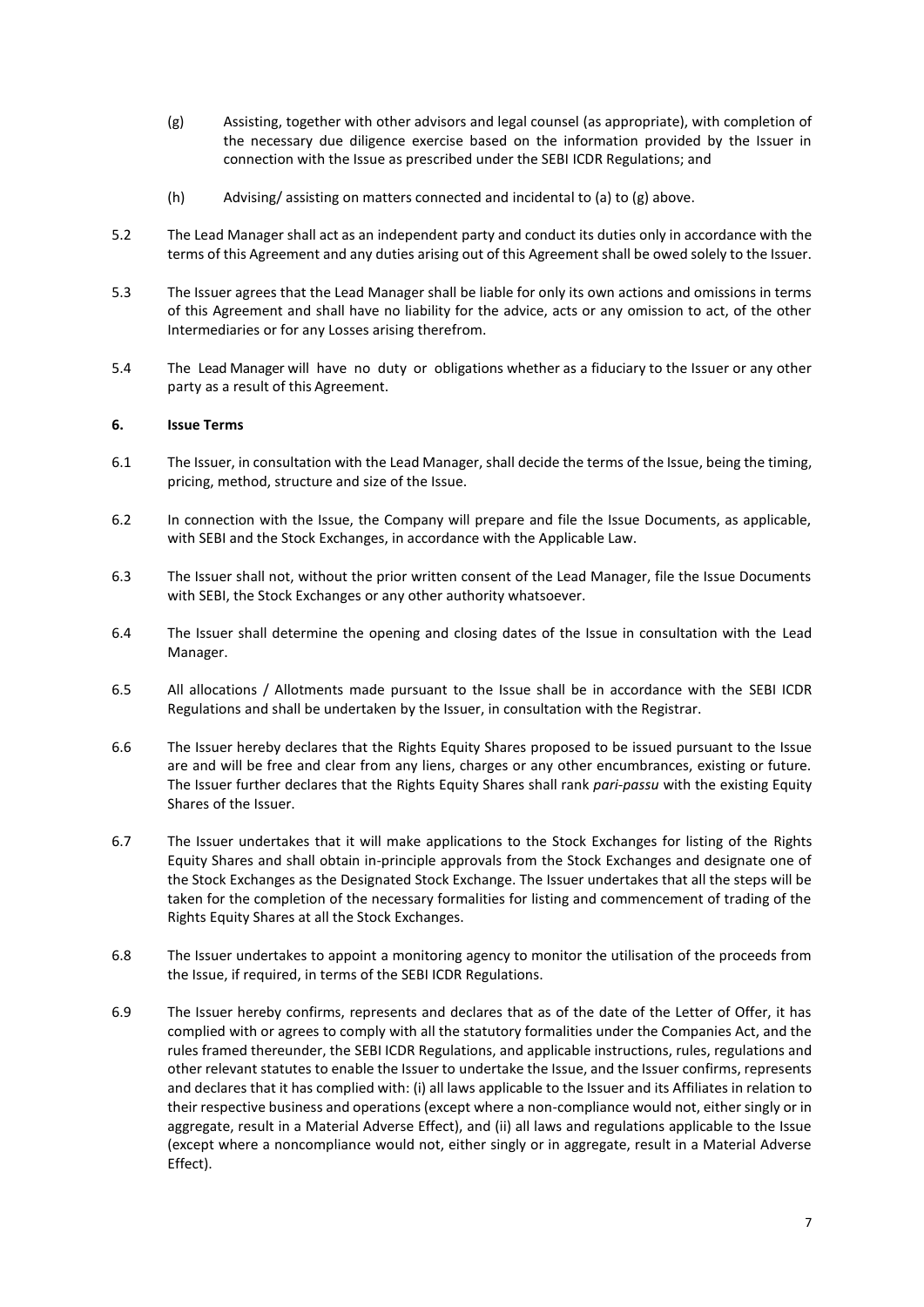(g) Assisting, together with other advisors and legal counsel (as appropriate), with completion of the necessary due diligence exercise based on the information provided by the Issuer in connection with the Issue as prescribed under the SEBI ICDR Regulations; and

(h) Advising/ assisting on matters connected and incidental to (a) to (g) above.

5.2 The Lead Manager shall act as an independent party and conduct its duties only in accordance with the terms of this Agreement and any duties arising out of this Agreement shall be owed solely to the Issuer.

5.3 The Issuer agrees that the Lead Manager shall be liable for only its own actions and omissions in terms of this Agreement and shall have no liability for the advice, acts or any omission to act, of the other Intermediaries or for any Losses arising therefrom.

5.4 The Lead Manager will have no duty or obligations whether as a fiduciary to the Issuer or any other party as a result of this Agreement.

**6. Issue Terms**

6.1 The Issuer, in consultation with the Lead Manager, shall decide the terms of the Issue, being the timing, pricing, method, structure and size of the Issue.

6.2 In connection with the Issue, the Company will prepare and file the Issue Documents, as applicable, with SEBI and the Stock Exchanges, in accordance with the Applicable Law.

6.3 The Issuer shall not, without the prior written consent of the Lead Manager, file the Issue Documents with SEBI, the Stock Exchanges or any other authority whatsoever.

6.4 The Issuer shall determine the opening and closing dates of the Issue in consultation with the Lead Manager.

6.5 All allocations / Allotments made pursuant to the Issue shall be in accordance with the SEBI ICDR Regulations and shall be undertaken by the Issuer, in consultation with the Registrar.

6.6 The Issuer hereby declares that the Rights Equity Shares proposed to be issued pursuant to the Issue are and will be free and clear from any liens, charges or any other encumbrances, existing or future. The Issuer further declares that the Rights Equity Shares shall rank *pari-passu* with the existing Equity Shares of the Issuer.

6.7 The Issuer undertakes that it will make applications to the Stock Exchanges for listing of the Rights Equity Shares and shall obtain in-principle approvals from the Stock Exchanges and designate one of the Stock Exchanges as the Designated Stock Exchange. The Issuer undertakes that all the steps will be taken for the completion of the necessary formalities for listing and commencement of trading of the Rights Equity Shares at all the Stock Exchanges.

6.8 The Issuer undertakes to appoint a monitoring agency to monitor the utilisation of the proceeds from the Issue, if required, in terms of the SEBI ICDR Regulations.

6.9 The Issuer hereby confirms, represents and declares that as of the date of the Letter of Offer, it has complied with or agrees to comply with all the statutory formalities under the Companies Act, and the rules framed thereunder, the SEBI ICDR Regulations, and applicable instructions, rules, regulations and other relevant statutes to enable the Issuer to undertake the Issue, and the Issuer confirms, represents and declares that it has complied with: (i) all laws applicable to the Issuer and its Affiliates in relation to their respective business and operations (except where a non-compliance would not, either singly or in aggregate, result in a Material Adverse Effect), and (ii) all laws and regulations applicable to the Issue (except where a noncompliance would not, either singly or in aggregate, result in a Material Adverse Effect).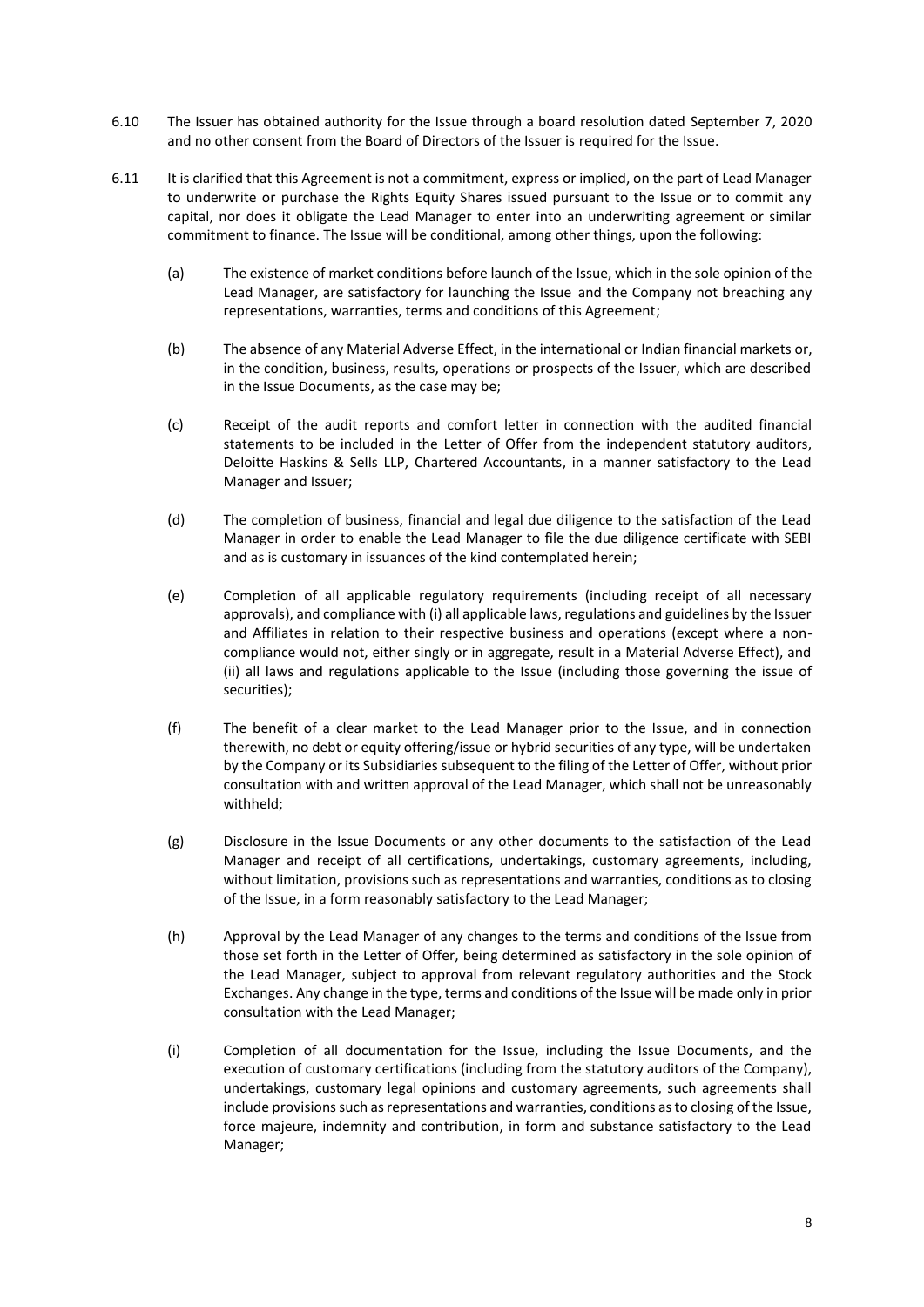6.10 The Issuer has obtained authority for the Issue through a board resolution dated September 7, 2020 and no other consent from the Board of Directors of the Issuer is required for the Issue.

6.11 It is clarified that this Agreement is not a commitment, express or implied, on the part of Lead Manager to underwrite or purchase the Rights Equity Shares issued pursuant to the Issue or to commit any capital, nor does it obligate the Lead Manager to enter into an underwriting agreement or similar commitment to finance. The Issue will be conditional, among other things, upon the following:

(a) The existence of market conditions before launch of the Issue, which in the sole opinion of the Lead Manager, are satisfactory for launching the Issue and the Company not breaching any representations, warranties, terms and conditions of this Agreement;

(b) The absence of any Material Adverse Effect, in the international or Indian financial markets or, in the condition, business, results, operations or prospects of the Issuer, which are described in the Issue Documents, as the case may be;

(c) Receipt of the audit reports and comfort letter in connection with the audited financial statements to be included in the Letter of Offer from the independent statutory auditors, Deloitte Haskins & Sells LLP, Chartered Accountants, in a manner satisfactory to the Lead Manager and Issuer;

(d) The completion of business, financial and legal due diligence to the satisfaction of the Lead Manager in order to enable the Lead Manager to file the due diligence certificate with SEBI and as is customary in issuances of the kind contemplated herein;

(e) Completion of all applicable regulatory requirements (including receipt of all necessary approvals), and compliance with (i) all applicable laws, regulations and guidelines by the Issuer and Affiliates in relation to their respective business and operations (except where a non-compliance would not, either singly or in aggregate, result in a Material Adverse Effect), and (ii) all laws and regulations applicable to the Issue (including those governing the issue of securities);

(f) The benefit of a clear market to the Lead Manager prior to the Issue, and in connection therewith, no debt or equity offering/issue or hybrid securities of any type, will be undertaken by the Company or its Subsidiaries subsequent to the filing of the Letter of Offer, without prior consultation with and written approval of the Lead Manager, which shall not be unreasonably withheld;

(g) Disclosure in the Issue Documents or any other documents to the satisfaction of the Lead Manager and receipt of all certifications, undertakings, customary agreements, including, without limitation, provisions such as representations and warranties, conditions as to closing of the Issue, in a form reasonably satisfactory to the Lead Manager;

(h) Approval by the Lead Manager of any changes to the terms and conditions of the Issue from those set forth in the Letter of Offer, being determined as satisfactory in the sole opinion of the Lead Manager, subject to approval from relevant regulatory authorities and the Stock Exchanges. Any change in the type, terms and conditions of the Issue will be made only in prior consultation with the Lead Manager;

(i) Completion of all documentation for the Issue, including the Issue Documents, and the execution of customary certifications (including from the statutory auditors of the Company), undertakings, customary legal opinions and customary agreements, such agreements shall include provisions such as representations and warranties, conditions as to closing of the Issue, force majeure, indemnity and contribution, in form and substance satisfactory to the Lead Manager;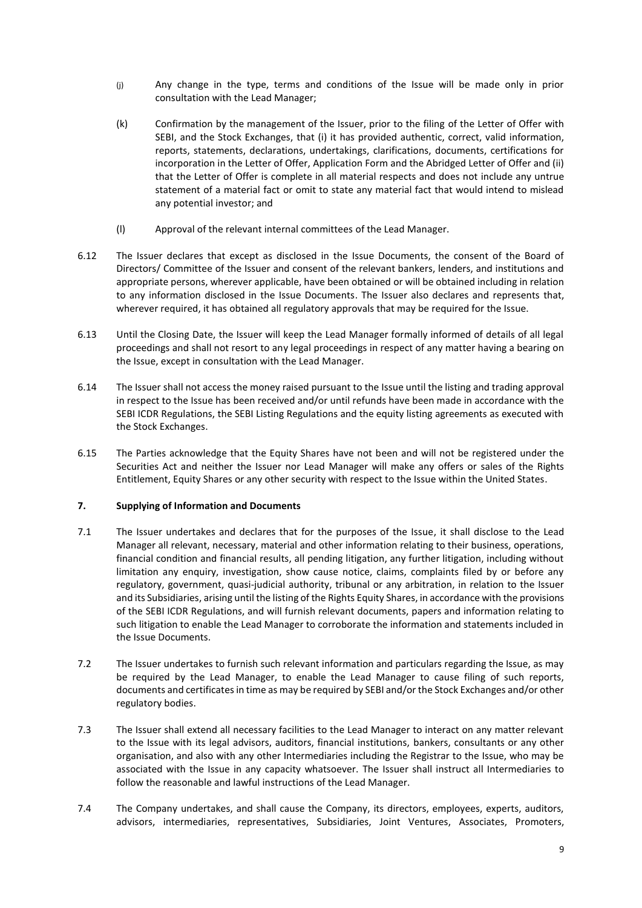(j) Any change in the type, terms and conditions of the Issue will be made only in prior consultation with the Lead Manager;

(k) Confirmation by the management of the Issuer, prior to the filing of the Letter of Offer with SEBI, and the Stock Exchanges, that (i) it has provided authentic, correct, valid information, reports, statements, declarations, undertakings, clarifications, documents, certifications for incorporation in the Letter of Offer, Application Form and the Abridged Letter of Offer and (ii) that the Letter of Offer is complete in all material respects and does not include any untrue statement of a material fact or omit to state any material fact that would intend to mislead any potential investor; and

(l) Approval of the relevant internal committees of the Lead Manager.

6.12 The Issuer declares that except as disclosed in the Issue Documents, the consent of the Board of Directors/ Committee of the Issuer and consent of the relevant bankers, lenders, and institutions and appropriate persons, wherever applicable, have been obtained or will be obtained including in relation to any information disclosed in the Issue Documents. The Issuer also declares and represents that, wherever required, it has obtained all regulatory approvals that may be required for the Issue.

6.13 Until the Closing Date, the Issuer will keep the Lead Manager formally informed of details of all legal proceedings and shall not resort to any legal proceedings in respect of any matter having a bearing on the Issue, except in consultation with the Lead Manager.

6.14 The Issuer shall not access the money raised pursuant to the Issue until the listing and trading approval in respect to the Issue has been received and/or until refunds have been made in accordance with the SEBI ICDR Regulations, the SEBI Listing Regulations and the equity listing agreements as executed with the Stock Exchanges.

6.15 The Parties acknowledge that the Equity Shares have not been and will not be registered under the Securities Act and neither the Issuer nor Lead Manager will make any offers or sales of the Rights Entitlement, Equity Shares or any other security with respect to the Issue within the United States.

## 7. Supplying of Information and Documents

7.1 The Issuer undertakes and declares that for the purposes of the Issue, it shall disclose to the Lead Manager all relevant, necessary, material and other information relating to their business, operations, financial condition and financial results, all pending litigation, any further litigation, including without limitation any enquiry, investigation, show cause notice, claims, complaints filed by or before any regulatory, government, quasi-judicial authority, tribunal or any arbitration, in relation to the Issuer and its Subsidiaries, arising until the listing of the Rights Equity Shares, in accordance with the provisions of the SEBI ICDR Regulations, and will furnish relevant documents, papers and information relating to such litigation to enable the Lead Manager to corroborate the information and statements included in the Issue Documents.

7.2 The Issuer undertakes to furnish such relevant information and particulars regarding the Issue, as may be required by the Lead Manager, to enable the Lead Manager to cause filing of such reports, documents and certificates in time as may be required by SEBI and/or the Stock Exchanges and/or other regulatory bodies.

7.3 The Issuer shall extend all necessary facilities to the Lead Manager to interact on any matter relevant to the Issue with its legal advisors, auditors, financial institutions, bankers, consultants or any other organisation, and also with any other Intermediaries including the Registrar to the Issue, who may be associated with the Issue in any capacity whatsoever. The Issuer shall instruct all Intermediaries to follow the reasonable and lawful instructions of the Lead Manager.

7.4 The Company undertakes, and shall cause the Company, its directors, employees, experts, auditors, advisors, intermediaries, representatives, Subsidiaries, Joint Ventures, Associates, Promoters,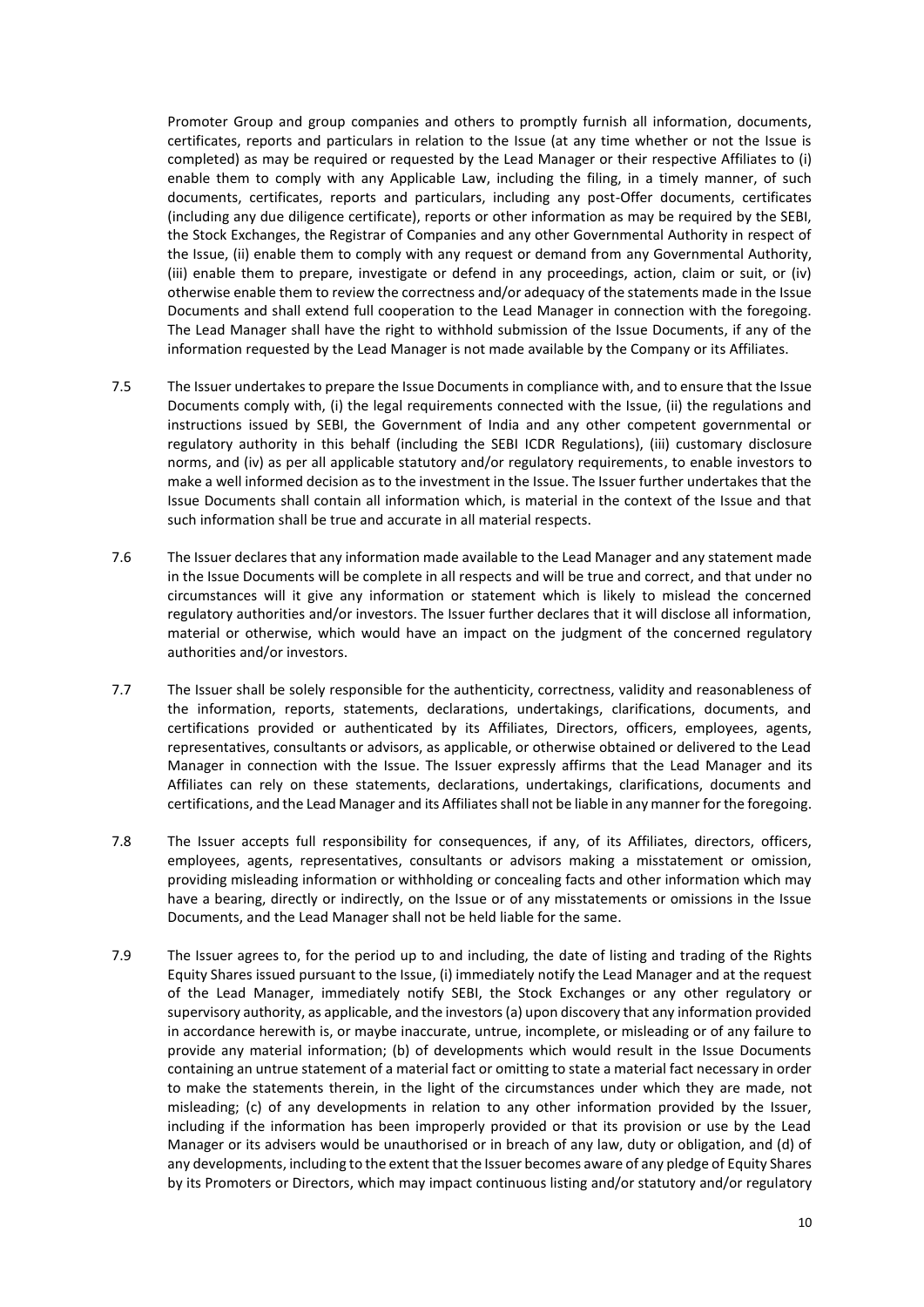Promoter Group and group companies and others to promptly furnish all information, documents, certificates, reports and particulars in relation to the Issue (at any time whether or not the Issue is completed) as may be required or requested by the Lead Manager or their respective Affiliates to (i) enable them to comply with any Applicable Law, including the filing, in a timely manner, of such documents, certificates, reports and particulars, including any post-Offer documents, certificates (including any due diligence certificate), reports or other information as may be required by the SEBI, the Stock Exchanges, the Registrar of Companies and any other Governmental Authority in respect of the Issue, (ii) enable them to comply with any request or demand from any Governmental Authority, (iii) enable them to prepare, investigate or defend in any proceedings, action, claim or suit, or (iv) otherwise enable them to review the correctness and/or adequacy of the statements made in the Issue Documents and shall extend full cooperation to the Lead Manager in connection with the foregoing. The Lead Manager shall have the right to withhold submission of the Issue Documents, if any of the information requested by the Lead Manager is not made available by the Company or its Affiliates.

7.5 The Issuer undertakes to prepare the Issue Documents in compliance with, and to ensure that the Issue Documents comply with, (i) the legal requirements connected with the Issue, (ii) the regulations and instructions issued by SEBI, the Government of India and any other competent governmental or regulatory authority in this behalf (including the SEBI ICDR Regulations), (iii) customary disclosure norms, and (iv) as per all applicable statutory and/or regulatory requirements, to enable investors to make a well informed decision as to the investment in the Issue. The Issuer further undertakes that the Issue Documents shall contain all information which, is material in the context of the Issue and that such information shall be true and accurate in all material respects.

7.6 The Issuer declares that any information made available to the Lead Manager and any statement made in the Issue Documents will be complete in all respects and will be true and correct, and that under no circumstances will it give any information or statement which is likely to mislead the concerned regulatory authorities and/or investors. The Issuer further declares that it will disclose all information, material or otherwise, which would have an impact on the judgment of the concerned regulatory authorities and/or investors.

7.7 The Issuer shall be solely responsible for the authenticity, correctness, validity and reasonableness of the information, reports, statements, declarations, undertakings, clarifications, documents, and certifications provided or authenticated by its Affiliates, Directors, officers, employees, agents, representatives, consultants or advisors, as applicable, or otherwise obtained or delivered to the Lead Manager in connection with the Issue. The Issuer expressly affirms that the Lead Manager and its Affiliates can rely on these statements, declarations, undertakings, clarifications, documents and certifications, and the Lead Manager and its Affiliates shall not be liable in any manner for the foregoing.

7.8 The Issuer accepts full responsibility for consequences, if any, of its Affiliates, directors, officers, employees, agents, representatives, consultants or advisors making a misstatement or omission, providing misleading information or withholding or concealing facts and other information which may have a bearing, directly or indirectly, on the Issue or of any misstatements or omissions in the Issue Documents, and the Lead Manager shall not be held liable for the same.

7.9 The Issuer agrees to, for the period up to and including, the date of listing and trading of the Rights Equity Shares issued pursuant to the Issue, (i) immediately notify the Lead Manager and at the request of the Lead Manager, immediately notify SEBI, the Stock Exchanges or any other regulatory or supervisory authority, as applicable, and the investors (a) upon discovery that any information provided in accordance herewith is, or maybe inaccurate, untrue, incomplete, or misleading or of any failure to provide any material information; (b) of developments which would result in the Issue Documents containing an untrue statement of a material fact or omitting to state a material fact necessary in order to make the statements therein, in the light of the circumstances under which they are made, not misleading; (c) of any developments in relation to any other information provided by the Issuer, including if the information has been improperly provided or that its provision or use by the Lead Manager or its advisers would be unauthorised or in breach of any law, duty or obligation, and (d) of any developments, including to the extent that the Issuer becomes aware of any pledge of Equity Shares by its Promoters or Directors, which may impact continuous listing and/or statutory and/or regulatory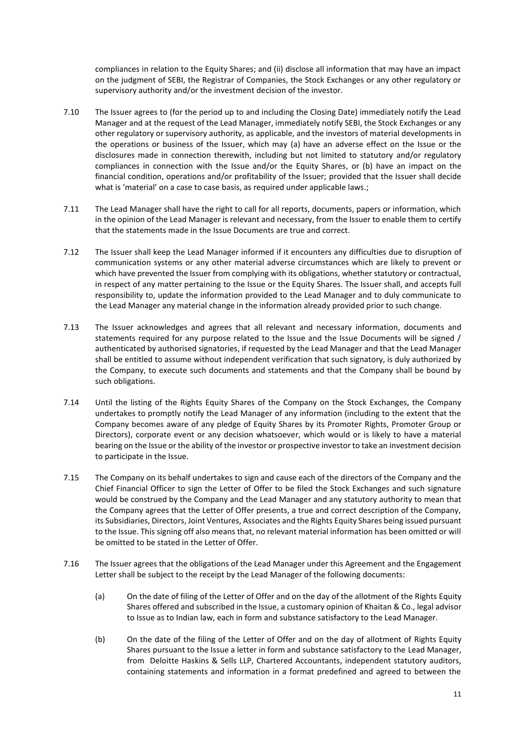compliances in relation to the Equity Shares; and (ii) disclose all information that may have an impact on the judgment of SEBI, the Registrar of Companies, the Stock Exchanges or any other regulatory or supervisory authority and/or the investment decision of the investor.

7.10 The Issuer agrees to (for the period up to and including the Closing Date) immediately notify the Lead Manager and at the request of the Lead Manager, immediately notify SEBI, the Stock Exchanges or any other regulatory or supervisory authority, as applicable, and the investors of material developments in the operations or business of the Issuer, which may (a) have an adverse effect on the Issue or the disclosures made in connection therewith, including but not limited to statutory and/or regulatory compliances in connection with the Issue and/or the Equity Shares, or (b) have an impact on the financial condition, operations and/or profitability of the Issuer; provided that the Issuer shall decide what is 'material' on a case to case basis, as required under applicable laws.;

7.11 The Lead Manager shall have the right to call for all reports, documents, papers or information, which in the opinion of the Lead Manager is relevant and necessary, from the Issuer to enable them to certify that the statements made in the Issue Documents are true and correct.

7.12 The Issuer shall keep the Lead Manager informed if it encounters any difficulties due to disruption of communication systems or any other material adverse circumstances which are likely to prevent or which have prevented the Issuer from complying with its obligations, whether statutory or contractual, in respect of any matter pertaining to the Issue or the Equity Shares. The Issuer shall, and accepts full responsibility to, update the information provided to the Lead Manager and to duly communicate to the Lead Manager any material change in the information already provided prior to such change.

7.13 The Issuer acknowledges and agrees that all relevant and necessary information, documents and statements required for any purpose related to the Issue and the Issue Documents will be signed / authenticated by authorised signatories, if requested by the Lead Manager and that the Lead Manager shall be entitled to assume without independent verification that such signatory, is duly authorized by the Company, to execute such documents and statements and that the Company shall be bound by such obligations.

7.14 Until the listing of the Rights Equity Shares of the Company on the Stock Exchanges, the Company undertakes to promptly notify the Lead Manager of any information (including to the extent that the Company becomes aware of any pledge of Equity Shares by its Promoter Rights, Promoter Group or Directors), corporate event or any decision whatsoever, which would or is likely to have a material bearing on the Issue or the ability of the investor or prospective investor to take an investment decision to participate in the Issue.

7.15 The Company on its behalf undertakes to sign and cause each of the directors of the Company and the Chief Financial Officer to sign the Letter of Offer to be filed the Stock Exchanges and such signature would be construed by the Company and the Lead Manager and any statutory authority to mean that the Company agrees that the Letter of Offer presents, a true and correct description of the Company, its Subsidiaries, Directors, Joint Ventures, Associates and the Rights Equity Shares being issued pursuant to the Issue. This signing off also means that, no relevant material information has been omitted or will be omitted to be stated in the Letter of Offer.

7.16 The Issuer agrees that the obligations of the Lead Manager under this Agreement and the Engagement Letter shall be subject to the receipt by the Lead Manager of the following documents:

(a) On the date of filing of the Letter of Offer and on the day of the allotment of the Rights Equity Shares offered and subscribed in the Issue, a customary opinion of Khaitan & Co., legal advisor to Issue as to Indian law, each in form and substance satisfactory to the Lead Manager.

(b) On the date of the filing of the Letter of Offer and on the day of allotment of Rights Equity Shares pursuant to the Issue a letter in form and substance satisfactory to the Lead Manager, from Deloitte Haskins & Sells LLP, Chartered Accountants, independent statutory auditors, containing statements and information in a format predefined and agreed to between the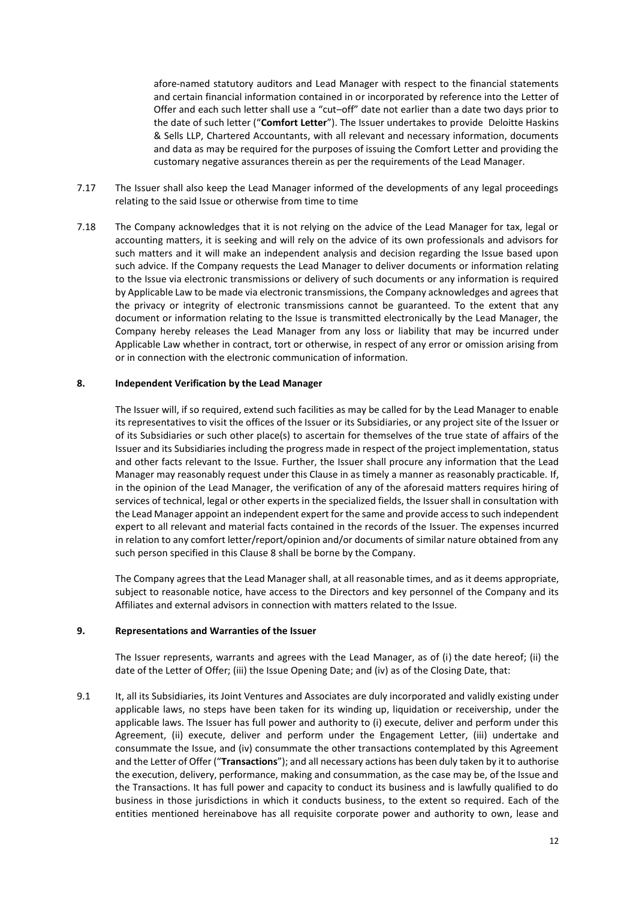afore-named statutory auditors and Lead Manager with respect to the financial statements and certain financial information contained in or incorporated by reference into the Letter of Offer and each such letter shall use a "cut–off" date not earlier than a date two days prior to the date of such letter ("**Comfort Letter**"). The Issuer undertakes to provide Deloitte Haskins & Sells LLP, Chartered Accountants, with all relevant and necessary information, documents and data as may be required for the purposes of issuing the Comfort Letter and providing the customary negative assurances therein as per the requirements of the Lead Manager.

7.17 The Issuer shall also keep the Lead Manager informed of the developments of any legal proceedings relating to the said Issue or otherwise from time to time

7.18 The Company acknowledges that it is not relying on the advice of the Lead Manager for tax, legal or accounting matters, it is seeking and will rely on the advice of its own professionals and advisors for such matters and it will make an independent analysis and decision regarding the Issue based upon such advice. If the Company requests the Lead Manager to deliver documents or information relating to the Issue via electronic transmissions or delivery of such documents or any information is required by Applicable Law to be made via electronic transmissions, the Company acknowledges and agrees that the privacy or integrity of electronic transmissions cannot be guaranteed. To the extent that any document or information relating to the Issue is transmitted electronically by the Lead Manager, the Company hereby releases the Lead Manager from any loss or liability that may be incurred under Applicable Law whether in contract, tort or otherwise, in respect of any error or omission arising from or in connection with the electronic communication of information.

**8. Independent Verification by the Lead Manager**

The Issuer will, if so required, extend such facilities as may be called for by the Lead Manager to enable its representatives to visit the offices of the Issuer or its Subsidiaries, or any project site of the Issuer or of its Subsidiaries or such other place(s) to ascertain for themselves of the true state of affairs of the Issuer and its Subsidiaries including the progress made in respect of the project implementation, status and other facts relevant to the Issue. Further, the Issuer shall procure any information that the Lead Manager may reasonably request under this Clause in as timely a manner as reasonably practicable. If, in the opinion of the Lead Manager, the verification of any of the aforesaid matters requires hiring of services of technical, legal or other experts in the specialized fields, the Issuer shall in consultation with the Lead Manager appoint an independent expert for the same and provide access to such independent expert to all relevant and material facts contained in the records of the Issuer. The expenses incurred in relation to any comfort letter/report/opinion and/or documents of similar nature obtained from any such person specified in this Clause 8 shall be borne by the Company.

The Company agrees that the Lead Manager shall, at all reasonable times, and as it deems appropriate, subject to reasonable notice, have access to the Directors and key personnel of the Company and its Affiliates and external advisors in connection with matters related to the Issue.

**9. Representations and Warranties of the Issuer**

The Issuer represents, warrants and agrees with the Lead Manager, as of (i) the date hereof; (ii) the date of the Letter of Offer; (iii) the Issue Opening Date; and (iv) as of the Closing Date, that:

9.1 It, all its Subsidiaries, its Joint Ventures and Associates are duly incorporated and validly existing under applicable laws, no steps have been taken for its winding up, liquidation or receivership, under the applicable laws. The Issuer has full power and authority to (i) execute, deliver and perform under this Agreement, (ii) execute, deliver and perform under the Engagement Letter, (iii) undertake and consummate the Issue, and (iv) consummate the other transactions contemplated by this Agreement and the Letter of Offer ("**Transactions**"); and all necessary actions has been duly taken by it to authorise the execution, delivery, performance, making and consummation, as the case may be, of the Issue and the Transactions. It has full power and capacity to conduct its business and is lawfully qualified to do business in those jurisdictions in which it conducts business, to the extent so required. Each of the entities mentioned hereinabove has all requisite corporate power and authority to own, lease and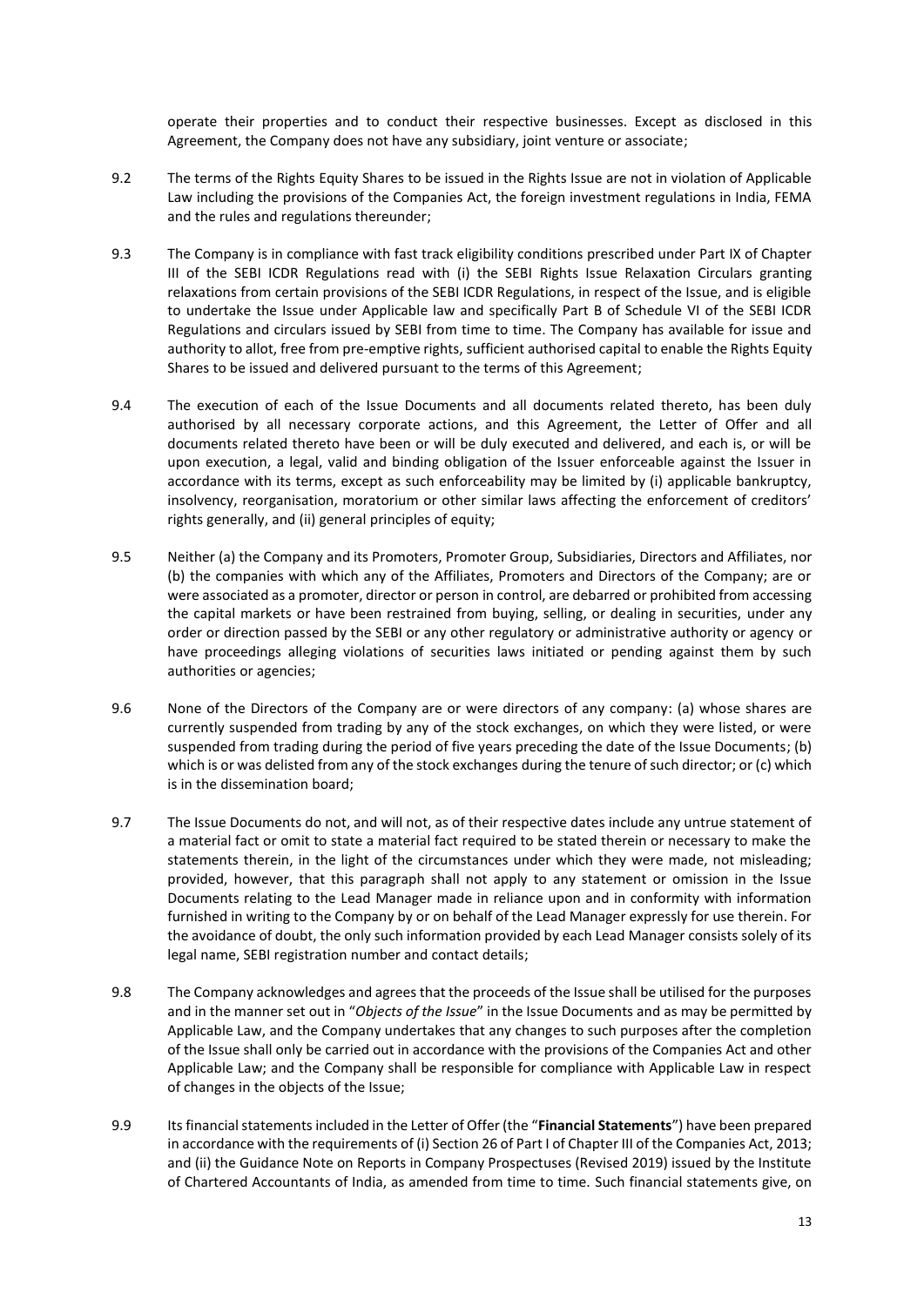operate their properties and to conduct their respective businesses. Except as disclosed in this Agreement, the Company does not have any subsidiary, joint venture or associate;

9.2 The terms of the Rights Equity Shares to be issued in the Rights Issue are not in violation of Applicable Law including the provisions of the Companies Act, the foreign investment regulations in India, FEMA and the rules and regulations thereunder;

9.3 The Company is in compliance with fast track eligibility conditions prescribed under Part IX of Chapter III of the SEBI ICDR Regulations read with (i) the SEBI Rights Issue Relaxation Circulars granting relaxations from certain provisions of the SEBI ICDR Regulations, in respect of the Issue, and is eligible to undertake the Issue under Applicable law and specifically Part B of Schedule VI of the SEBI ICDR Regulations and circulars issued by SEBI from time to time. The Company has available for issue and authority to allot, free from pre-emptive rights, sufficient authorised capital to enable the Rights Equity Shares to be issued and delivered pursuant to the terms of this Agreement;

9.4 The execution of each of the Issue Documents and all documents related thereto, has been duly authorised by all necessary corporate actions, and this Agreement, the Letter of Offer and all documents related thereto have been or will be duly executed and delivered, and each is, or will be upon execution, a legal, valid and binding obligation of the Issuer enforceable against the Issuer in accordance with its terms, except as such enforceability may be limited by (i) applicable bankruptcy, insolvency, reorganisation, moratorium or other similar laws affecting the enforcement of creditors' rights generally, and (ii) general principles of equity;

9.5 Neither (a) the Company and its Promoters, Promoter Group, Subsidiaries, Directors and Affiliates, nor (b) the companies with which any of the Affiliates, Promoters and Directors of the Company; are or were associated as a promoter, director or person in control, are debarred or prohibited from accessing the capital markets or have been restrained from buying, selling, or dealing in securities, under any order or direction passed by the SEBI or any other regulatory or administrative authority or agency or have proceedings alleging violations of securities laws initiated or pending against them by such authorities or agencies;

9.6 None of the Directors of the Company are or were directors of any company: (a) whose shares are currently suspended from trading by any of the stock exchanges, on which they were listed, or were suspended from trading during the period of five years preceding the date of the Issue Documents; (b) which is or was delisted from any of the stock exchanges during the tenure of such director; or (c) which is in the dissemination board;

9.7 The Issue Documents do not, and will not, as of their respective dates include any untrue statement of a material fact or omit to state a material fact required to be stated therein or necessary to make the statements therein, in the light of the circumstances under which they were made, not misleading; provided, however, that this paragraph shall not apply to any statement or omission in the Issue Documents relating to the Lead Manager made in reliance upon and in conformity with information furnished in writing to the Company by or on behalf of the Lead Manager expressly for use therein. For the avoidance of doubt, the only such information provided by each Lead Manager consists solely of its legal name, SEBI registration number and contact details;

9.8 The Company acknowledges and agrees that the proceeds of the Issue shall be utilised for the purposes and in the manner set out in "*Objects of the Issue*" in the Issue Documents and as may be permitted by Applicable Law, and the Company undertakes that any changes to such purposes after the completion of the Issue shall only be carried out in accordance with the provisions of the Companies Act and other Applicable Law; and the Company shall be responsible for compliance with Applicable Law in respect of changes in the objects of the Issue;

9.9 Its financial statements included in the Letter of Offer (the "**Financial Statements**") have been prepared in accordance with the requirements of (i) Section 26 of Part I of Chapter III of the Companies Act, 2013; and (ii) the Guidance Note on Reports in Company Prospectuses (Revised 2019) issued by the Institute of Chartered Accountants of India, as amended from time to time. Such financial statements give, on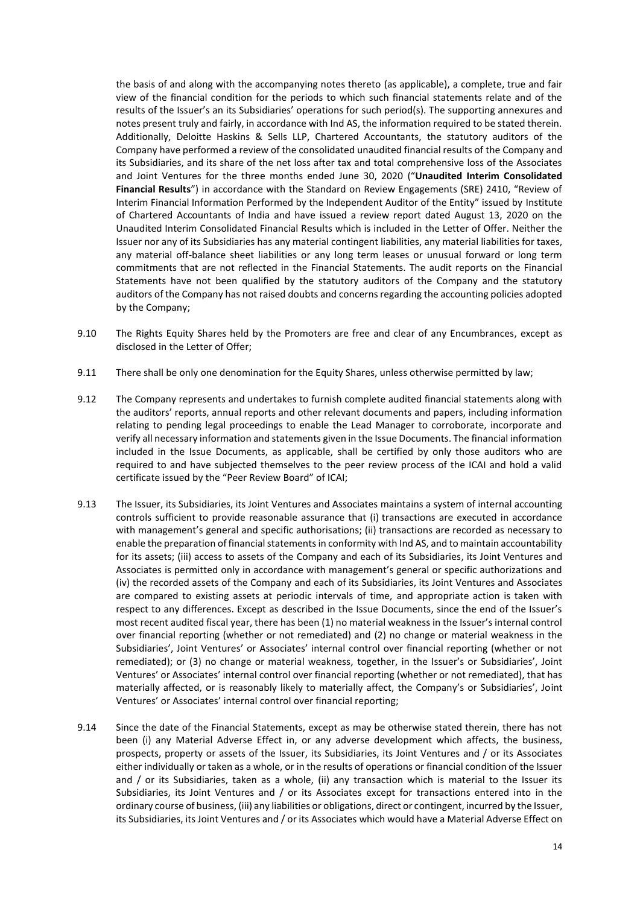the basis of and along with the accompanying notes thereto (as applicable), a complete, true and fair view of the financial condition for the periods to which such financial statements relate and of the results of the Issuer's an its Subsidiaries' operations for such period(s). The supporting annexures and notes present truly and fairly, in accordance with Ind AS, the information required to be stated therein. Additionally, Deloitte Haskins & Sells LLP, Chartered Accountants, the statutory auditors of the Company have performed a review of the consolidated unaudited financial results of the Company and its Subsidiaries, and its share of the net loss after tax and total comprehensive loss of the Associates and Joint Ventures for the three months ended June 30, 2020 ("**Unaudited Interim Consolidated Financial Results**") in accordance with the Standard on Review Engagements (SRE) 2410, "Review of Interim Financial Information Performed by the Independent Auditor of the Entity" issued by Institute of Chartered Accountants of India and have issued a review report dated August 13, 2020 on the Unaudited Interim Consolidated Financial Results which is included in the Letter of Offer. Neither the Issuer nor any of its Subsidiaries has any material contingent liabilities, any material liabilities for taxes, any material off-balance sheet liabilities or any long term leases or unusual forward or long term commitments that are not reflected in the Financial Statements. The audit reports on the Financial Statements have not been qualified by the statutory auditors of the Company and the statutory auditors of the Company has not raised doubts and concerns regarding the accounting policies adopted by the Company;

9.10 The Rights Equity Shares held by the Promoters are free and clear of any Encumbrances, except as disclosed in the Letter of Offer;

9.11 There shall be only one denomination for the Equity Shares, unless otherwise permitted by law;

9.12 The Company represents and undertakes to furnish complete audited financial statements along with the auditors' reports, annual reports and other relevant documents and papers, including information relating to pending legal proceedings to enable the Lead Manager to corroborate, incorporate and verify all necessary information and statements given in the Issue Documents. The financial information included in the Issue Documents, as applicable, shall be certified by only those auditors who are required to and have subjected themselves to the peer review process of the ICAI and hold a valid certificate issued by the "Peer Review Board" of ICAI;

9.13 The Issuer, its Subsidiaries, its Joint Ventures and Associates maintains a system of internal accounting controls sufficient to provide reasonable assurance that (i) transactions are executed in accordance with management's general and specific authorisations; (ii) transactions are recorded as necessary to enable the preparation of financial statements in conformity with Ind AS, and to maintain accountability for its assets; (iii) access to assets of the Company and each of its Subsidiaries, its Joint Ventures and Associates is permitted only in accordance with management's general or specific authorizations and (iv) the recorded assets of the Company and each of its Subsidiaries, its Joint Ventures and Associates are compared to existing assets at periodic intervals of time, and appropriate action is taken with respect to any differences. Except as described in the Issue Documents, since the end of the Issuer's most recent audited fiscal year, there has been (1) no material weakness in the Issuer's internal control over financial reporting (whether or not remediated) and (2) no change or material weakness in the Subsidiaries', Joint Ventures' or Associates' internal control over financial reporting (whether or not remediated); or (3) no change or material weakness, together, in the Issuer's or Subsidiaries', Joint Ventures' or Associates' internal control over financial reporting (whether or not remediated), that has materially affected, or is reasonably likely to materially affect, the Company's or Subsidiaries', Joint Ventures' or Associates' internal control over financial reporting;

9.14 Since the date of the Financial Statements, except as may be otherwise stated therein, there has not been (i) any Material Adverse Effect in, or any adverse development which affects, the business, prospects, property or assets of the Issuer, its Subsidiaries, its Joint Ventures and / or its Associates either individually or taken as a whole, or in the results of operations or financial condition of the Issuer and / or its Subsidiaries, taken as a whole, (ii) any transaction which is material to the Issuer its Subsidiaries, its Joint Ventures and / or its Associates except for transactions entered into in the ordinary course of business, (iii) any liabilities or obligations, direct or contingent, incurred by the Issuer, its Subsidiaries, its Joint Ventures and / or its Associates which would have a Material Adverse Effect on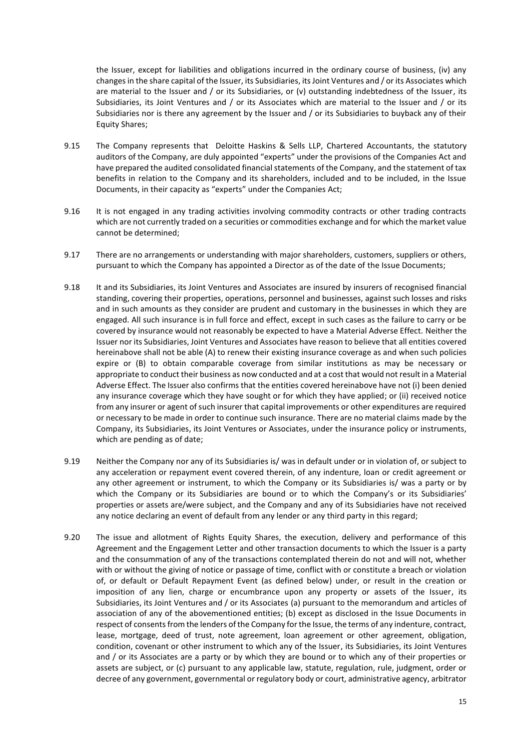the Issuer, except for liabilities and obligations incurred in the ordinary course of business, (iv) any changes in the share capital of the Issuer, its Subsidiaries, its Joint Ventures and / or its Associates which are material to the Issuer and / or its Subsidiaries, or (v) outstanding indebtedness of the Issuer, its Subsidiaries, its Joint Ventures and / or its Associates which are material to the Issuer and / or its Subsidiaries nor is there any agreement by the Issuer and / or its Subsidiaries to buyback any of their Equity Shares;

9.15 The Company represents that Deloitte Haskins & Sells LLP, Chartered Accountants, the statutory auditors of the Company, are duly appointed "experts" under the provisions of the Companies Act and have prepared the audited consolidated financial statements of the Company, and the statement of tax benefits in relation to the Company and its shareholders, included and to be included, in the Issue Documents, in their capacity as "experts" under the Companies Act;

9.16 It is not engaged in any trading activities involving commodity contracts or other trading contracts which are not currently traded on a securities or commodities exchange and for which the market value cannot be determined;

9.17 There are no arrangements or understanding with major shareholders, customers, suppliers or others, pursuant to which the Company has appointed a Director as of the date of the Issue Documents;

9.18 It and its Subsidiaries, its Joint Ventures and Associates are insured by insurers of recognised financial standing, covering their properties, operations, personnel and businesses, against such losses and risks and in such amounts as they consider are prudent and customary in the businesses in which they are engaged. All such insurance is in full force and effect, except in such cases as the failure to carry or be covered by insurance would not reasonably be expected to have a Material Adverse Effect. Neither the Issuer nor its Subsidiaries, Joint Ventures and Associates have reason to believe that all entities covered hereinabove shall not be able (A) to renew their existing insurance coverage as and when such policies expire or (B) to obtain comparable coverage from similar institutions as may be necessary or appropriate to conduct their business as now conducted and at a cost that would not result in a Material Adverse Effect. The Issuer also confirms that the entities covered hereinabove have not (i) been denied any insurance coverage which they have sought or for which they have applied; or (ii) received notice from any insurer or agent of such insurer that capital improvements or other expenditures are required or necessary to be made in order to continue such insurance. There are no material claims made by the Company, its Subsidiaries, its Joint Ventures or Associates, under the insurance policy or instruments, which are pending as of date;

9.19 Neither the Company nor any of its Subsidiaries is/ was in default under or in violation of, or subject to any acceleration or repayment event covered therein, of any indenture, loan or credit agreement or any other agreement or instrument, to which the Company or its Subsidiaries is/ was a party or by which the Company or its Subsidiaries are bound or to which the Company's or its Subsidiaries' properties or assets are/were subject, and the Company and any of its Subsidiaries have not received any notice declaring an event of default from any lender or any third party in this regard;

9.20 The issue and allotment of Rights Equity Shares, the execution, delivery and performance of this Agreement and the Engagement Letter and other transaction documents to which the Issuer is a party and the consummation of any of the transactions contemplated therein do not and will not, whether with or without the giving of notice or passage of time, conflict with or constitute a breach or violation of, or default or Default Repayment Event (as defined below) under, or result in the creation or imposition of any lien, charge or encumbrance upon any property or assets of the Issuer, its Subsidiaries, its Joint Ventures and / or its Associates (a) pursuant to the memorandum and articles of association of any of the abovementioned entities; (b) except as disclosed in the Issue Documents in respect of consents from the lenders of the Company for the Issue, the terms of any indenture, contract, lease, mortgage, deed of trust, note agreement, loan agreement or other agreement, obligation, condition, covenant or other instrument to which any of the Issuer, its Subsidiaries, its Joint Ventures and / or its Associates are a party or by which they are bound or to which any of their properties or assets are subject, or (c) pursuant to any applicable law, statute, regulation, rule, judgment, order or decree of any government, governmental or regulatory body or court, administrative agency, arbitrator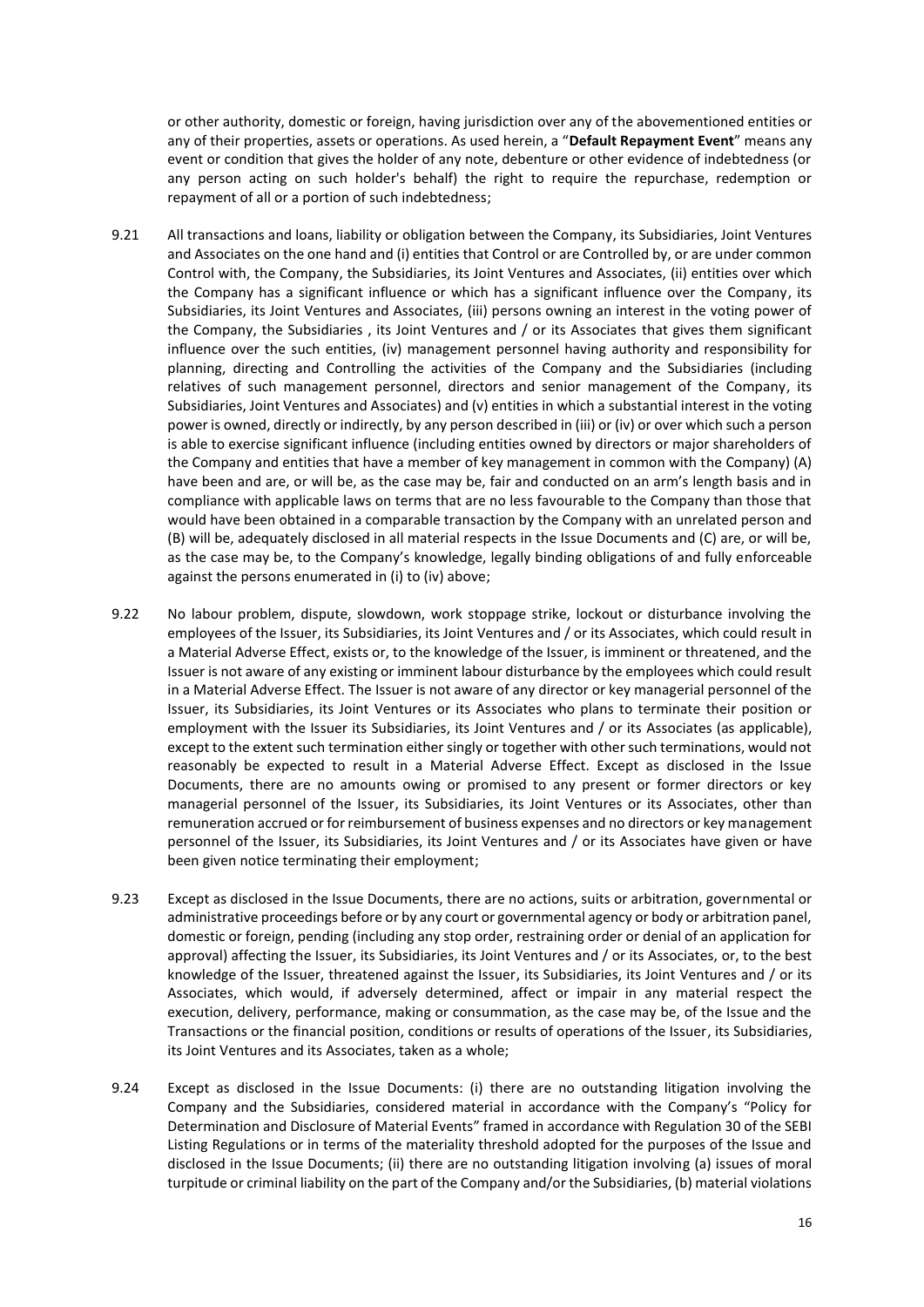or other authority, domestic or foreign, having jurisdiction over any of the abovementioned entities or any of their properties, assets or operations. As used herein, a "**Default Repayment Event**" means any event or condition that gives the holder of any note, debenture or other evidence of indebtedness (or any person acting on such holder's behalf) the right to require the repurchase, redemption or repayment of all or a portion of such indebtedness;

9.21 All transactions and loans, liability or obligation between the Company, its Subsidiaries, Joint Ventures and Associates on the one hand and (i) entities that Control or are Controlled by, or are under common Control with, the Company, the Subsidiaries, its Joint Ventures and Associates, (ii) entities over which the Company has a significant influence or which has a significant influence over the Company, its Subsidiaries, its Joint Ventures and Associates, (iii) persons owning an interest in the voting power of the Company, the Subsidiaries , its Joint Ventures and / or its Associates that gives them significant influence over the such entities, (iv) management personnel having authority and responsibility for planning, directing and Controlling the activities of the Company and the Subsidiaries (including relatives of such management personnel, directors and senior management of the Company, its Subsidiaries, Joint Ventures and Associates) and (v) entities in which a substantial interest in the voting power is owned, directly or indirectly, by any person described in (iii) or (iv) or over which such a person is able to exercise significant influence (including entities owned by directors or major shareholders of the Company and entities that have a member of key management in common with the Company) (A) have been and are, or will be, as the case may be, fair and conducted on an arm's length basis and in compliance with applicable laws on terms that are no less favourable to the Company than those that would have been obtained in a comparable transaction by the Company with an unrelated person and (B) will be, adequately disclosed in all material respects in the Issue Documents and (C) are, or will be, as the case may be, to the Company's knowledge, legally binding obligations of and fully enforceable against the persons enumerated in (i) to (iv) above;

9.22 No labour problem, dispute, slowdown, work stoppage strike, lockout or disturbance involving the employees of the Issuer, its Subsidiaries, its Joint Ventures and / or its Associates, which could result in a Material Adverse Effect, exists or, to the knowledge of the Issuer, is imminent or threatened, and the Issuer is not aware of any existing or imminent labour disturbance by the employees which could result in a Material Adverse Effect. The Issuer is not aware of any director or key managerial personnel of the Issuer, its Subsidiaries, its Joint Ventures or its Associates who plans to terminate their position or employment with the Issuer its Subsidiaries, its Joint Ventures and / or its Associates (as applicable), except to the extent such termination either singly or together with other such terminations, would not reasonably be expected to result in a Material Adverse Effect. Except as disclosed in the Issue Documents, there are no amounts owing or promised to any present or former directors or key managerial personnel of the Issuer, its Subsidiaries, its Joint Ventures or its Associates, other than remuneration accrued or for reimbursement of business expenses and no directors or key management personnel of the Issuer, its Subsidiaries, its Joint Ventures and / or its Associates have given or have been given notice terminating their employment;

9.23 Except as disclosed in the Issue Documents, there are no actions, suits or arbitration, governmental or administrative proceedings before or by any court or governmental agency or body or arbitration panel, domestic or foreign, pending (including any stop order, restraining order or denial of an application for approval) affecting the Issuer, its Subsidiaries, its Joint Ventures and / or its Associates, or, to the best knowledge of the Issuer, threatened against the Issuer, its Subsidiaries, its Joint Ventures and / or its Associates, which would, if adversely determined, affect or impair in any material respect the execution, delivery, performance, making or consummation, as the case may be, of the Issue and the Transactions or the financial position, conditions or results of operations of the Issuer, its Subsidiaries, its Joint Ventures and its Associates, taken as a whole;

9.24 Except as disclosed in the Issue Documents: (i) there are no outstanding litigation involving the Company and the Subsidiaries, considered material in accordance with the Company's "Policy for Determination and Disclosure of Material Events" framed in accordance with Regulation 30 of the SEBI Listing Regulations or in terms of the materiality threshold adopted for the purposes of the Issue and disclosed in the Issue Documents; (ii) there are no outstanding litigation involving (a) issues of moral turpitude or criminal liability on the part of the Company and/or the Subsidiaries, (b) material violations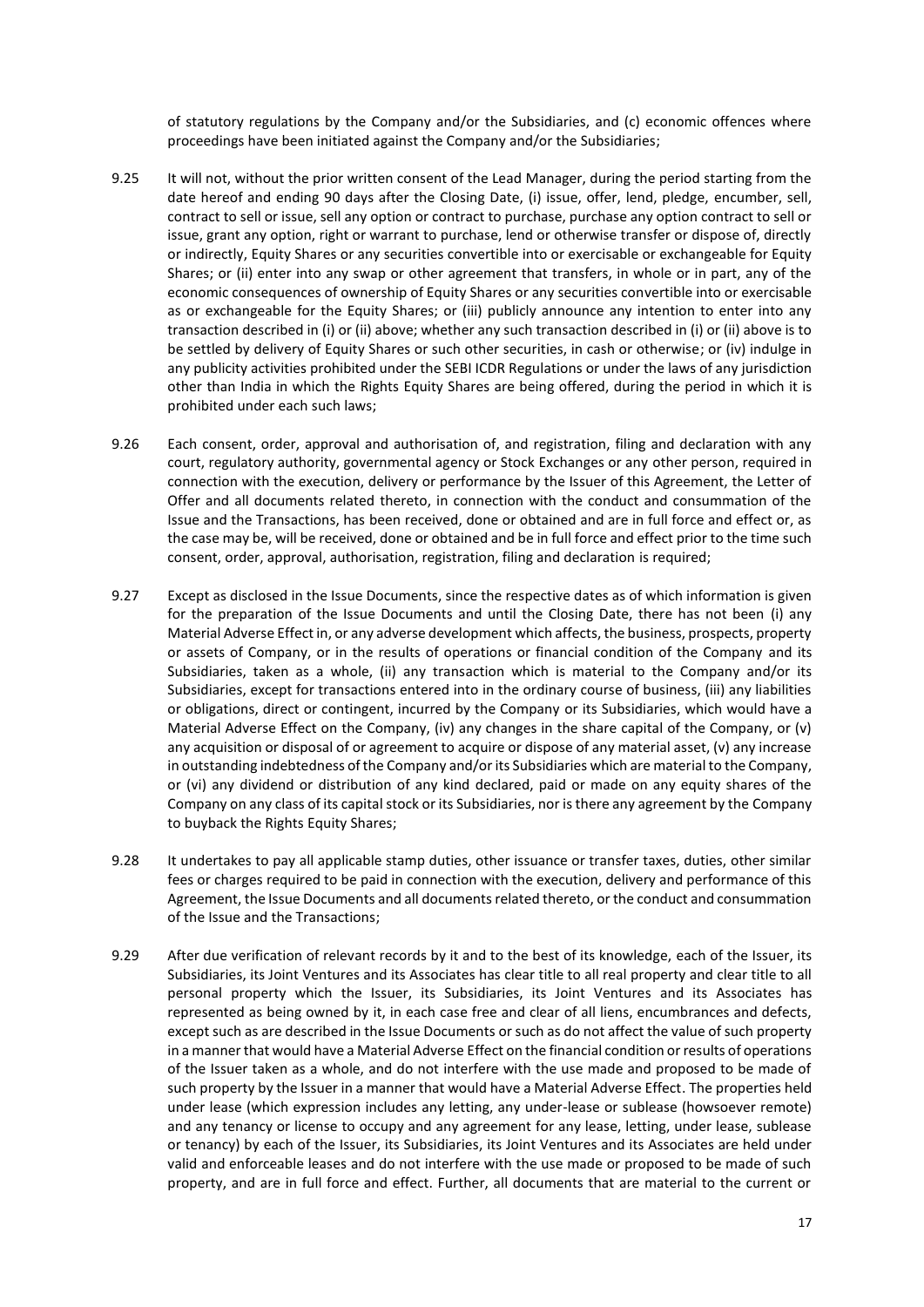of statutory regulations by the Company and/or the Subsidiaries, and (c) economic offences where proceedings have been initiated against the Company and/or the Subsidiaries;

9.25 It will not, without the prior written consent of the Lead Manager, during the period starting from the date hereof and ending 90 days after the Closing Date, (i) issue, offer, lend, pledge, encumber, sell, contract to sell or issue, sell any option or contract to purchase, purchase any option contract to sell or issue, grant any option, right or warrant to purchase, lend or otherwise transfer or dispose of, directly or indirectly, Equity Shares or any securities convertible into or exercisable or exchangeable for Equity Shares; or (ii) enter into any swap or other agreement that transfers, in whole or in part, any of the economic consequences of ownership of Equity Shares or any securities convertible into or exercisable as or exchangeable for the Equity Shares; or (iii) publicly announce any intention to enter into any transaction described in (i) or (ii) above; whether any such transaction described in (i) or (ii) above is to be settled by delivery of Equity Shares or such other securities, in cash or otherwise; or (iv) indulge in any publicity activities prohibited under the SEBI ICDR Regulations or under the laws of any jurisdiction other than India in which the Rights Equity Shares are being offered, during the period in which it is prohibited under each such laws;

9.26 Each consent, order, approval and authorisation of, and registration, filing and declaration with any court, regulatory authority, governmental agency or Stock Exchanges or any other person, required in connection with the execution, delivery or performance by the Issuer of this Agreement, the Letter of Offer and all documents related thereto, in connection with the conduct and consummation of the Issue and the Transactions, has been received, done or obtained and are in full force and effect or, as the case may be, will be received, done or obtained and be in full force and effect prior to the time such consent, order, approval, authorisation, registration, filing and declaration is required;

9.27 Except as disclosed in the Issue Documents, since the respective dates as of which information is given for the preparation of the Issue Documents and until the Closing Date, there has not been (i) any Material Adverse Effect in, or any adverse development which affects, the business, prospects, property or assets of Company, or in the results of operations or financial condition of the Company and its Subsidiaries, taken as a whole, (ii) any transaction which is material to the Company and/or its Subsidiaries, except for transactions entered into in the ordinary course of business, (iii) any liabilities or obligations, direct or contingent, incurred by the Company or its Subsidiaries, which would have a Material Adverse Effect on the Company, (iv) any changes in the share capital of the Company, or (v) any acquisition or disposal of or agreement to acquire or dispose of any material asset, (v) any increase in outstanding indebtedness of the Company and/or its Subsidiaries which are material to the Company, or (vi) any dividend or distribution of any kind declared, paid or made on any equity shares of the Company on any class of its capital stock or its Subsidiaries, nor is there any agreement by the Company to buyback the Rights Equity Shares;

9.28 It undertakes to pay all applicable stamp duties, other issuance or transfer taxes, duties, other similar fees or charges required to be paid in connection with the execution, delivery and performance of this Agreement, the Issue Documents and all documents related thereto, or the conduct and consummation of the Issue and the Transactions;

9.29 After due verification of relevant records by it and to the best of its knowledge, each of the Issuer, its Subsidiaries, its Joint Ventures and its Associates has clear title to all real property and clear title to all personal property which the Issuer, its Subsidiaries, its Joint Ventures and its Associates has represented as being owned by it, in each case free and clear of all liens, encumbrances and defects, except such as are described in the Issue Documents or such as do not affect the value of such property in a manner that would have a Material Adverse Effect on the financial condition or results of operations of the Issuer taken as a whole, and do not interfere with the use made and proposed to be made of such property by the Issuer in a manner that would have a Material Adverse Effect. The properties held under lease (which expression includes any letting, any under-lease or sublease (howsoever remote) and any tenancy or license to occupy and any agreement for any lease, letting, under lease, sublease or tenancy) by each of the Issuer, its Subsidiaries, its Joint Ventures and its Associates are held under valid and enforceable leases and do not interfere with the use made or proposed to be made of such property, and are in full force and effect. Further, all documents that are material to the current or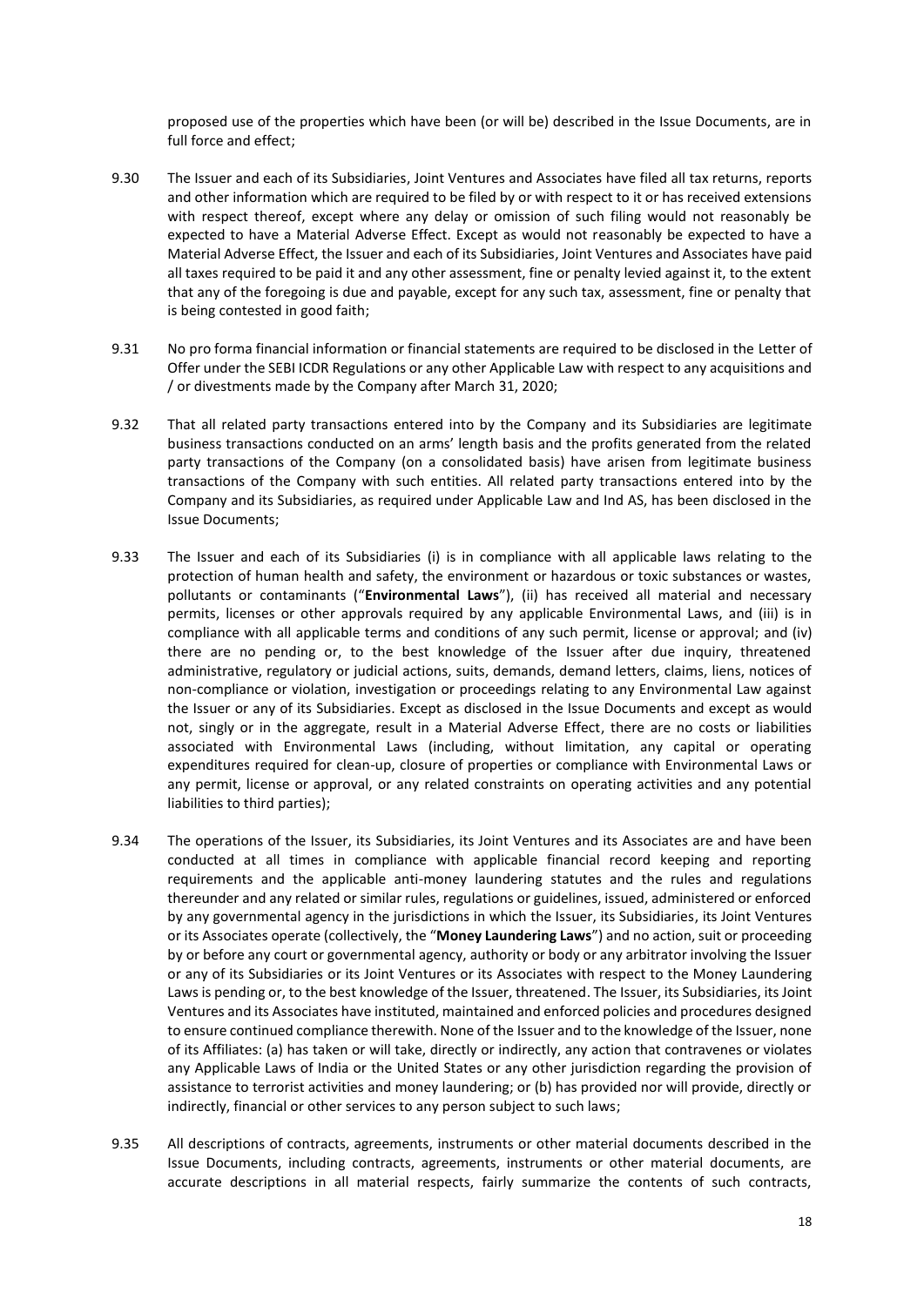proposed use of the properties which have been (or will be) described in the Issue Documents, are in full force and effect;

9.30 The Issuer and each of its Subsidiaries, Joint Ventures and Associates have filed all tax returns, reports and other information which are required to be filed by or with respect to it or has received extensions with respect thereof, except where any delay or omission of such filing would not reasonably be expected to have a Material Adverse Effect. Except as would not reasonably be expected to have a Material Adverse Effect, the Issuer and each of its Subsidiaries, Joint Ventures and Associates have paid all taxes required to be paid it and any other assessment, fine or penalty levied against it, to the extent that any of the foregoing is due and payable, except for any such tax, assessment, fine or penalty that is being contested in good faith;

9.31 No pro forma financial information or financial statements are required to be disclosed in the Letter of Offer under the SEBI ICDR Regulations or any other Applicable Law with respect to any acquisitions and / or divestments made by the Company after March 31, 2020;

9.32 That all related party transactions entered into by the Company and its Subsidiaries are legitimate business transactions conducted on an arms' length basis and the profits generated from the related party transactions of the Company (on a consolidated basis) have arisen from legitimate business transactions of the Company with such entities. All related party transactions entered into by the Company and its Subsidiaries, as required under Applicable Law and Ind AS, has been disclosed in the Issue Documents;

9.33 The Issuer and each of its Subsidiaries (i) is in compliance with all applicable laws relating to the protection of human health and safety, the environment or hazardous or toxic substances or wastes, pollutants or contaminants ("**Environmental Laws**"), (ii) has received all material and necessary permits, licenses or other approvals required by any applicable Environmental Laws, and (iii) is in compliance with all applicable terms and conditions of any such permit, license or approval; and (iv) there are no pending or, to the best knowledge of the Issuer after due inquiry, threatened administrative, regulatory or judicial actions, suits, demands, demand letters, claims, liens, notices of non-compliance or violation, investigation or proceedings relating to any Environmental Law against the Issuer or any of its Subsidiaries. Except as disclosed in the Issue Documents and except as would not, singly or in the aggregate, result in a Material Adverse Effect, there are no costs or liabilities associated with Environmental Laws (including, without limitation, any capital or operating expenditures required for clean-up, closure of properties or compliance with Environmental Laws or any permit, license or approval, or any related constraints on operating activities and any potential liabilities to third parties);

9.34 The operations of the Issuer, its Subsidiaries, its Joint Ventures and its Associates are and have been conducted at all times in compliance with applicable financial record keeping and reporting requirements and the applicable anti-money laundering statutes and the rules and regulations thereunder and any related or similar rules, regulations or guidelines, issued, administered or enforced by any governmental agency in the jurisdictions in which the Issuer, its Subsidiaries, its Joint Ventures or its Associates operate (collectively, the "**Money Laundering Laws**") and no action, suit or proceeding by or before any court or governmental agency, authority or body or any arbitrator involving the Issuer or any of its Subsidiaries or its Joint Ventures or its Associates with respect to the Money Laundering Laws is pending or, to the best knowledge of the Issuer, threatened. The Issuer, its Subsidiaries, its Joint Ventures and its Associates have instituted, maintained and enforced policies and procedures designed to ensure continued compliance therewith. None of the Issuer and to the knowledge of the Issuer, none of its Affiliates: (a) has taken or will take, directly or indirectly, any action that contravenes or violates any Applicable Laws of India or the United States or any other jurisdiction regarding the provision of assistance to terrorist activities and money laundering; or (b) has provided nor will provide, directly or indirectly, financial or other services to any person subject to such laws;

9.35 All descriptions of contracts, agreements, instruments or other material documents described in the Issue Documents, including contracts, agreements, instruments or other material documents, are accurate descriptions in all material respects, fairly summarize the contents of such contracts,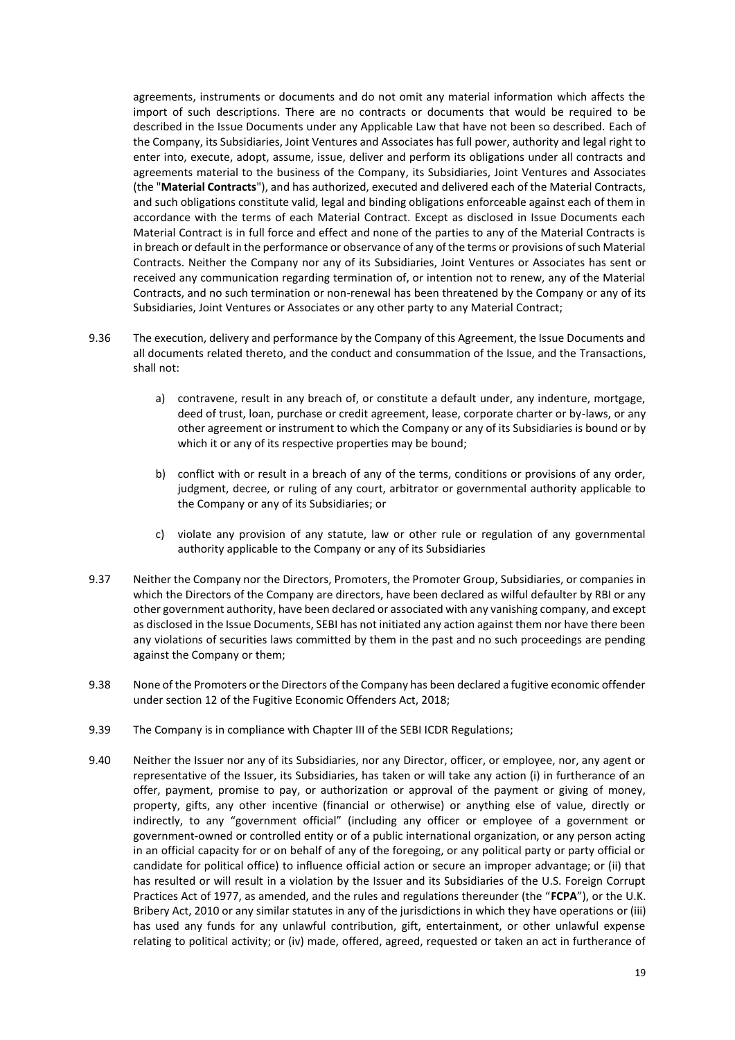agreements, instruments or documents and do not omit any material information which affects the import of such descriptions. There are no contracts or documents that would be required to be described in the Issue Documents under any Applicable Law that have not been so described. Each of the Company, its Subsidiaries, Joint Ventures and Associates has full power, authority and legal right to enter into, execute, adopt, assume, issue, deliver and perform its obligations under all contracts and agreements material to the business of the Company, its Subsidiaries, Joint Ventures and Associates (the "**Material Contracts**"), and has authorized, executed and delivered each of the Material Contracts, and such obligations constitute valid, legal and binding obligations enforceable against each of them in accordance with the terms of each Material Contract. Except as disclosed in Issue Documents each Material Contract is in full force and effect and none of the parties to any of the Material Contracts is in breach or default in the performance or observance of any of the terms or provisions of such Material Contracts. Neither the Company nor any of its Subsidiaries, Joint Ventures or Associates has sent or received any communication regarding termination of, or intention not to renew, any of the Material Contracts, and no such termination or non-renewal has been threatened by the Company or any of its Subsidiaries, Joint Ventures or Associates or any other party to any Material Contract;

9.36 The execution, delivery and performance by the Company of this Agreement, the Issue Documents and all documents related thereto, and the conduct and consummation of the Issue, and the Transactions, shall not:

a) contravene, result in any breach of, or constitute a default under, any indenture, mortgage, deed of trust, loan, purchase or credit agreement, lease, corporate charter or by-laws, or any other agreement or instrument to which the Company or any of its Subsidiaries is bound or by which it or any of its respective properties may be bound;

b) conflict with or result in a breach of any of the terms, conditions or provisions of any order, judgment, decree, or ruling of any court, arbitrator or governmental authority applicable to the Company or any of its Subsidiaries; or

c) violate any provision of any statute, law or other rule or regulation of any governmental authority applicable to the Company or any of its Subsidiaries

9.37 Neither the Company nor the Directors, Promoters, the Promoter Group, Subsidiaries, or companies in which the Directors of the Company are directors, have been declared as wilful defaulter by RBI or any other government authority, have been declared or associated with any vanishing company, and except as disclosed in the Issue Documents, SEBI has not initiated any action against them nor have there been any violations of securities laws committed by them in the past and no such proceedings are pending against the Company or them;

9.38 None of the Promoters or the Directors of the Company has been declared a fugitive economic offender under section 12 of the Fugitive Economic Offenders Act, 2018;

9.39 The Company is in compliance with Chapter III of the SEBI ICDR Regulations;

9.40 Neither the Issuer nor any of its Subsidiaries, nor any Director, officer, or employee, nor, any agent or representative of the Issuer, its Subsidiaries, has taken or will take any action (i) in furtherance of an offer, payment, promise to pay, or authorization or approval of the payment or giving of money, property, gifts, any other incentive (financial or otherwise) or anything else of value, directly or indirectly, to any "government official" (including any officer or employee of a government or government-owned or controlled entity or of a public international organization, or any person acting in an official capacity for or on behalf of any of the foregoing, or any political party or party official or candidate for political office) to influence official action or secure an improper advantage; or (ii) that has resulted or will result in a violation by the Issuer and its Subsidiaries of the U.S. Foreign Corrupt Practices Act of 1977, as amended, and the rules and regulations thereunder (the "**FCPA**"), or the U.K. Bribery Act, 2010 or any similar statutes in any of the jurisdictions in which they have operations or (iii) has used any funds for any unlawful contribution, gift, entertainment, or other unlawful expense relating to political activity; or (iv) made, offered, agreed, requested or taken an act in furtherance of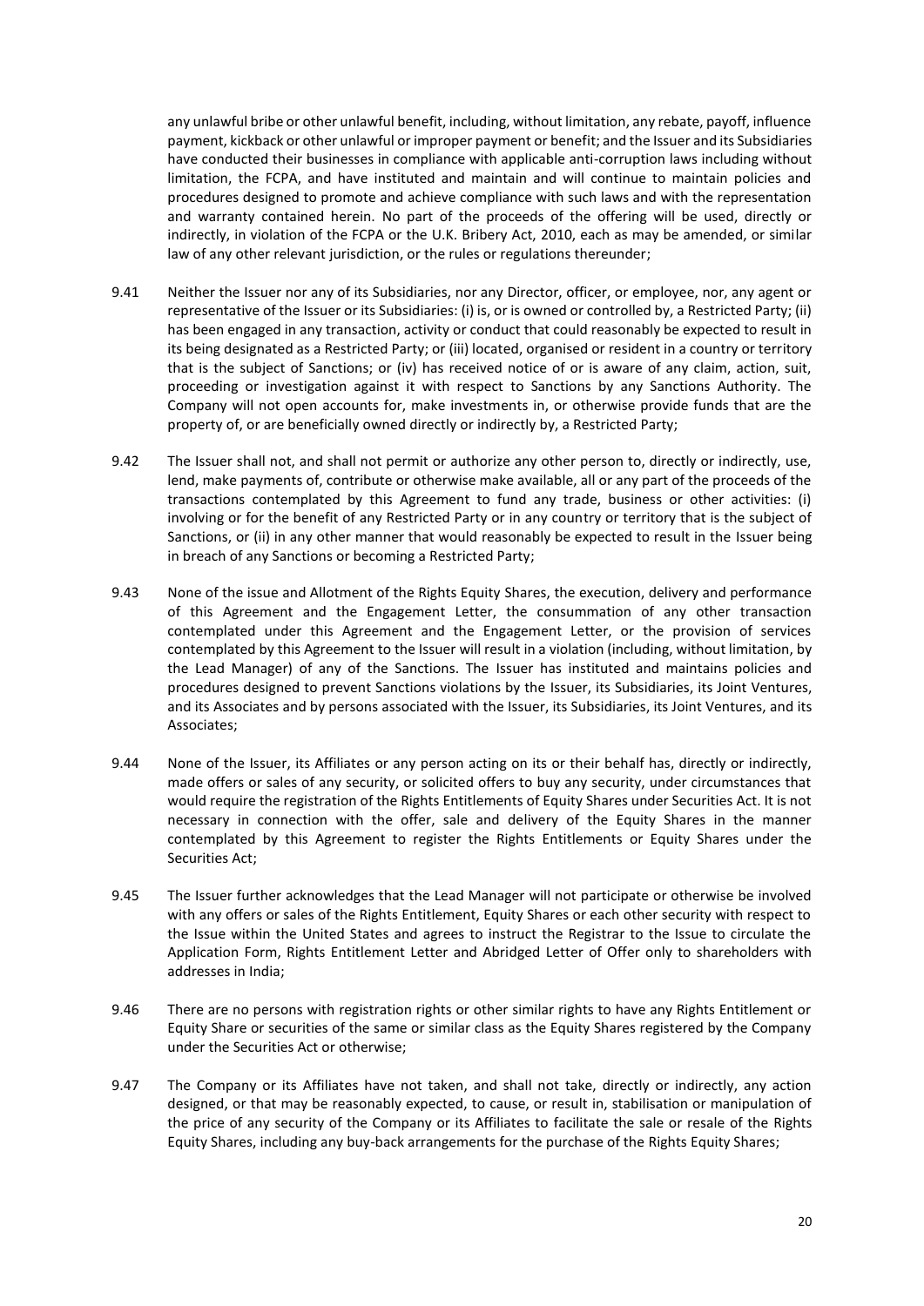any unlawful bribe or other unlawful benefit, including, without limitation, any rebate, payoff, influence payment, kickback or other unlawful or improper payment or benefit; and the Issuer and its Subsidiaries have conducted their businesses in compliance with applicable anti-corruption laws including without limitation, the FCPA, and have instituted and maintain and will continue to maintain policies and procedures designed to promote and achieve compliance with such laws and with the representation and warranty contained herein. No part of the proceeds of the offering will be used, directly or indirectly, in violation of the FCPA or the U.K. Bribery Act, 2010, each as may be amended, or similar law of any other relevant jurisdiction, or the rules or regulations thereunder;

9.41 Neither the Issuer nor any of its Subsidiaries, nor any Director, officer, or employee, nor, any agent or representative of the Issuer or its Subsidiaries: (i) is, or is owned or controlled by, a Restricted Party; (ii) has been engaged in any transaction, activity or conduct that could reasonably be expected to result in its being designated as a Restricted Party; or (iii) located, organised or resident in a country or territory that is the subject of Sanctions; or (iv) has received notice of or is aware of any claim, action, suit, proceeding or investigation against it with respect to Sanctions by any Sanctions Authority. The Company will not open accounts for, make investments in, or otherwise provide funds that are the property of, or are beneficially owned directly or indirectly by, a Restricted Party;

9.42 The Issuer shall not, and shall not permit or authorize any other person to, directly or indirectly, use, lend, make payments of, contribute or otherwise make available, all or any part of the proceeds of the transactions contemplated by this Agreement to fund any trade, business or other activities: (i) involving or for the benefit of any Restricted Party or in any country or territory that is the subject of Sanctions, or (ii) in any other manner that would reasonably be expected to result in the Issuer being in breach of any Sanctions or becoming a Restricted Party;

9.43 None of the issue and Allotment of the Rights Equity Shares, the execution, delivery and performance of this Agreement and the Engagement Letter, the consummation of any other transaction contemplated under this Agreement and the Engagement Letter, or the provision of services contemplated by this Agreement to the Issuer will result in a violation (including, without limitation, by the Lead Manager) of any of the Sanctions. The Issuer has instituted and maintains policies and procedures designed to prevent Sanctions violations by the Issuer, its Subsidiaries, its Joint Ventures, and its Associates and by persons associated with the Issuer, its Subsidiaries, its Joint Ventures, and its Associates;

9.44 None of the Issuer, its Affiliates or any person acting on its or their behalf has, directly or indirectly, made offers or sales of any security, or solicited offers to buy any security, under circumstances that would require the registration of the Rights Entitlements of Equity Shares under Securities Act. It is not necessary in connection with the offer, sale and delivery of the Equity Shares in the manner contemplated by this Agreement to register the Rights Entitlements or Equity Shares under the Securities Act;

9.45 The Issuer further acknowledges that the Lead Manager will not participate or otherwise be involved with any offers or sales of the Rights Entitlement, Equity Shares or each other security with respect to the Issue within the United States and agrees to instruct the Registrar to the Issue to circulate the Application Form, Rights Entitlement Letter and Abridged Letter of Offer only to shareholders with addresses in India;

9.46 There are no persons with registration rights or other similar rights to have any Rights Entitlement or Equity Share or securities of the same or similar class as the Equity Shares registered by the Company under the Securities Act or otherwise;

9.47 The Company or its Affiliates have not taken, and shall not take, directly or indirectly, any action designed, or that may be reasonably expected, to cause, or result in, stabilisation or manipulation of the price of any security of the Company or its Affiliates to facilitate the sale or resale of the Rights Equity Shares, including any buy-back arrangements for the purchase of the Rights Equity Shares;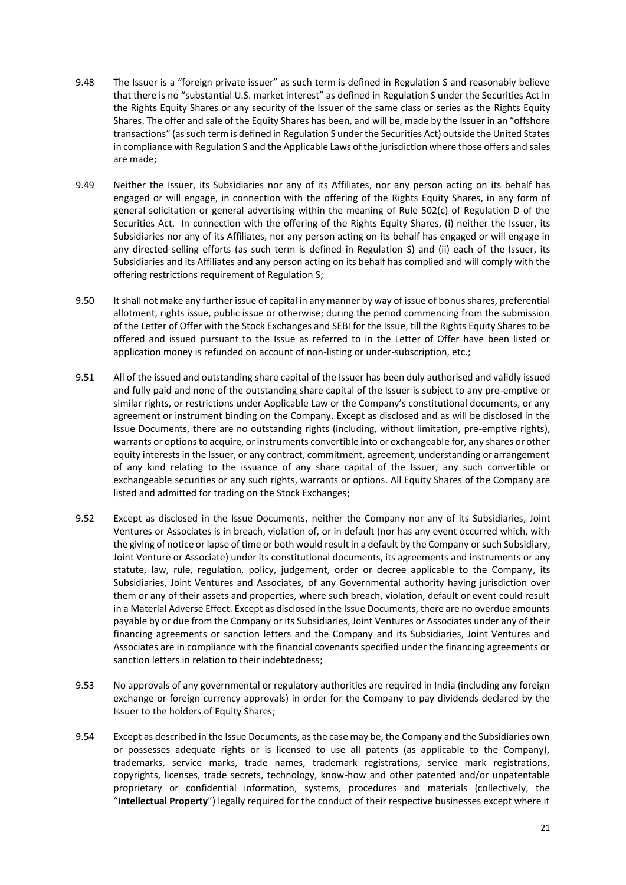9.48 The Issuer is a "foreign private issuer" as such term is defined in Regulation S and reasonably believe that there is no "substantial U.S. market interest" as defined in Regulation S under the Securities Act in the Rights Equity Shares or any security of the Issuer of the same class or series as the Rights Equity Shares. The offer and sale of the Equity Shares has been, and will be, made by the Issuer in an "offshore transactions" (as such term is defined in Regulation S under the Securities Act) outside the United States in compliance with Regulation S and the Applicable Laws of the jurisdiction where those offers and sales are made;

9.49 Neither the Issuer, its Subsidiaries nor any of its Affiliates, nor any person acting on its behalf has engaged or will engage, in connection with the offering of the Rights Equity Shares, in any form of general solicitation or general advertising within the meaning of Rule 502(c) of Regulation D of the Securities Act. In connection with the offering of the Rights Equity Shares, (i) neither the Issuer, its Subsidiaries nor any of its Affiliates, nor any person acting on its behalf has engaged or will engage in any directed selling efforts (as such term is defined in Regulation S) and (ii) each of the Issuer, its Subsidiaries and its Affiliates and any person acting on its behalf has complied and will comply with the offering restrictions requirement of Regulation S;

9.50 It shall not make any further issue of capital in any manner by way of issue of bonus shares, preferential allotment, rights issue, public issue or otherwise; during the period commencing from the submission of the Letter of Offer with the Stock Exchanges and SEBI for the Issue, till the Rights Equity Shares to be offered and issued pursuant to the Issue as referred to in the Letter of Offer have been listed or application money is refunded on account of non-listing or under-subscription, etc.;

9.51 All of the issued and outstanding share capital of the Issuer has been duly authorised and validly issued and fully paid and none of the outstanding share capital of the Issuer is subject to any pre-emptive or similar rights, or restrictions under Applicable Law or the Company's constitutional documents, or any agreement or instrument binding on the Company. Except as disclosed and as will be disclosed in the Issue Documents, there are no outstanding rights (including, without limitation, pre-emptive rights), warrants or options to acquire, or instruments convertible into or exchangeable for, any shares or other equity interests in the Issuer, or any contract, commitment, agreement, understanding or arrangement of any kind relating to the issuance of any share capital of the Issuer, any such convertible or exchangeable securities or any such rights, warrants or options. All Equity Shares of the Company are listed and admitted for trading on the Stock Exchanges;

9.52 Except as disclosed in the Issue Documents, neither the Company nor any of its Subsidiaries, Joint Ventures or Associates is in breach, violation of, or in default (nor has any event occurred which, with the giving of notice or lapse of time or both would result in a default by the Company or such Subsidiary, Joint Venture or Associate) under its constitutional documents, its agreements and instruments or any statute, law, rule, regulation, policy, judgement, order or decree applicable to the Company, its Subsidiaries, Joint Ventures and Associates, of any Governmental authority having jurisdiction over them or any of their assets and properties, where such breach, violation, default or event could result in a Material Adverse Effect. Except as disclosed in the Issue Documents, there are no overdue amounts payable by or due from the Company or its Subsidiaries, Joint Ventures or Associates under any of their financing agreements or sanction letters and the Company and its Subsidiaries, Joint Ventures and Associates are in compliance with the financial covenants specified under the financing agreements or sanction letters in relation to their indebtedness;

9.53 No approvals of any governmental or regulatory authorities are required in India (including any foreign exchange or foreign currency approvals) in order for the Company to pay dividends declared by the Issuer to the holders of Equity Shares;

9.54 Except as described in the Issue Documents, as the case may be, the Company and the Subsidiaries own or possesses adequate rights or is licensed to use all patents (as applicable to the Company), trademarks, service marks, trade names, trademark registrations, service mark registrations, copyrights, licenses, trade secrets, technology, know-how and other patented and/or unpatentable proprietary or confidential information, systems, procedures and materials (collectively, the "**Intellectual Property**") legally required for the conduct of their respective businesses except where it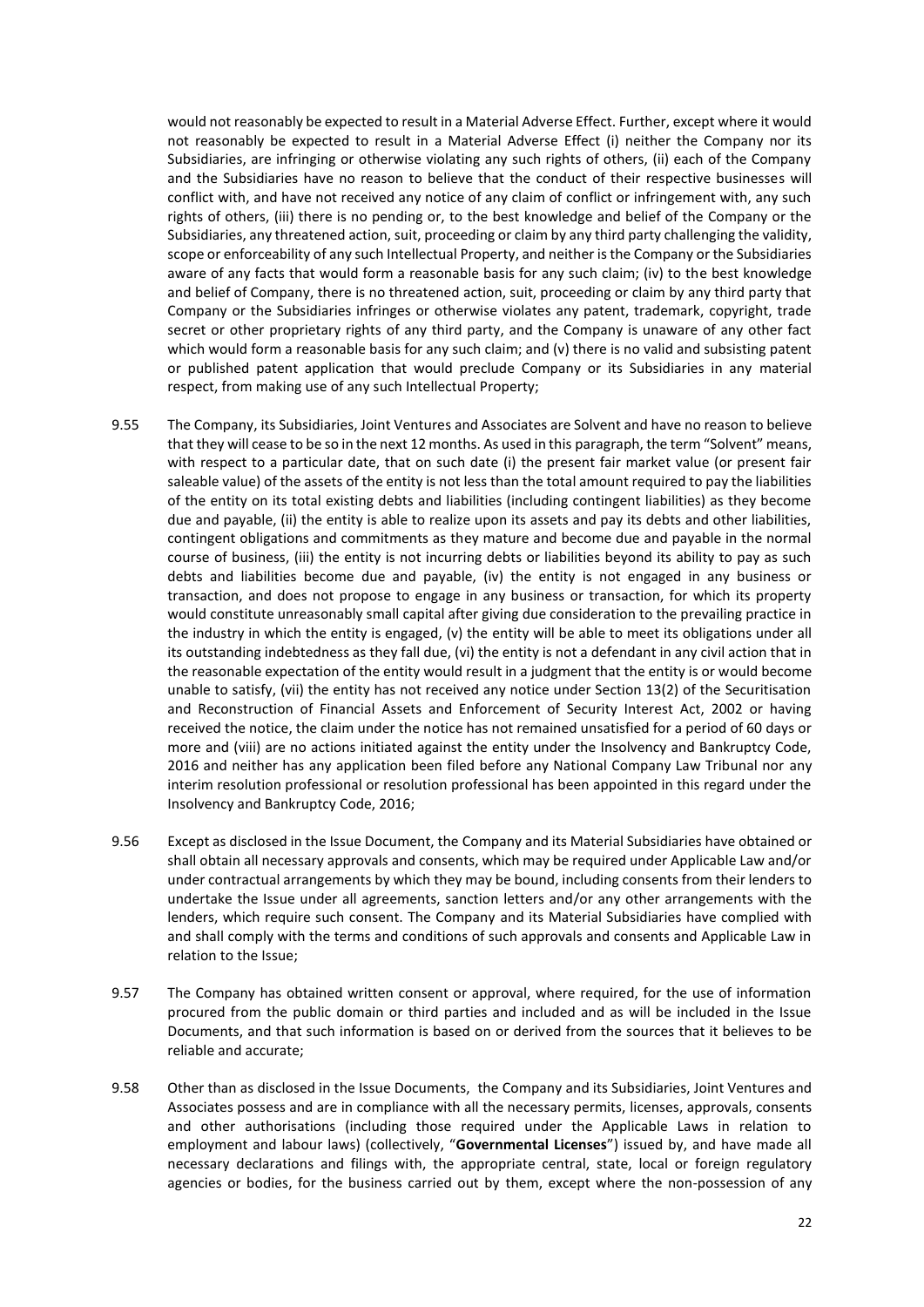would not reasonably be expected to result in a Material Adverse Effect. Further, except where it would not reasonably be expected to result in a Material Adverse Effect (i) neither the Company nor its Subsidiaries, are infringing or otherwise violating any such rights of others, (ii) each of the Company and the Subsidiaries have no reason to believe that the conduct of their respective businesses will conflict with, and have not received any notice of any claim of conflict or infringement with, any such rights of others, (iii) there is no pending or, to the best knowledge and belief of the Company or the Subsidiaries, any threatened action, suit, proceeding or claim by any third party challenging the validity, scope or enforceability of any such Intellectual Property, and neither is the Company or the Subsidiaries aware of any facts that would form a reasonable basis for any such claim; (iv) to the best knowledge and belief of Company, there is no threatened action, suit, proceeding or claim by any third party that Company or the Subsidiaries infringes or otherwise violates any patent, trademark, copyright, trade secret or other proprietary rights of any third party, and the Company is unaware of any other fact which would form a reasonable basis for any such claim; and (v) there is no valid and subsisting patent or published patent application that would preclude Company or its Subsidiaries in any material respect, from making use of any such Intellectual Property;

9.55 The Company, its Subsidiaries, Joint Ventures and Associates are Solvent and have no reason to believe that they will cease to be so in the next 12 months. As used in this paragraph, the term "Solvent" means, with respect to a particular date, that on such date (i) the present fair market value (or present fair saleable value) of the assets of the entity is not less than the total amount required to pay the liabilities of the entity on its total existing debts and liabilities (including contingent liabilities) as they become due and payable, (ii) the entity is able to realize upon its assets and pay its debts and other liabilities, contingent obligations and commitments as they mature and become due and payable in the normal course of business, (iii) the entity is not incurring debts or liabilities beyond its ability to pay as such debts and liabilities become due and payable, (iv) the entity is not engaged in any business or transaction, and does not propose to engage in any business or transaction, for which its property would constitute unreasonably small capital after giving due consideration to the prevailing practice in the industry in which the entity is engaged, (v) the entity will be able to meet its obligations under all its outstanding indebtedness as they fall due, (vi) the entity is not a defendant in any civil action that in the reasonable expectation of the entity would result in a judgment that the entity is or would become unable to satisfy, (vii) the entity has not received any notice under Section 13(2) of the Securitisation and Reconstruction of Financial Assets and Enforcement of Security Interest Act, 2002 or having received the notice, the claim under the notice has not remained unsatisfied for a period of 60 days or more and (viii) are no actions initiated against the entity under the Insolvency and Bankruptcy Code, 2016 and neither has any application been filed before any National Company Law Tribunal nor any interim resolution professional or resolution professional has been appointed in this regard under the Insolvency and Bankruptcy Code, 2016;

9.56 Except as disclosed in the Issue Document, the Company and its Material Subsidiaries have obtained or shall obtain all necessary approvals and consents, which may be required under Applicable Law and/or under contractual arrangements by which they may be bound, including consents from their lenders to undertake the Issue under all agreements, sanction letters and/or any other arrangements with the lenders, which require such consent. The Company and its Material Subsidiaries have complied with and shall comply with the terms and conditions of such approvals and consents and Applicable Law in relation to the Issue;

9.57 The Company has obtained written consent or approval, where required, for the use of information procured from the public domain or third parties and included and as will be included in the Issue Documents, and that such information is based on or derived from the sources that it believes to be reliable and accurate;

9.58 Other than as disclosed in the Issue Documents, the Company and its Subsidiaries, Joint Ventures and Associates possess and are in compliance with all the necessary permits, licenses, approvals, consents and other authorisations (including those required under the Applicable Laws in relation to employment and labour laws) (collectively, "**Governmental Licenses**") issued by, and have made all necessary declarations and filings with, the appropriate central, state, local or foreign regulatory agencies or bodies, for the business carried out by them, except where the non-possession of any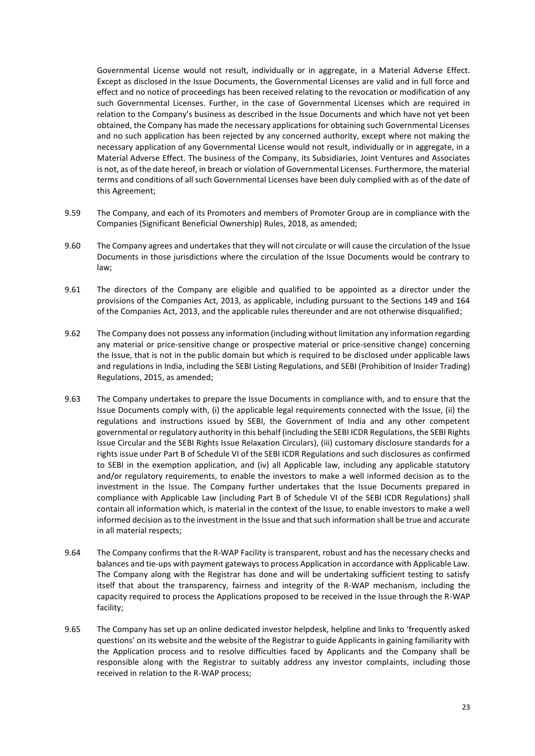Governmental License would not result, individually or in aggregate, in a Material Adverse Effect. Except as disclosed in the Issue Documents, the Governmental Licenses are valid and in full force and effect and no notice of proceedings has been received relating to the revocation or modification of any such Governmental Licenses. Further, in the case of Governmental Licenses which are required in relation to the Company's business as described in the Issue Documents and which have not yet been obtained, the Company has made the necessary applications for obtaining such Governmental Licenses and no such application has been rejected by any concerned authority, except where not making the necessary application of any Governmental License would not result, individually or in aggregate, in a Material Adverse Effect. The business of the Company, its Subsidiaries, Joint Ventures and Associates is not, as of the date hereof, in breach or violation of Governmental Licenses. Furthermore, the material terms and conditions of all such Governmental Licenses have been duly complied with as of the date of this Agreement;

9.59 The Company, and each of its Promoters and members of Promoter Group are in compliance with the Companies (Significant Beneficial Ownership) Rules, 2018, as amended;

9.60 The Company agrees and undertakes that they will not circulate or will cause the circulation of the Issue Documents in those jurisdictions where the circulation of the Issue Documents would be contrary to law;

9.61 The directors of the Company are eligible and qualified to be appointed as a director under the provisions of the Companies Act, 2013, as applicable, including pursuant to the Sections 149 and 164 of the Companies Act, 2013, and the applicable rules thereunder and are not otherwise disqualified;

9.62 The Company does not possess any information (including without limitation any information regarding any material or price-sensitive change or prospective material or price-sensitive change) concerning the Issue, that is not in the public domain but which is required to be disclosed under applicable laws and regulations in India, including the SEBI Listing Regulations, and SEBI (Prohibition of Insider Trading) Regulations, 2015, as amended;

9.63 The Company undertakes to prepare the Issue Documents in compliance with, and to ensure that the Issue Documents comply with, (i) the applicable legal requirements connected with the Issue, (ii) the regulations and instructions issued by SEBI, the Government of India and any other competent governmental or regulatory authority in this behalf (including the SEBI ICDR Regulations, the SEBI Rights Issue Circular and the SEBI Rights Issue Relaxation Circulars), (iii) customary disclosure standards for a rights issue under Part B of Schedule VI of the SEBI ICDR Regulations and such disclosures as confirmed to SEBI in the exemption application, and (iv) all Applicable law, including any applicable statutory and/or regulatory requirements, to enable the investors to make a well informed decision as to the investment in the Issue. The Company further undertakes that the Issue Documents prepared in compliance with Applicable Law (including Part B of Schedule VI of the SEBI ICDR Regulations) shall contain all information which, is material in the context of the Issue, to enable investors to make a well informed decision as to the investment in the Issue and that such information shall be true and accurate in all material respects;

9.64 The Company confirms that the R-WAP Facility is transparent, robust and has the necessary checks and balances and tie-ups with payment gateways to process Application in accordance with Applicable Law. The Company along with the Registrar has done and will be undertaking sufficient testing to satisfy itself that about the transparency, fairness and integrity of the R-WAP mechanism, including the capacity required to process the Applications proposed to be received in the Issue through the R-WAP facility;

9.65 The Company has set up an online dedicated investor helpdesk, helpline and links to 'frequently asked questions' on its website and the website of the Registrar to guide Applicants in gaining familiarity with the Application process and to resolve difficulties faced by Applicants and the Company shall be responsible along with the Registrar to suitably address any investor complaints, including those received in relation to the R-WAP process;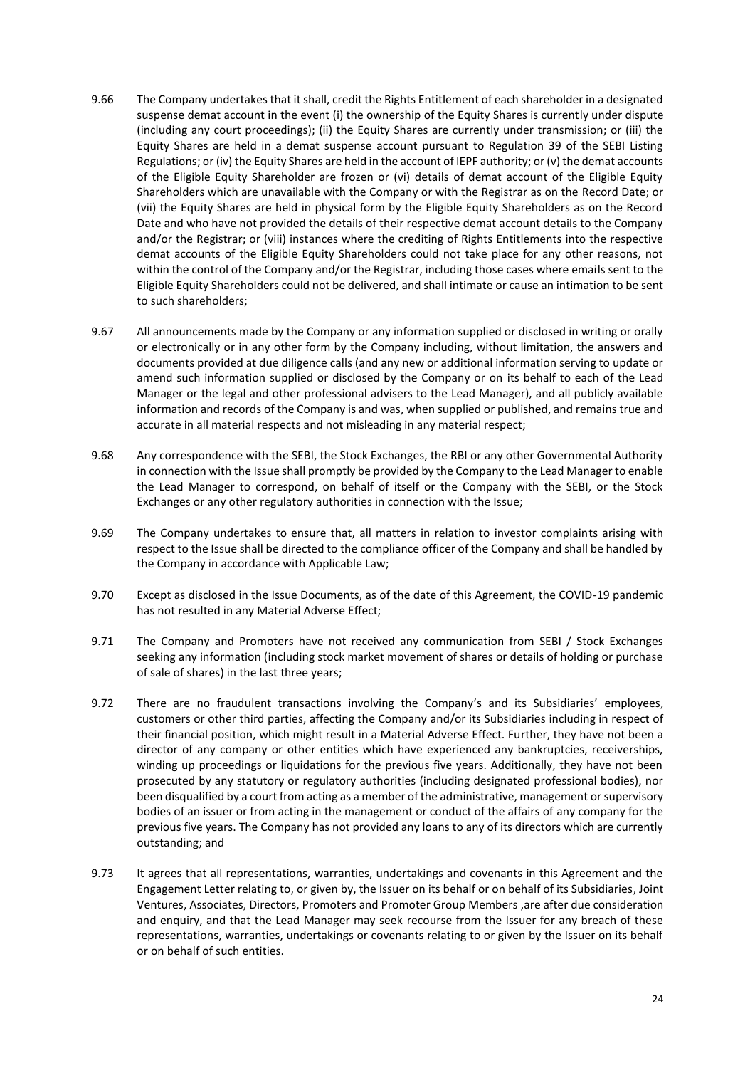9.66 The Company undertakes that it shall, credit the Rights Entitlement of each shareholder in a designated suspense demat account in the event (i) the ownership of the Equity Shares is currently under dispute (including any court proceedings); (ii) the Equity Shares are currently under transmission; or (iii) the Equity Shares are held in a demat suspense account pursuant to Regulation 39 of the SEBI Listing Regulations; or (iv) the Equity Shares are held in the account of IEPF authority; or (v) the demat accounts of the Eligible Equity Shareholder are frozen or (vi) details of demat account of the Eligible Equity Shareholders which are unavailable with the Company or with the Registrar as on the Record Date; or (vii) the Equity Shares are held in physical form by the Eligible Equity Shareholders as on the Record Date and who have not provided the details of their respective demat account details to the Company and/or the Registrar; or (viii) instances where the crediting of Rights Entitlements into the respective demat accounts of the Eligible Equity Shareholders could not take place for any other reasons, not within the control of the Company and/or the Registrar, including those cases where emails sent to the Eligible Equity Shareholders could not be delivered, and shall intimate or cause an intimation to be sent to such shareholders;

9.67 All announcements made by the Company or any information supplied or disclosed in writing or orally or electronically or in any other form by the Company including, without limitation, the answers and documents provided at due diligence calls (and any new or additional information serving to update or amend such information supplied or disclosed by the Company or on its behalf to each of the Lead Manager or the legal and other professional advisers to the Lead Manager), and all publicly available information and records of the Company is and was, when supplied or published, and remains true and accurate in all material respects and not misleading in any material respect;

9.68 Any correspondence with the SEBI, the Stock Exchanges, the RBI or any other Governmental Authority in connection with the Issue shall promptly be provided by the Company to the Lead Manager to enable the Lead Manager to correspond, on behalf of itself or the Company with the SEBI, or the Stock Exchanges or any other regulatory authorities in connection with the Issue;

9.69 The Company undertakes to ensure that, all matters in relation to investor complaints arising with respect to the Issue shall be directed to the compliance officer of the Company and shall be handled by the Company in accordance with Applicable Law;

9.70 Except as disclosed in the Issue Documents, as of the date of this Agreement, the COVID-19 pandemic has not resulted in any Material Adverse Effect;

9.71 The Company and Promoters have not received any communication from SEBI / Stock Exchanges seeking any information (including stock market movement of shares or details of holding or purchase of sale of shares) in the last three years;

9.72 There are no fraudulent transactions involving the Company's and its Subsidiaries' employees, customers or other third parties, affecting the Company and/or its Subsidiaries including in respect of their financial position, which might result in a Material Adverse Effect. Further, they have not been a director of any company or other entities which have experienced any bankruptcies, receiverships, winding up proceedings or liquidations for the previous five years. Additionally, they have not been prosecuted by any statutory or regulatory authorities (including designated professional bodies), nor been disqualified by a court from acting as a member of the administrative, management or supervisory bodies of an issuer or from acting in the management or conduct of the affairs of any company for the previous five years. The Company has not provided any loans to any of its directors which are currently outstanding; and

9.73 It agrees that all representations, warranties, undertakings and covenants in this Agreement and the Engagement Letter relating to, or given by, the Issuer on its behalf or on behalf of its Subsidiaries, Joint Ventures, Associates, Directors, Promoters and Promoter Group Members ,are after due consideration and enquiry, and that the Lead Manager may seek recourse from the Issuer for any breach of these representations, warranties, undertakings or covenants relating to or given by the Issuer on its behalf or on behalf of such entities.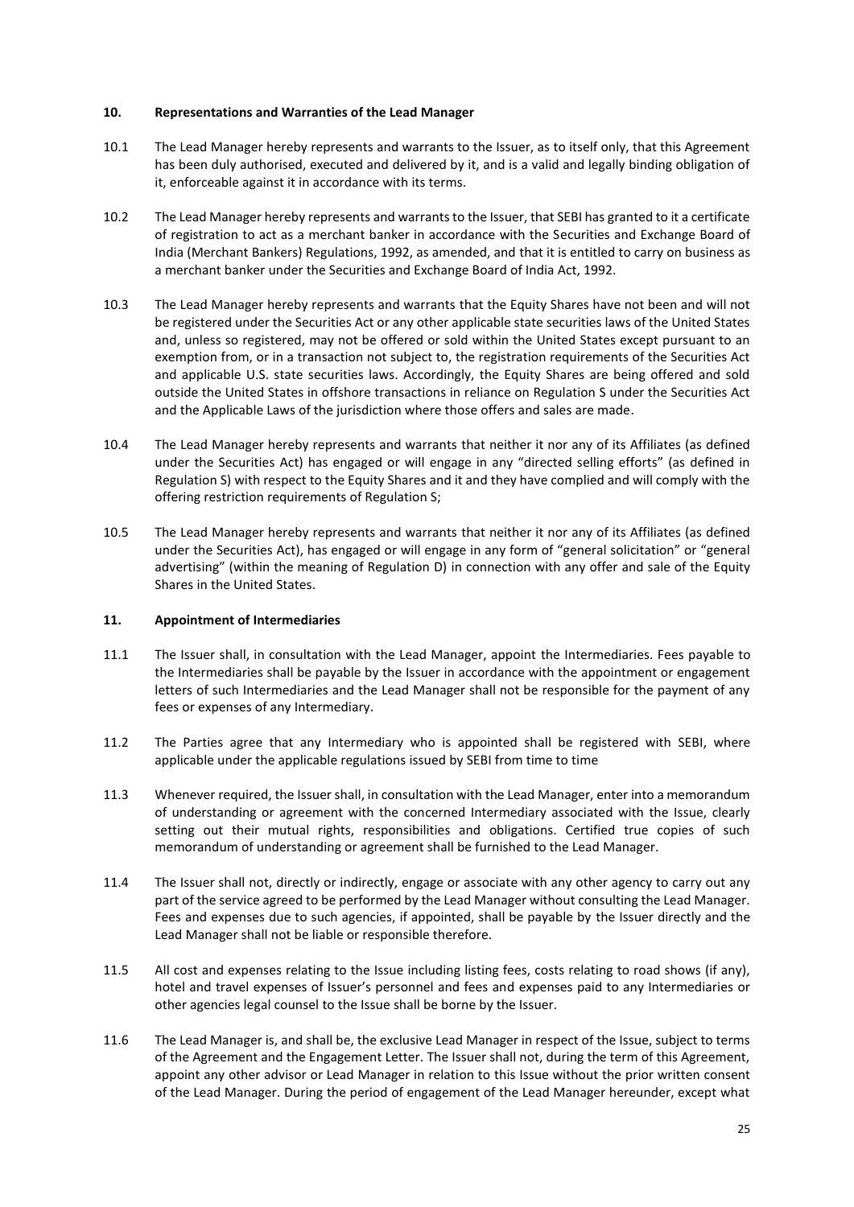### 10. Representations and Warranties of the Lead Manager

10.1 The Lead Manager hereby represents and warrants to the Issuer, as to itself only, that this Agreement has been duly authorised, executed and delivered by it, and is a valid and legally binding obligation of it, enforceable against it in accordance with its terms.

10.2 The Lead Manager hereby represents and warrants to the Issuer, that SEBI has granted to it a certificate of registration to act as a merchant banker in accordance with the Securities and Exchange Board of India (Merchant Bankers) Regulations, 1992, as amended, and that it is entitled to carry on business as a merchant banker under the Securities and Exchange Board of India Act, 1992.

10.3 The Lead Manager hereby represents and warrants that the Equity Shares have not been and will not be registered under the Securities Act or any other applicable state securities laws of the United States and, unless so registered, may not be offered or sold within the United States except pursuant to an exemption from, or in a transaction not subject to, the registration requirements of the Securities Act and applicable U.S. state securities laws. Accordingly, the Equity Shares are being offered and sold outside the United States in offshore transactions in reliance on Regulation S under the Securities Act and the Applicable Laws of the jurisdiction where those offers and sales are made.

10.4 The Lead Manager hereby represents and warrants that neither it nor any of its Affiliates (as defined under the Securities Act) has engaged or will engage in any "directed selling efforts" (as defined in Regulation S) with respect to the Equity Shares and it and they have complied and will comply with the offering restriction requirements of Regulation S;

10.5 The Lead Manager hereby represents and warrants that neither it nor any of its Affiliates (as defined under the Securities Act), has engaged or will engage in any form of "general solicitation" or "general advertising" (within the meaning of Regulation D) in connection with any offer and sale of the Equity Shares in the United States.

### 11. Appointment of Intermediaries

11.1 The Issuer shall, in consultation with the Lead Manager, appoint the Intermediaries. Fees payable to the Intermediaries shall be payable by the Issuer in accordance with the appointment or engagement letters of such Intermediaries and the Lead Manager shall not be responsible for the payment of any fees or expenses of any Intermediary.

11.2 The Parties agree that any Intermediary who is appointed shall be registered with SEBI, where applicable under the applicable regulations issued by SEBI from time to time

11.3 Whenever required, the Issuer shall, in consultation with the Lead Manager, enter into a memorandum of understanding or agreement with the concerned Intermediary associated with the Issue, clearly setting out their mutual rights, responsibilities and obligations. Certified true copies of such memorandum of understanding or agreement shall be furnished to the Lead Manager.

11.4 The Issuer shall not, directly or indirectly, engage or associate with any other agency to carry out any part of the service agreed to be performed by the Lead Manager without consulting the Lead Manager. Fees and expenses due to such agencies, if appointed, shall be payable by the Issuer directly and the Lead Manager shall not be liable or responsible therefore.

11.5 All cost and expenses relating to the Issue including listing fees, costs relating to road shows (if any), hotel and travel expenses of Issuer's personnel and fees and expenses paid to any Intermediaries or other agencies legal counsel to the Issue shall be borne by the Issuer.

11.6 The Lead Manager is, and shall be, the exclusive Lead Manager in respect of the Issue, subject to terms of the Agreement and the Engagement Letter. The Issuer shall not, during the term of this Agreement, appoint any other advisor or Lead Manager in relation to this Issue without the prior written consent of the Lead Manager. During the period of engagement of the Lead Manager hereunder, except what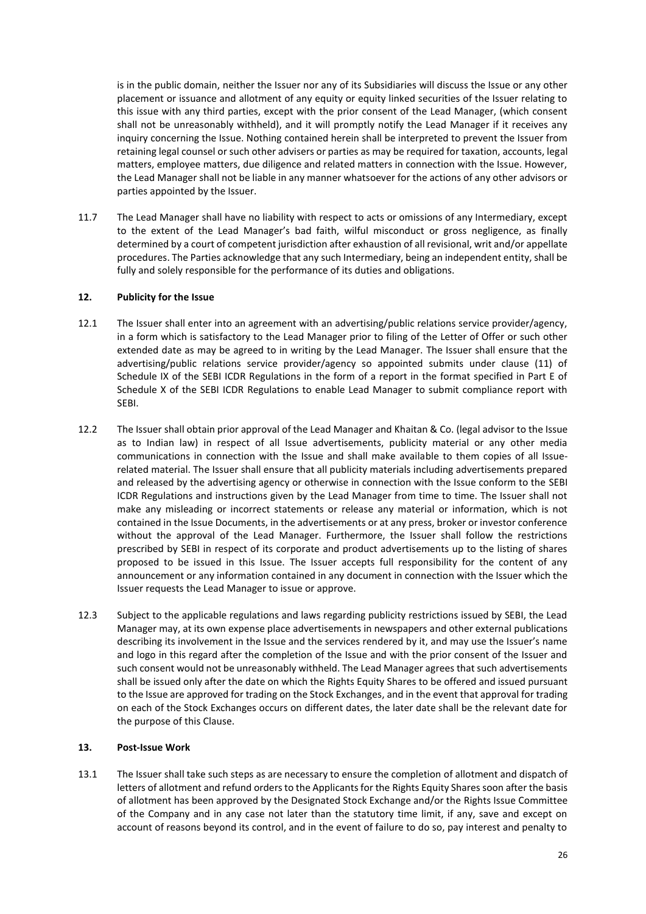is in the public domain, neither the Issuer nor any of its Subsidiaries will discuss the Issue or any other placement or issuance and allotment of any equity or equity linked securities of the Issuer relating to this issue with any third parties, except with the prior consent of the Lead Manager, (which consent shall not be unreasonably withheld), and it will promptly notify the Lead Manager if it receives any inquiry concerning the Issue. Nothing contained herein shall be interpreted to prevent the Issuer from retaining legal counsel or such other advisers or parties as may be required for taxation, accounts, legal matters, employee matters, due diligence and related matters in connection with the Issue. However, the Lead Manager shall not be liable in any manner whatsoever for the actions of any other advisors or parties appointed by the Issuer.

11.7 The Lead Manager shall have no liability with respect to acts or omissions of any Intermediary, except to the extent of the Lead Manager's bad faith, wilful misconduct or gross negligence, as finally determined by a court of competent jurisdiction after exhaustion of all revisional, writ and/or appellate procedures. The Parties acknowledge that any such Intermediary, being an independent entity, shall be fully and solely responsible for the performance of its duties and obligations.

## 12. Publicity for the Issue

12.1 The Issuer shall enter into an agreement with an advertising/public relations service provider/agency, in a form which is satisfactory to the Lead Manager prior to filing of the Letter of Offer or such other extended date as may be agreed to in writing by the Lead Manager. The Issuer shall ensure that the advertising/public relations service provider/agency so appointed submits under clause (11) of Schedule IX of the SEBI ICDR Regulations in the form of a report in the format specified in Part E of Schedule X of the SEBI ICDR Regulations to enable Lead Manager to submit compliance report with SEBI.

12.2 The Issuer shall obtain prior approval of the Lead Manager and Khaitan & Co. (legal advisor to the Issue as to Indian law) in respect of all Issue advertisements, publicity material or any other media communications in connection with the Issue and shall make available to them copies of all Issue-related material. The Issuer shall ensure that all publicity materials including advertisements prepared and released by the advertising agency or otherwise in connection with the Issue conform to the SEBI ICDR Regulations and instructions given by the Lead Manager from time to time. The Issuer shall not make any misleading or incorrect statements or release any material or information, which is not contained in the Issue Documents, in the advertisements or at any press, broker or investor conference without the approval of the Lead Manager. Furthermore, the Issuer shall follow the restrictions prescribed by SEBI in respect of its corporate and product advertisements up to the listing of shares proposed to be issued in this Issue. The Issuer accepts full responsibility for the content of any announcement or any information contained in any document in connection with the Issuer which the Issuer requests the Lead Manager to issue or approve.

12.3 Subject to the applicable regulations and laws regarding publicity restrictions issued by SEBI, the Lead Manager may, at its own expense place advertisements in newspapers and other external publications describing its involvement in the Issue and the services rendered by it, and may use the Issuer's name and logo in this regard after the completion of the Issue and with the prior consent of the Issuer and such consent would not be unreasonably withheld. The Lead Manager agrees that such advertisements shall be issued only after the date on which the Rights Equity Shares to be offered and issued pursuant to the Issue are approved for trading on the Stock Exchanges, and in the event that approval for trading on each of the Stock Exchanges occurs on different dates, the later date shall be the relevant date for the purpose of this Clause.

## 13. Post-Issue Work

13.1 The Issuer shall take such steps as are necessary to ensure the completion of allotment and dispatch of letters of allotment and refund orders to the Applicants for the Rights Equity Shares soon after the basis of allotment has been approved by the Designated Stock Exchange and/or the Rights Issue Committee of the Company and in any case not later than the statutory time limit, if any, save and except on account of reasons beyond its control, and in the event of failure to do so, pay interest and penalty to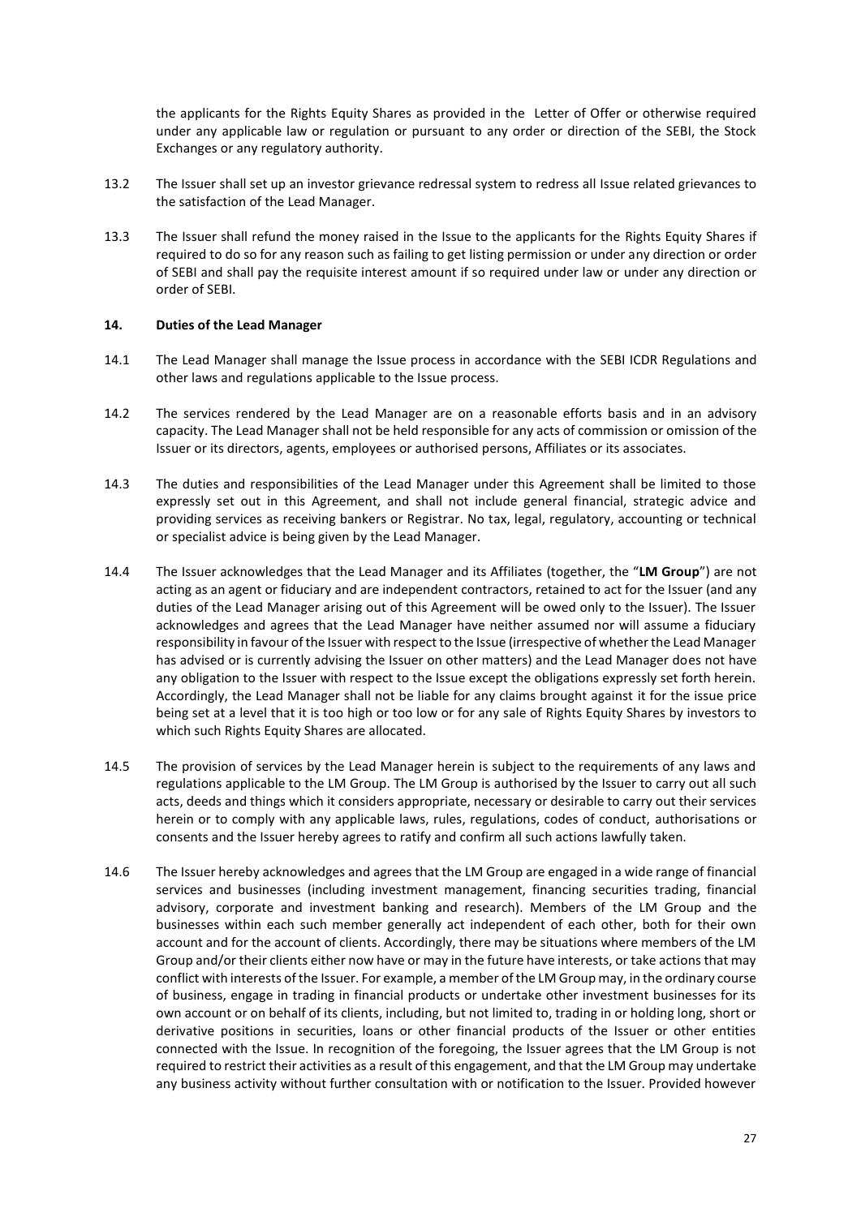the applicants for the Rights Equity Shares as provided in the Letter of Offer or otherwise required under any applicable law or regulation or pursuant to any order or direction of the SEBI, the Stock Exchanges or any regulatory authority.

13.2 The Issuer shall set up an investor grievance redressal system to redress all Issue related grievances to the satisfaction of the Lead Manager.

13.3 The Issuer shall refund the money raised in the Issue to the applicants for the Rights Equity Shares if required to do so for any reason such as failing to get listing permission or under any direction or order of SEBI and shall pay the requisite interest amount if so required under law or under any direction or order of SEBI.

**14. Duties of the Lead Manager**

14.1 The Lead Manager shall manage the Issue process in accordance with the SEBI ICDR Regulations and other laws and regulations applicable to the Issue process.

14.2 The services rendered by the Lead Manager are on a reasonable efforts basis and in an advisory capacity. The Lead Manager shall not be held responsible for any acts of commission or omission of the Issuer or its directors, agents, employees or authorised persons, Affiliates or its associates.

14.3 The duties and responsibilities of the Lead Manager under this Agreement shall be limited to those expressly set out in this Agreement, and shall not include general financial, strategic advice and providing services as receiving bankers or Registrar. No tax, legal, regulatory, accounting or technical or specialist advice is being given by the Lead Manager.

14.4 The Issuer acknowledges that the Lead Manager and its Affiliates (together, the "**LM Group**") are not acting as an agent or fiduciary and are independent contractors, retained to act for the Issuer (and any duties of the Lead Manager arising out of this Agreement will be owed only to the Issuer). The Issuer acknowledges and agrees that the Lead Manager have neither assumed nor will assume a fiduciary responsibility in favour of the Issuer with respect to the Issue (irrespective of whether the Lead Manager has advised or is currently advising the Issuer on other matters) and the Lead Manager does not have any obligation to the Issuer with respect to the Issue except the obligations expressly set forth herein. Accordingly, the Lead Manager shall not be liable for any claims brought against it for the issue price being set at a level that it is too high or too low or for any sale of Rights Equity Shares by investors to which such Rights Equity Shares are allocated.

14.5 The provision of services by the Lead Manager herein is subject to the requirements of any laws and regulations applicable to the LM Group. The LM Group is authorised by the Issuer to carry out all such acts, deeds and things which it considers appropriate, necessary or desirable to carry out their services herein or to comply with any applicable laws, rules, regulations, codes of conduct, authorisations or consents and the Issuer hereby agrees to ratify and confirm all such actions lawfully taken.

14.6 The Issuer hereby acknowledges and agrees that the LM Group are engaged in a wide range of financial services and businesses (including investment management, financing securities trading, financial advisory, corporate and investment banking and research). Members of the LM Group and the businesses within each such member generally act independent of each other, both for their own account and for the account of clients. Accordingly, there may be situations where members of the LM Group and/or their clients either now have or may in the future have interests, or take actions that may conflict with interests of the Issuer. For example, a member of the LM Group may, in the ordinary course of business, engage in trading in financial products or undertake other investment businesses for its own account or on behalf of its clients, including, but not limited to, trading in or holding long, short or derivative positions in securities, loans or other financial products of the Issuer or other entities connected with the Issue. In recognition of the foregoing, the Issuer agrees that the LM Group is not required to restrict their activities as a result of this engagement, and that the LM Group may undertake any business activity without further consultation with or notification to the Issuer. Provided however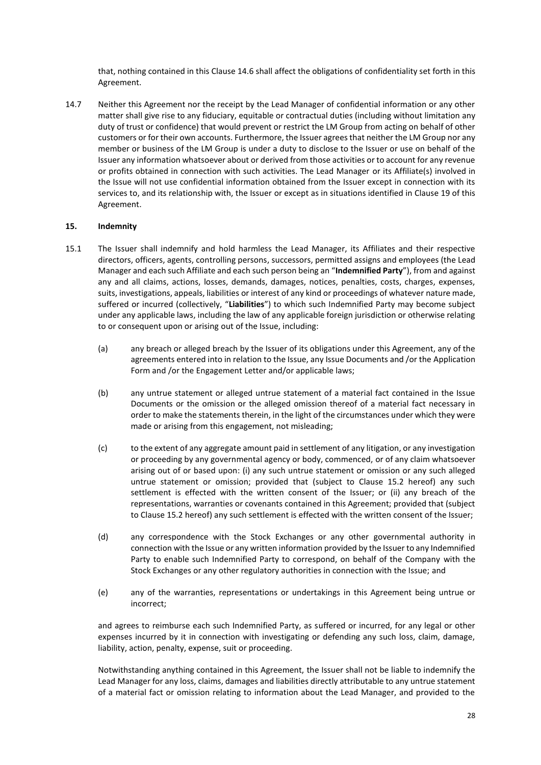that, nothing contained in this Clause 14.6 shall affect the obligations of confidentiality set forth in this Agreement.

14.7 Neither this Agreement nor the receipt by the Lead Manager of confidential information or any other matter shall give rise to any fiduciary, equitable or contractual duties (including without limitation any duty of trust or confidence) that would prevent or restrict the LM Group from acting on behalf of other customers or for their own accounts. Furthermore, the Issuer agrees that neither the LM Group nor any member or business of the LM Group is under a duty to disclose to the Issuer or use on behalf of the Issuer any information whatsoever about or derived from those activities or to account for any revenue or profits obtained in connection with such activities. The Lead Manager or its Affiliate(s) involved in the Issue will not use confidential information obtained from the Issuer except in connection with its services to, and its relationship with, the Issuer or except as in situations identified in Clause 19 of this Agreement.

**15. Indemnity**

15.1 The Issuer shall indemnify and hold harmless the Lead Manager, its Affiliates and their respective directors, officers, agents, controlling persons, successors, permitted assigns and employees (the Lead Manager and each such Affiliate and each such person being an "**Indemnified Party**"), from and against any and all claims, actions, losses, demands, damages, notices, penalties, costs, charges, expenses, suits, investigations, appeals, liabilities or interest of any kind or proceedings of whatever nature made, suffered or incurred (collectively, "**Liabilities**") to which such Indemnified Party may become subject under any applicable laws, including the law of any applicable foreign jurisdiction or otherwise relating to or consequent upon or arising out of the Issue, including:

(a) any breach or alleged breach by the Issuer of its obligations under this Agreement, any of the agreements entered into in relation to the Issue, any Issue Documents and /or the Application Form and /or the Engagement Letter and/or applicable laws;

(b) any untrue statement or alleged untrue statement of a material fact contained in the Issue Documents or the omission or the alleged omission thereof of a material fact necessary in order to make the statements therein, in the light of the circumstances under which they were made or arising from this engagement, not misleading;

(c) to the extent of any aggregate amount paid in settlement of any litigation, or any investigation or proceeding by any governmental agency or body, commenced, or of any claim whatsoever arising out of or based upon: (i) any such untrue statement or omission or any such alleged untrue statement or omission; provided that (subject to Clause 15.2 hereof) any such settlement is effected with the written consent of the Issuer; or (ii) any breach of the representations, warranties or covenants contained in this Agreement; provided that (subject to Clause 15.2 hereof) any such settlement is effected with the written consent of the Issuer;

(d) any correspondence with the Stock Exchanges or any other governmental authority in connection with the Issue or any written information provided by the Issuer to any Indemnified Party to enable such Indemnified Party to correspond, on behalf of the Company with the Stock Exchanges or any other regulatory authorities in connection with the Issue; and

(e) any of the warranties, representations or undertakings in this Agreement being untrue or incorrect;

and agrees to reimburse each such Indemnified Party, as suffered or incurred, for any legal or other expenses incurred by it in connection with investigating or defending any such loss, claim, damage, liability, action, penalty, expense, suit or proceeding.

Notwithstanding anything contained in this Agreement, the Issuer shall not be liable to indemnify the Lead Manager for any loss, claims, damages and liabilities directly attributable to any untrue statement of a material fact or omission relating to information about the Lead Manager, and provided to the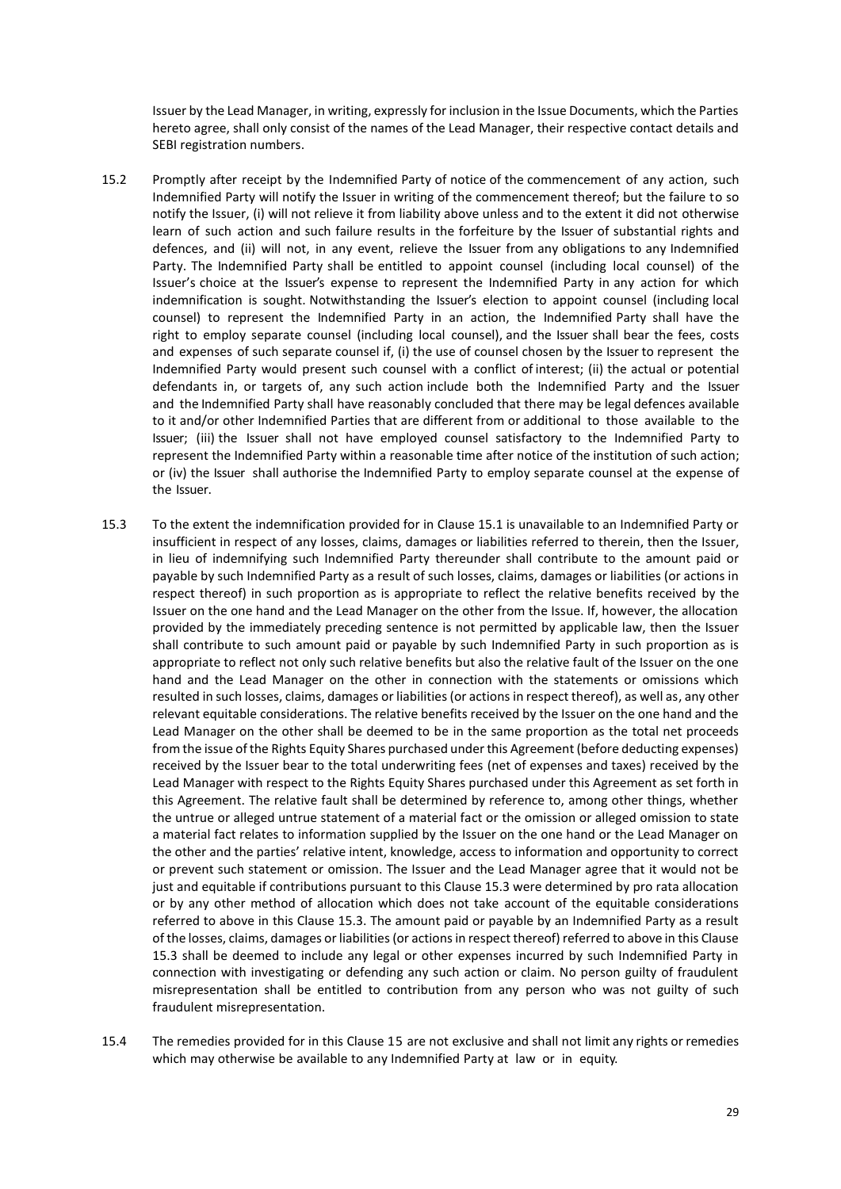Issuer by the Lead Manager, in writing, expressly for inclusion in the Issue Documents, which the Parties hereto agree, shall only consist of the names of the Lead Manager, their respective contact details and SEBI registration numbers.

15.2 Promptly after receipt by the Indemnified Party of notice of the commencement of any action, such Indemnified Party will notify the Issuer in writing of the commencement thereof; but the failure to so notify the Issuer, (i) will not relieve it from liability above unless and to the extent it did not otherwise learn of such action and such failure results in the forfeiture by the Issuer of substantial rights and defences, and (ii) will not, in any event, relieve the Issuer from any obligations to any Indemnified Party. The Indemnified Party shall be entitled to appoint counsel (including local counsel) of the Issuer's choice at the Issuer's expense to represent the Indemnified Party in any action for which indemnification is sought. Notwithstanding the Issuer's election to appoint counsel (including local counsel) to represent the Indemnified Party in an action, the Indemnified Party shall have the right to employ separate counsel (including local counsel), and the Issuer shall bear the fees, costs and expenses of such separate counsel if, (i) the use of counsel chosen by the Issuer to represent the Indemnified Party would present such counsel with a conflict of interest; (ii) the actual or potential defendants in, or targets of, any such action include both the Indemnified Party and the Issuer and the Indemnified Party shall have reasonably concluded that there may be legal defences available to it and/or other Indemnified Parties that are different from or additional to those available to the Issuer; (iii) the Issuer shall not have employed counsel satisfactory to the Indemnified Party to represent the Indemnified Party within a reasonable time after notice of the institution of such action; or (iv) the Issuer shall authorise the Indemnified Party to employ separate counsel at the expense of the Issuer.

15.3 To the extent the indemnification provided for in Clause 15.1 is unavailable to an Indemnified Party or insufficient in respect of any losses, claims, damages or liabilities referred to therein, then the Issuer, in lieu of indemnifying such Indemnified Party thereunder shall contribute to the amount paid or payable by such Indemnified Party as a result of such losses, claims, damages or liabilities (or actions in respect thereof) in such proportion as is appropriate to reflect the relative benefits received by the Issuer on the one hand and the Lead Manager on the other from the Issue. If, however, the allocation provided by the immediately preceding sentence is not permitted by applicable law, then the Issuer shall contribute to such amount paid or payable by such Indemnified Party in such proportion as is appropriate to reflect not only such relative benefits but also the relative fault of the Issuer on the one hand and the Lead Manager on the other in connection with the statements or omissions which resulted in such losses, claims, damages or liabilities (or actions in respect thereof), as well as, any other relevant equitable considerations. The relative benefits received by the Issuer on the one hand and the Lead Manager on the other shall be deemed to be in the same proportion as the total net proceeds from the issue of the Rights Equity Shares purchased under this Agreement (before deducting expenses) received by the Issuer bear to the total underwriting fees (net of expenses and taxes) received by the Lead Manager with respect to the Rights Equity Shares purchased under this Agreement as set forth in this Agreement. The relative fault shall be determined by reference to, among other things, whether the untrue or alleged untrue statement of a material fact or the omission or alleged omission to state a material fact relates to information supplied by the Issuer on the one hand or the Lead Manager on the other and the parties' relative intent, knowledge, access to information and opportunity to correct or prevent such statement or omission. The Issuer and the Lead Manager agree that it would not be just and equitable if contributions pursuant to this Clause 15.3 were determined by pro rata allocation or by any other method of allocation which does not take account of the equitable considerations referred to above in this Clause 15.3. The amount paid or payable by an Indemnified Party as a result of the losses, claims, damages or liabilities (or actions in respect thereof) referred to above in this Clause 15.3 shall be deemed to include any legal or other expenses incurred by such Indemnified Party in connection with investigating or defending any such action or claim. No person guilty of fraudulent misrepresentation shall be entitled to contribution from any person who was not guilty of such fraudulent misrepresentation.

15.4 The remedies provided for in this Clause 15 are not exclusive and shall not limit any rights or remedies which may otherwise be available to any Indemnified Party at law or in equity.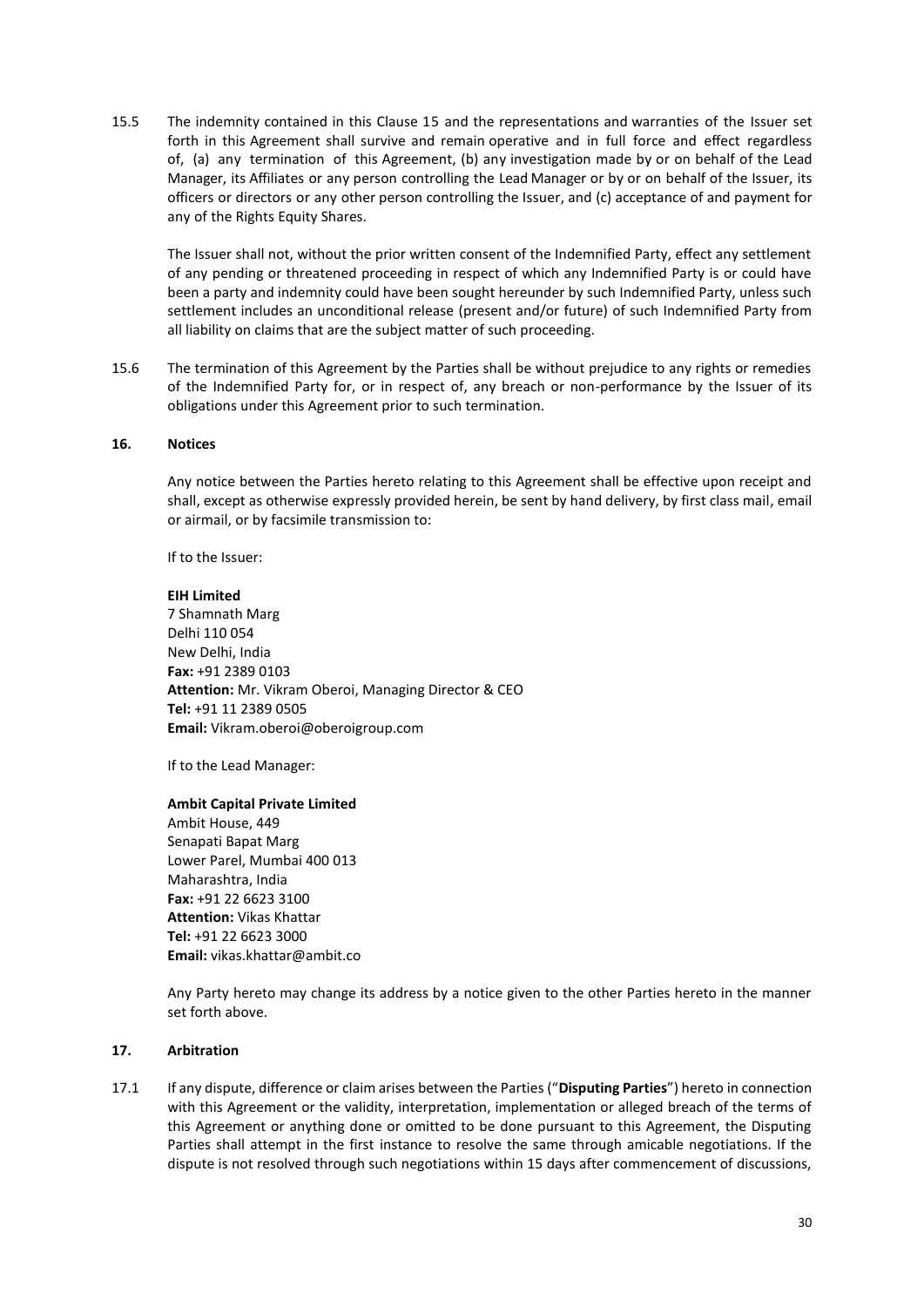15.5 The indemnity contained in this Clause 15 and the representations and warranties of the Issuer set forth in this Agreement shall survive and remain operative and in full force and effect regardless of, (a) any termination of this Agreement, (b) any investigation made by or on behalf of the Lead Manager, its Affiliates or any person controlling the Lead Manager or by or on behalf of the Issuer, its officers or directors or any other person controlling the Issuer, and (c) acceptance of and payment for any of the Rights Equity Shares.

The Issuer shall not, without the prior written consent of the Indemnified Party, effect any settlement of any pending or threatened proceeding in respect of which any Indemnified Party is or could have been a party and indemnity could have been sought hereunder by such Indemnified Party, unless such settlement includes an unconditional release (present and/or future) of such Indemnified Party from all liability on claims that are the subject matter of such proceeding.

15.6 The termination of this Agreement by the Parties shall be without prejudice to any rights or remedies of the Indemnified Party for, or in respect of, any breach or non-performance by the Issuer of its obligations under this Agreement prior to such termination.

## 16. Notices

Any notice between the Parties hereto relating to this Agreement shall be effective upon receipt and shall, except as otherwise expressly provided herein, be sent by hand delivery, by first class mail, email or airmail, or by facsimile transmission to:

If to the Issuer:

**EIH Limited**
7 Shamnath Marg
Delhi 110 054
New Delhi, India
**Fax:** +91 2389 0103
**Attention:** Mr. Vikram Oberoi, Managing Director & CEO
**Tel:** +91 11 2389 0505
**Email:** Vikram.oberoi@oberoigroup.com

If to the Lead Manager:

**Ambit Capital Private Limited**
Ambit House, 449
Senapati Bapat Marg
Lower Parel, Mumbai 400 013
Maharashtra, India
**Fax:** +91 22 6623 3100
**Attention:** Vikas Khattar
**Tel:** +91 22 6623 3000
**Email:** vikas.khattar@ambit.co

Any Party hereto may change its address by a notice given to the other Parties hereto in the manner set forth above.

## 17. Arbitration

17.1 If any dispute, difference or claim arises between the Parties ("**Disputing Parties**") hereto in connection with this Agreement or the validity, interpretation, implementation or alleged breach of the terms of this Agreement or anything done or omitted to be done pursuant to this Agreement, the Disputing Parties shall attempt in the first instance to resolve the same through amicable negotiations. If the dispute is not resolved through such negotiations within 15 days after commencement of discussions,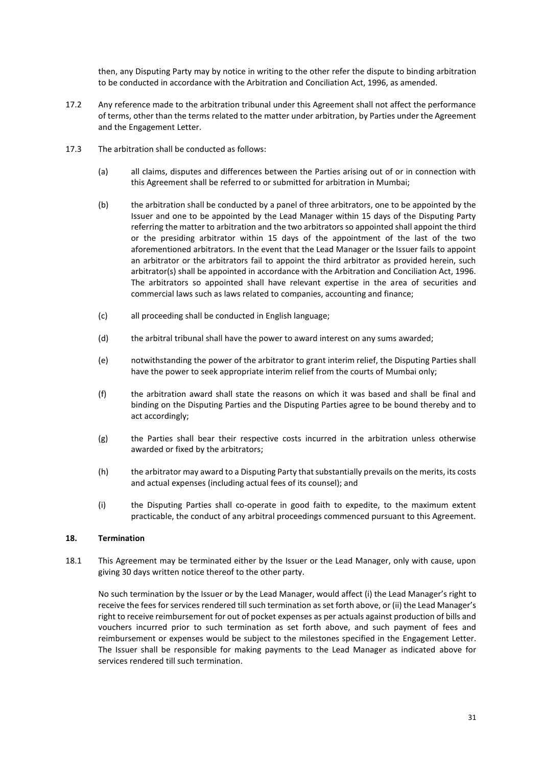then, any Disputing Party may by notice in writing to the other refer the dispute to binding arbitration to be conducted in accordance with the Arbitration and Conciliation Act, 1996, as amended.

17.2 Any reference made to the arbitration tribunal under this Agreement shall not affect the performance of terms, other than the terms related to the matter under arbitration, by Parties under the Agreement and the Engagement Letter.

17.3 The arbitration shall be conducted as follows:

(a) all claims, disputes and differences between the Parties arising out of or in connection with this Agreement shall be referred to or submitted for arbitration in Mumbai;

(b) the arbitration shall be conducted by a panel of three arbitrators, one to be appointed by the Issuer and one to be appointed by the Lead Manager within 15 days of the Disputing Party referring the matter to arbitration and the two arbitrators so appointed shall appoint the third or the presiding arbitrator within 15 days of the appointment of the last of the two aforementioned arbitrators. In the event that the Lead Manager or the Issuer fails to appoint an arbitrator or the arbitrators fail to appoint the third arbitrator as provided herein, such arbitrator(s) shall be appointed in accordance with the Arbitration and Conciliation Act, 1996. The arbitrators so appointed shall have relevant expertise in the area of securities and commercial laws such as laws related to companies, accounting and finance;

(c) all proceeding shall be conducted in English language;

(d) the arbitral tribunal shall have the power to award interest on any sums awarded;

(e) notwithstanding the power of the arbitrator to grant interim relief, the Disputing Parties shall have the power to seek appropriate interim relief from the courts of Mumbai only;

(f) the arbitration award shall state the reasons on which it was based and shall be final and binding on the Disputing Parties and the Disputing Parties agree to be bound thereby and to act accordingly;

(g) the Parties shall bear their respective costs incurred in the arbitration unless otherwise awarded or fixed by the arbitrators;

(h) the arbitrator may award to a Disputing Party that substantially prevails on the merits, its costs and actual expenses (including actual fees of its counsel); and

(i) the Disputing Parties shall co-operate in good faith to expedite, to the maximum extent practicable, the conduct of any arbitral proceedings commenced pursuant to this Agreement.

## 18. Termination

18.1 This Agreement may be terminated either by the Issuer or the Lead Manager, only with cause, upon giving 30 days written notice thereof to the other party.

No such termination by the Issuer or by the Lead Manager, would affect (i) the Lead Manager's right to receive the fees for services rendered till such termination as set forth above, or (ii) the Lead Manager's right to receive reimbursement for out of pocket expenses as per actuals against production of bills and vouchers incurred prior to such termination as set forth above, and such payment of fees and reimbursement or expenses would be subject to the milestones specified in the Engagement Letter. The Issuer shall be responsible for making payments to the Lead Manager as indicated above for services rendered till such termination.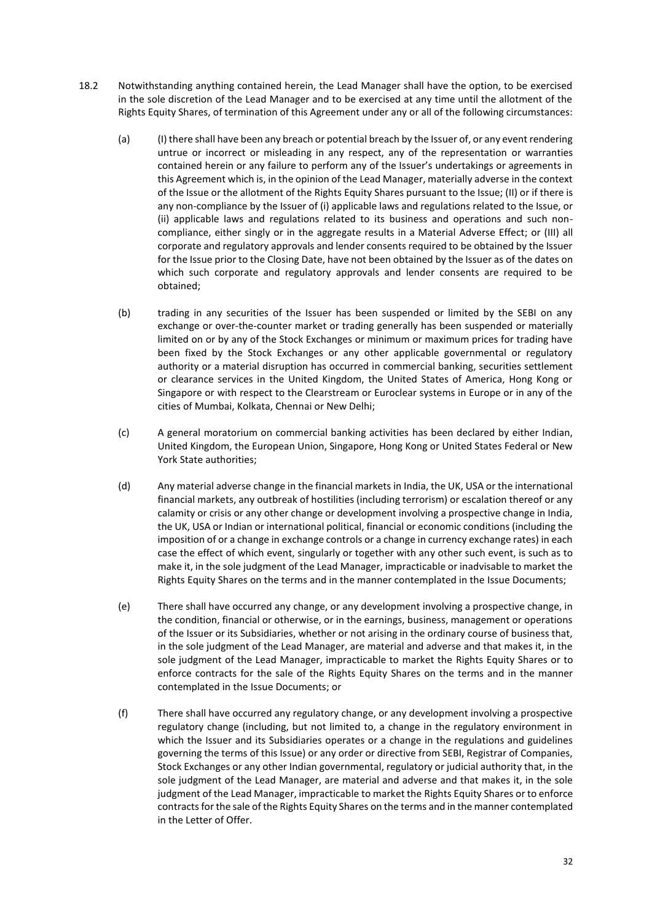18.2 Notwithstanding anything contained herein, the Lead Manager shall have the option, to be exercised in the sole discretion of the Lead Manager and to be exercised at any time until the allotment of the Rights Equity Shares, of termination of this Agreement under any or all of the following circumstances:

(a) (I) there shall have been any breach or potential breach by the Issuer of, or any event rendering untrue or incorrect or misleading in any respect, any of the representation or warranties contained herein or any failure to perform any of the Issuer's undertakings or agreements in this Agreement which is, in the opinion of the Lead Manager, materially adverse in the context of the Issue or the allotment of the Rights Equity Shares pursuant to the Issue; (II) or if there is any non-compliance by the Issuer of (i) applicable laws and regulations related to the Issue, or (ii) applicable laws and regulations related to its business and operations and such non-compliance, either singly or in the aggregate results in a Material Adverse Effect; or (III) all corporate and regulatory approvals and lender consents required to be obtained by the Issuer for the Issue prior to the Closing Date, have not been obtained by the Issuer as of the dates on which such corporate and regulatory approvals and lender consents are required to be obtained;

(b) trading in any securities of the Issuer has been suspended or limited by the SEBI on any exchange or over-the-counter market or trading generally has been suspended or materially limited on or by any of the Stock Exchanges or minimum or maximum prices for trading have been fixed by the Stock Exchanges or any other applicable governmental or regulatory authority or a material disruption has occurred in commercial banking, securities settlement or clearance services in the United Kingdom, the United States of America, Hong Kong or Singapore or with respect to the Clearstream or Euroclear systems in Europe or in any of the cities of Mumbai, Kolkata, Chennai or New Delhi;

(c) A general moratorium on commercial banking activities has been declared by either Indian, United Kingdom, the European Union, Singapore, Hong Kong or United States Federal or New York State authorities;

(d) Any material adverse change in the financial markets in India, the UK, USA or the international financial markets, any outbreak of hostilities (including terrorism) or escalation thereof or any calamity or crisis or any other change or development involving a prospective change in India, the UK, USA or Indian or international political, financial or economic conditions (including the imposition of or a change in exchange controls or a change in currency exchange rates) in each case the effect of which event, singularly or together with any other such event, is such as to make it, in the sole judgment of the Lead Manager, impracticable or inadvisable to market the Rights Equity Shares on the terms and in the manner contemplated in the Issue Documents;

(e) There shall have occurred any change, or any development involving a prospective change, in the condition, financial or otherwise, or in the earnings, business, management or operations of the Issuer or its Subsidiaries, whether or not arising in the ordinary course of business that, in the sole judgment of the Lead Manager, are material and adverse and that makes it, in the sole judgment of the Lead Manager, impracticable to market the Rights Equity Shares or to enforce contracts for the sale of the Rights Equity Shares on the terms and in the manner contemplated in the Issue Documents; or

(f) There shall have occurred any regulatory change, or any development involving a prospective regulatory change (including, but not limited to, a change in the regulatory environment in which the Issuer and its Subsidiaries operates or a change in the regulations and guidelines governing the terms of this Issue) or any order or directive from SEBI, Registrar of Companies, Stock Exchanges or any other Indian governmental, regulatory or judicial authority that, in the sole judgment of the Lead Manager, are material and adverse and that makes it, in the sole judgment of the Lead Manager, impracticable to market the Rights Equity Shares or to enforce contracts for the sale of the Rights Equity Shares on the terms and in the manner contemplated in the Letter of Offer.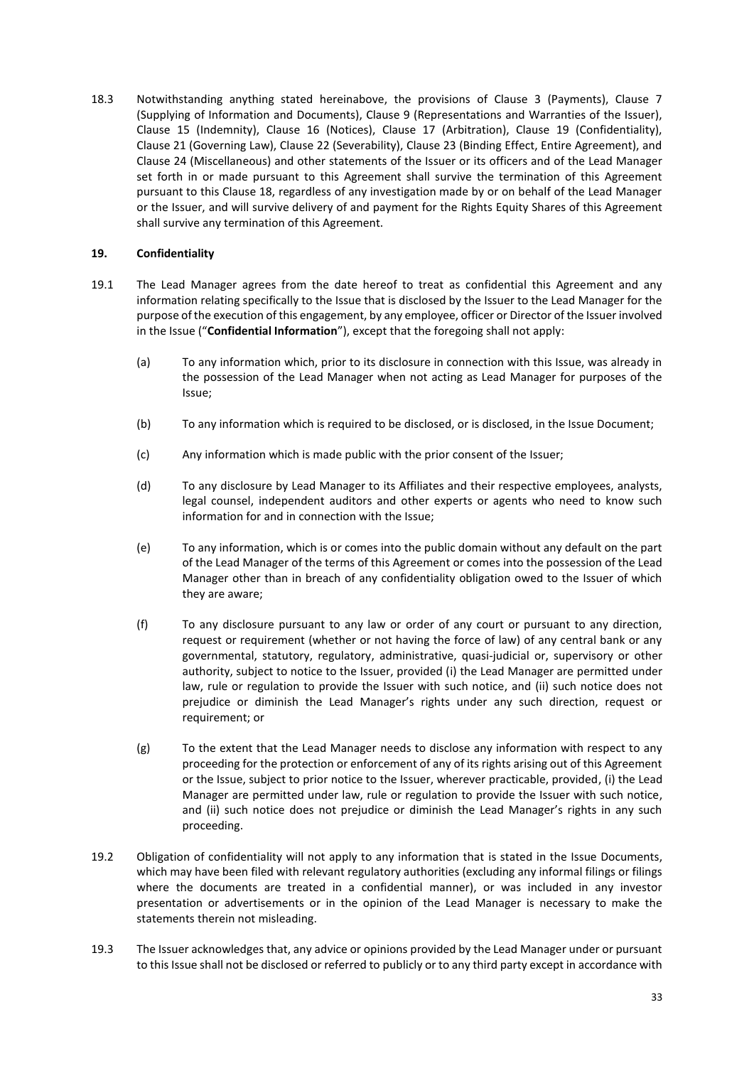18.3 Notwithstanding anything stated hereinabove, the provisions of Clause 3 (Payments), Clause 7 (Supplying of Information and Documents), Clause 9 (Representations and Warranties of the Issuer), Clause 15 (Indemnity), Clause 16 (Notices), Clause 17 (Arbitration), Clause 19 (Confidentiality), Clause 21 (Governing Law), Clause 22 (Severability), Clause 23 (Binding Effect, Entire Agreement), and Clause 24 (Miscellaneous) and other statements of the Issuer or its officers and of the Lead Manager set forth in or made pursuant to this Agreement shall survive the termination of this Agreement pursuant to this Clause 18, regardless of any investigation made by or on behalf of the Lead Manager or the Issuer, and will survive delivery of and payment for the Rights Equity Shares of this Agreement shall survive any termination of this Agreement.

## 19. Confidentiality

19.1 The Lead Manager agrees from the date hereof to treat as confidential this Agreement and any information relating specifically to the Issue that is disclosed by the Issuer to the Lead Manager for the purpose of the execution of this engagement, by any employee, officer or Director of the Issuer involved in the Issue ("**Confidential Information**"), except that the foregoing shall not apply:

(a) To any information which, prior to its disclosure in connection with this Issue, was already in the possession of the Lead Manager when not acting as Lead Manager for purposes of the Issue;

(b) To any information which is required to be disclosed, or is disclosed, in the Issue Document;

(c) Any information which is made public with the prior consent of the Issuer;

(d) To any disclosure by Lead Manager to its Affiliates and their respective employees, analysts, legal counsel, independent auditors and other experts or agents who need to know such information for and in connection with the Issue;

(e) To any information, which is or comes into the public domain without any default on the part of the Lead Manager of the terms of this Agreement or comes into the possession of the Lead Manager other than in breach of any confidentiality obligation owed to the Issuer of which they are aware;

(f) To any disclosure pursuant to any law or order of any court or pursuant to any direction, request or requirement (whether or not having the force of law) of any central bank or any governmental, statutory, regulatory, administrative, quasi-judicial or, supervisory or other authority, subject to notice to the Issuer, provided (i) the Lead Manager are permitted under law, rule or regulation to provide the Issuer with such notice, and (ii) such notice does not prejudice or diminish the Lead Manager's rights under any such direction, request or requirement; or

(g) To the extent that the Lead Manager needs to disclose any information with respect to any proceeding for the protection or enforcement of any of its rights arising out of this Agreement or the Issue, subject to prior notice to the Issuer, wherever practicable, provided, (i) the Lead Manager are permitted under law, rule or regulation to provide the Issuer with such notice, and (ii) such notice does not prejudice or diminish the Lead Manager's rights in any such proceeding.

19.2 Obligation of confidentiality will not apply to any information that is stated in the Issue Documents, which may have been filed with relevant regulatory authorities (excluding any informal filings or filings where the documents are treated in a confidential manner), or was included in any investor presentation or advertisements or in the opinion of the Lead Manager is necessary to make the statements therein not misleading.

19.3 The Issuer acknowledges that, any advice or opinions provided by the Lead Manager under or pursuant to this Issue shall not be disclosed or referred to publicly or to any third party except in accordance with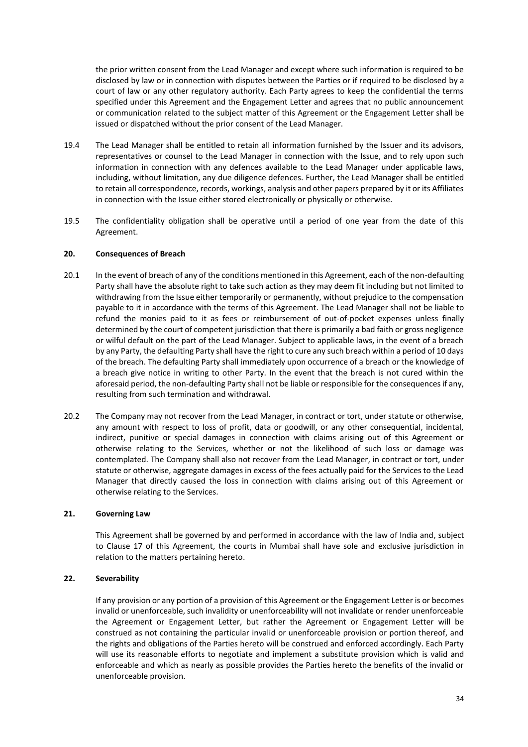the prior written consent from the Lead Manager and except where such information is required to be disclosed by law or in connection with disputes between the Parties or if required to be disclosed by a court of law or any other regulatory authority. Each Party agrees to keep the confidential the terms specified under this Agreement and the Engagement Letter and agrees that no public announcement or communication related to the subject matter of this Agreement or the Engagement Letter shall be issued or dispatched without the prior consent of the Lead Manager.

19.4 The Lead Manager shall be entitled to retain all information furnished by the Issuer and its advisors, representatives or counsel to the Lead Manager in connection with the Issue, and to rely upon such information in connection with any defences available to the Lead Manager under applicable laws, including, without limitation, any due diligence defences. Further, the Lead Manager shall be entitled to retain all correspondence, records, workings, analysis and other papers prepared by it or its Affiliates in connection with the Issue either stored electronically or physically or otherwise.

19.5 The confidentiality obligation shall be operative until a period of one year from the date of this Agreement.

**20. Consequences of Breach**

20.1 In the event of breach of any of the conditions mentioned in this Agreement, each of the non-defaulting Party shall have the absolute right to take such action as they may deem fit including but not limited to withdrawing from the Issue either temporarily or permanently, without prejudice to the compensation payable to it in accordance with the terms of this Agreement. The Lead Manager shall not be liable to refund the monies paid to it as fees or reimbursement of out-of-pocket expenses unless finally determined by the court of competent jurisdiction that there is primarily a bad faith or gross negligence or wilful default on the part of the Lead Manager. Subject to applicable laws, in the event of a breach by any Party, the defaulting Party shall have the right to cure any such breach within a period of 10 days of the breach. The defaulting Party shall immediately upon occurrence of a breach or the knowledge of a breach give notice in writing to other Party. In the event that the breach is not cured within the aforesaid period, the non-defaulting Party shall not be liable or responsible for the consequences if any, resulting from such termination and withdrawal.

20.2 The Company may not recover from the Lead Manager, in contract or tort, under statute or otherwise, any amount with respect to loss of profit, data or goodwill, or any other consequential, incidental, indirect, punitive or special damages in connection with claims arising out of this Agreement or otherwise relating to the Services, whether or not the likelihood of such loss or damage was contemplated. The Company shall also not recover from the Lead Manager, in contract or tort, under statute or otherwise, aggregate damages in excess of the fees actually paid for the Services to the Lead Manager that directly caused the loss in connection with claims arising out of this Agreement or otherwise relating to the Services.

**21. Governing Law**

This Agreement shall be governed by and performed in accordance with the law of India and, subject to Clause 17 of this Agreement, the courts in Mumbai shall have sole and exclusive jurisdiction in relation to the matters pertaining hereto.

**22. Severability**

If any provision or any portion of a provision of this Agreement or the Engagement Letter is or becomes invalid or unenforceable, such invalidity or unenforceability will not invalidate or render unenforceable the Agreement or Engagement Letter, but rather the Agreement or Engagement Letter will be construed as not containing the particular invalid or unenforceable provision or portion thereof, and the rights and obligations of the Parties hereto will be construed and enforced accordingly. Each Party will use its reasonable efforts to negotiate and implement a substitute provision which is valid and enforceable and which as nearly as possible provides the Parties hereto the benefits of the invalid or unenforceable provision.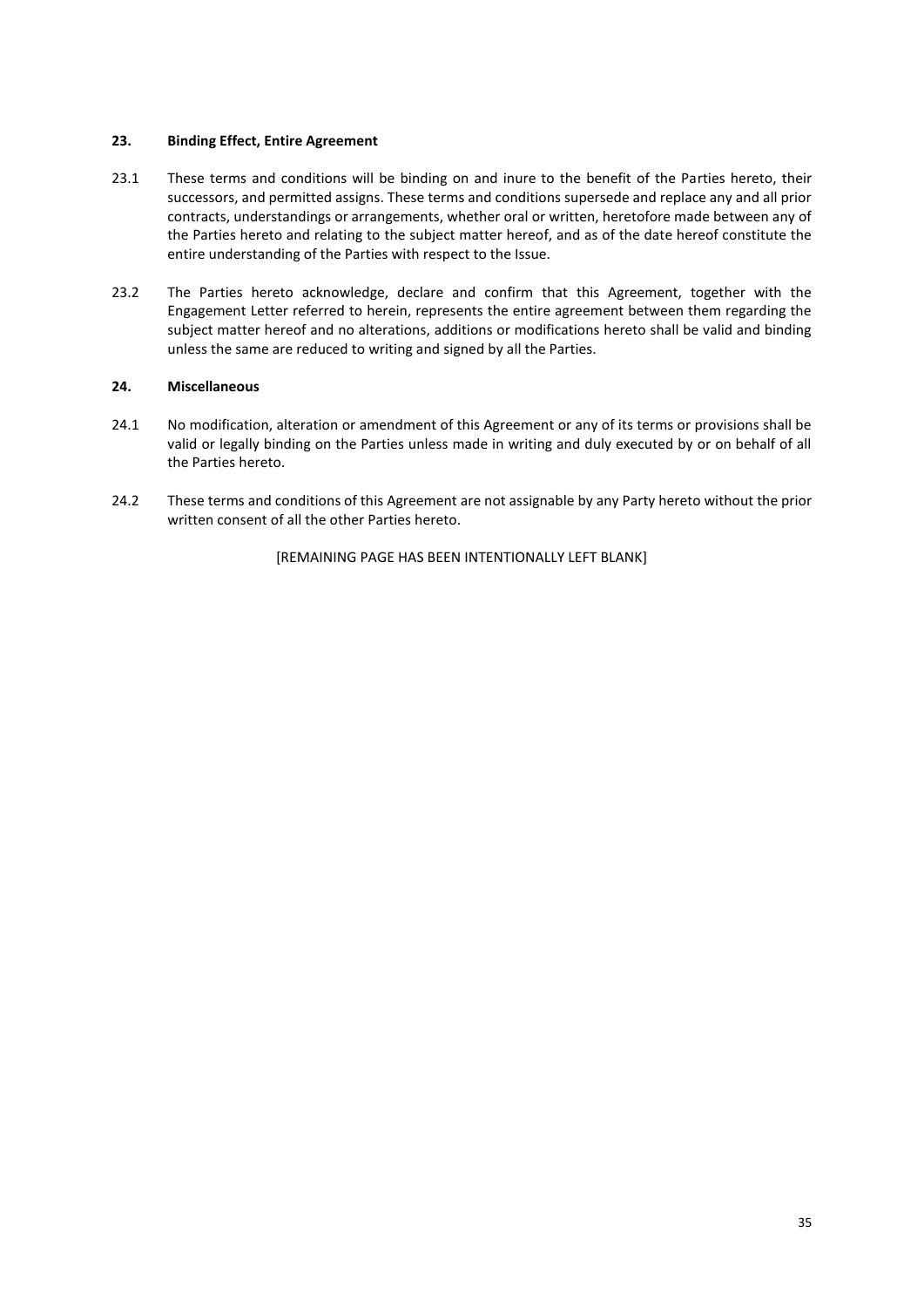## 23. Binding Effect, Entire Agreement

23.1 These terms and conditions will be binding on and inure to the benefit of the Parties hereto, their successors, and permitted assigns. These terms and conditions supersede and replace any and all prior contracts, understandings or arrangements, whether oral or written, heretofore made between any of the Parties hereto and relating to the subject matter hereof, and as of the date hereof constitute the entire understanding of the Parties with respect to the Issue.

23.2 The Parties hereto acknowledge, declare and confirm that this Agreement, together with the Engagement Letter referred to herein, represents the entire agreement between them regarding the subject matter hereof and no alterations, additions or modifications hereto shall be valid and binding unless the same are reduced to writing and signed by all the Parties.

## 24. Miscellaneous

24.1 No modification, alteration or amendment of this Agreement or any of its terms or provisions shall be valid or legally binding on the Parties unless made in writing and duly executed by or on behalf of all the Parties hereto.

24.2 These terms and conditions of this Agreement are not assignable by any Party hereto without the prior written consent of all the other Parties hereto.

[REMAINING PAGE HAS BEEN INTENTIONALLY LEFT BLANK]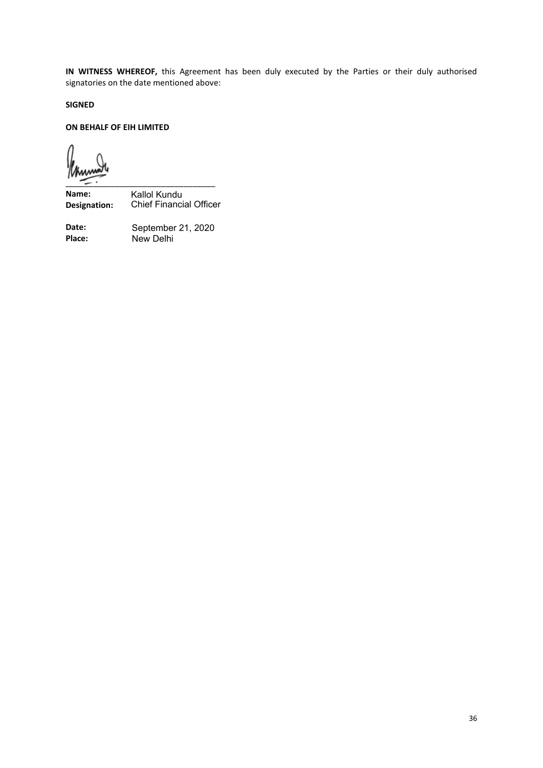**IN WITNESS WHEREOF,** this Agreement has been duly executed by the Parties or their duly authorised signatories on the date mentioned above:

**SIGNED**

**ON BEHALF OF EIH LIMITED**

\_\_\_\_\_\_\_\_\_\_\_\_\_\_\_\_\_\_\_\_\_\_\_\_\_\_\_\_\_\_\_\_

**Name:** Kallol Kundu
**Designation:** Chief Financial Officer

**Date:** September 21, 2020
**Place:** New Delhi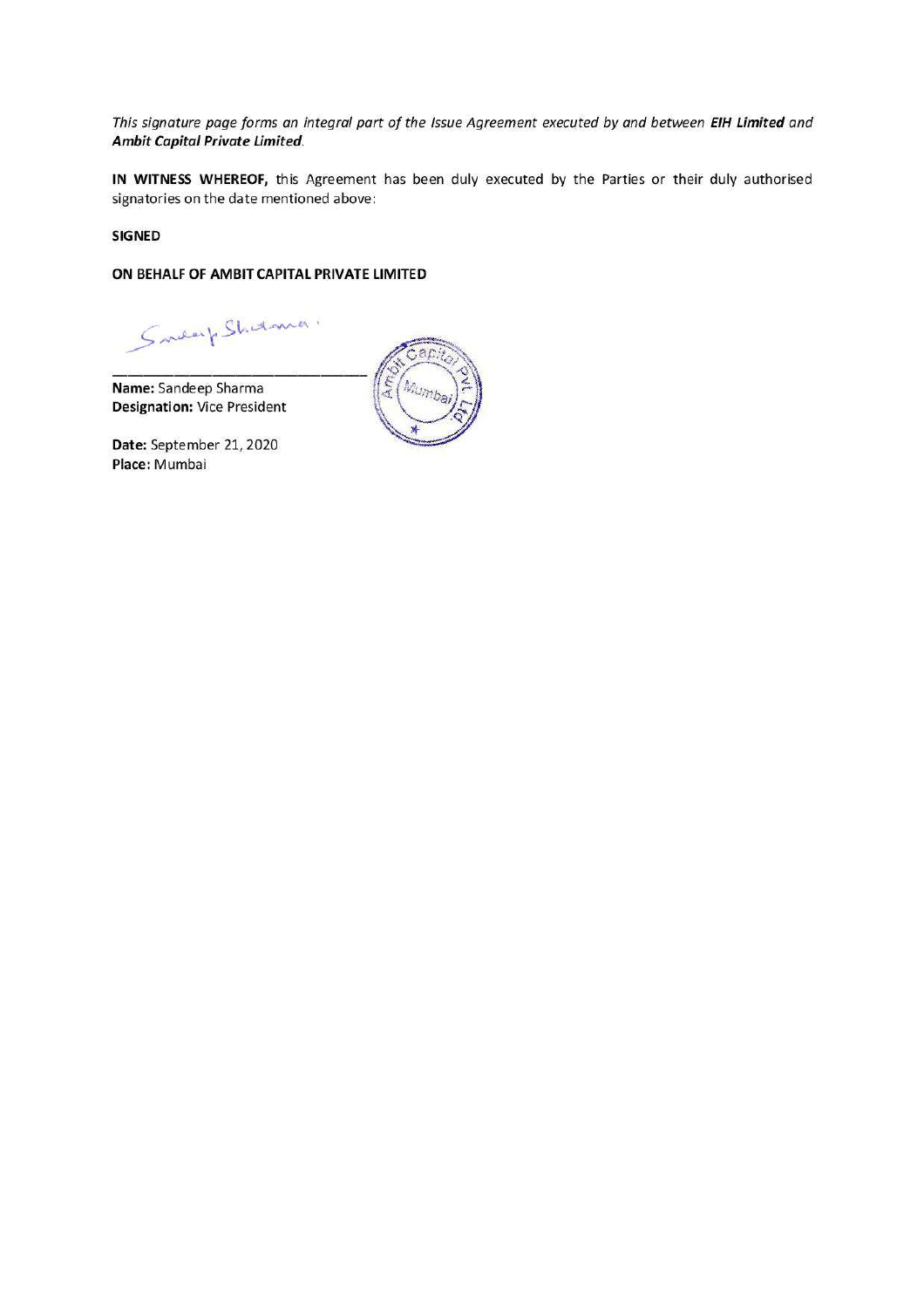*This signature page forms an integral part of the Issue Agreement executed by and between **EIH Limited** and **Ambit Capital Private Limited**.*

**IN WITNESS WHEREOF,** this Agreement has been duly executed by the Parties or their duly authorised signatories on the date mentioned above:

**SIGNED**

**ON BEHALF OF AMBIT CAPITAL PRIVATE LIMITED**

_______________________________

**Name:** Sandeep Sharma
**Designation:** Vice President

**Date:** September 21, 2020
**Place:** Mumbai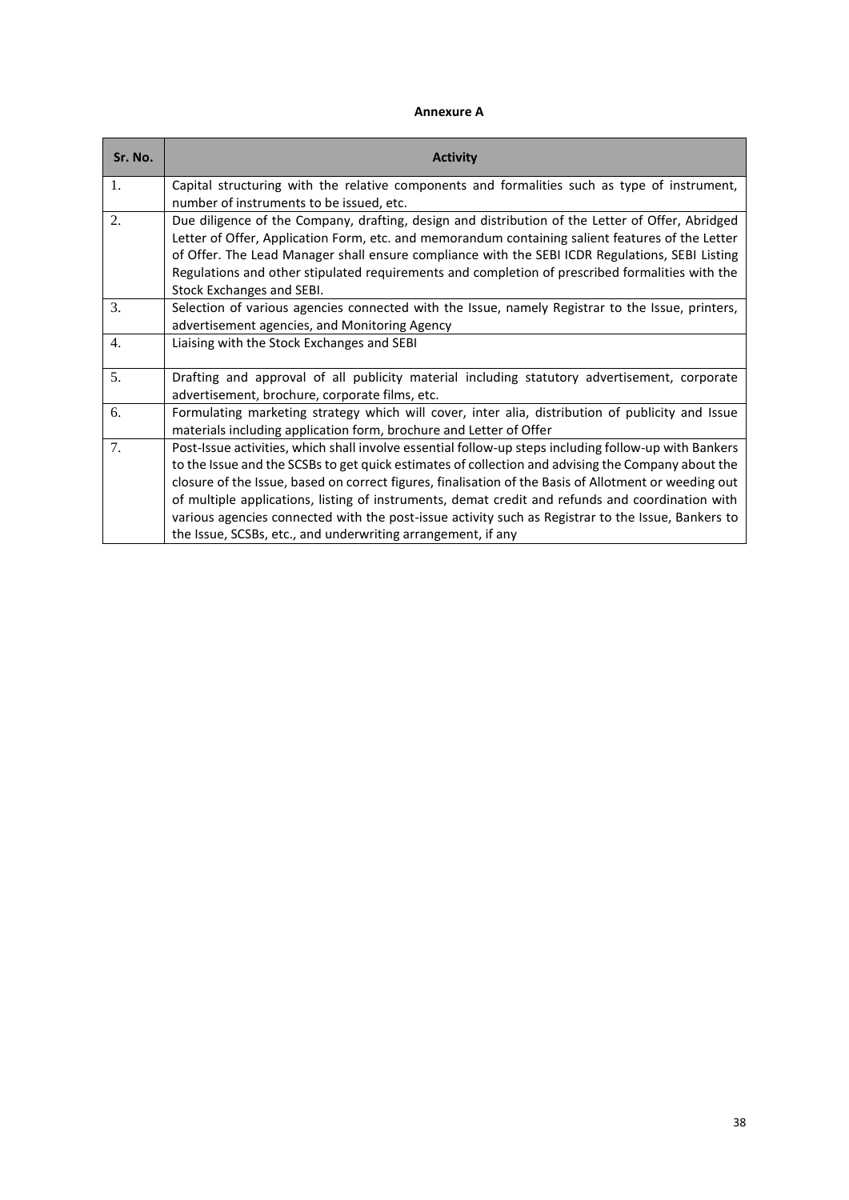**Annexure A**

| Sr. No. | Activity |
|---|---|
| 1. | Capital structuring with the relative components and formalities such as type of instrument, number of instruments to be issued, etc. |
| 2. | Due diligence of the Company, drafting, design and distribution of the Letter of Offer, Abridged Letter of Offer, Application Form, etc. and memorandum containing salient features of the Letter of Offer. The Lead Manager shall ensure compliance with the SEBI ICDR Regulations, SEBI Listing Regulations and other stipulated requirements and completion of prescribed formalities with the Stock Exchanges and SEBI. |
| 3. | Selection of various agencies connected with the Issue, namely Registrar to the Issue, printers, advertisement agencies, and Monitoring Agency |
| 4. | Liaising with the Stock Exchanges and SEBI |
| 5. | Drafting and approval of all publicity material including statutory advertisement, corporate advertisement, brochure, corporate films, etc. |
| 6. | Formulating marketing strategy which will cover, inter alia, distribution of publicity and Issue materials including application form, brochure and Letter of Offer |
| 7. | Post-Issue activities, which shall involve essential follow-up steps including follow-up with Bankers to the Issue and the SCSBs to get quick estimates of collection and advising the Company about the closure of the Issue, based on correct figures, finalisation of the Basis of Allotment or weeding out of multiple applications, listing of instruments, demat credit and refunds and coordination with various agencies connected with the post-issue activity such as Registrar to the Issue, Bankers to the Issue, SCSBs, etc., and underwriting arrangement, if any |